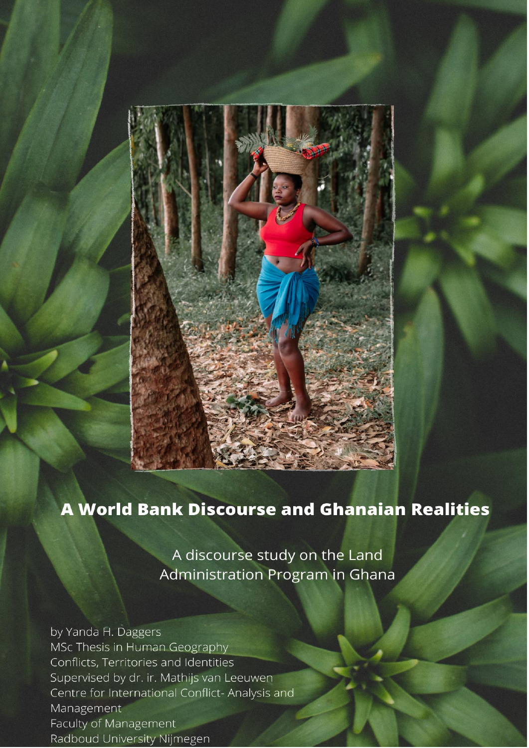# A World Bank Discourse and Ghanaian Realities

A discourse study on the Land Administration Program in Ghana

by Yanda H. Daggers
MSc Thesis in Human Geography
Conflicts, Territories and Identities
Supervised by dr. ir. Mathijs van Leeuwen
Centre for International Conflict- Analysis and Management
Faculty of Management
Radboud University Nijmegen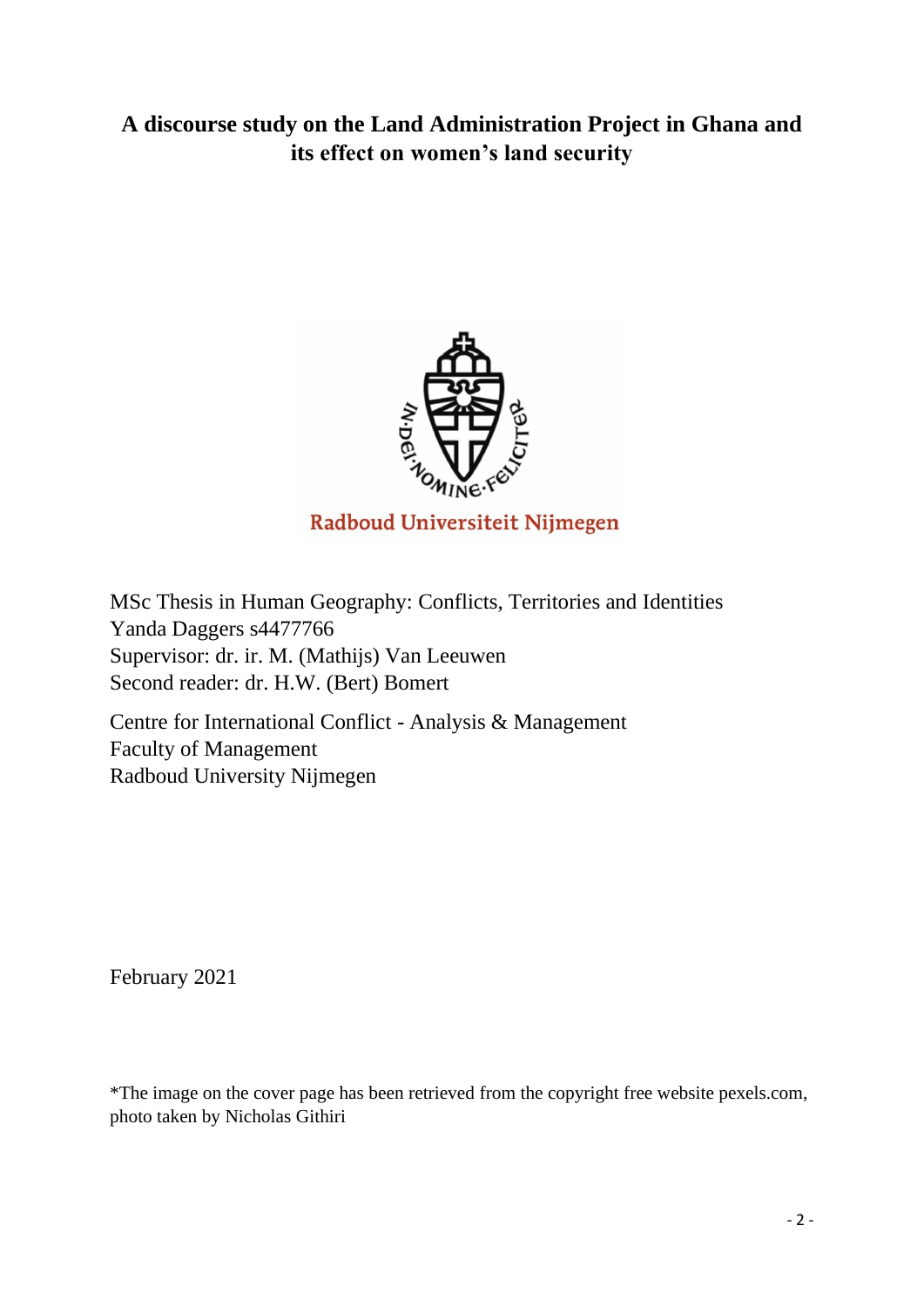# A discourse study on the Land Administration Project in Ghana and its effect on women's land security

MSc Thesis in Human Geography: Conflicts, Territories and Identities
Yanda Daggers s4477766
Supervisor: dr. ir. M. (Mathijs) Van Leeuwen
Second reader: dr. H.W. (Bert) Bomert

Centre for International Conflict - Analysis & Management
Faculty of Management
Radboud University Nijmegen

February 2021

*The image on the cover page has been retrieved from the copyright free website pexels.com, photo taken by Nicholas Githiri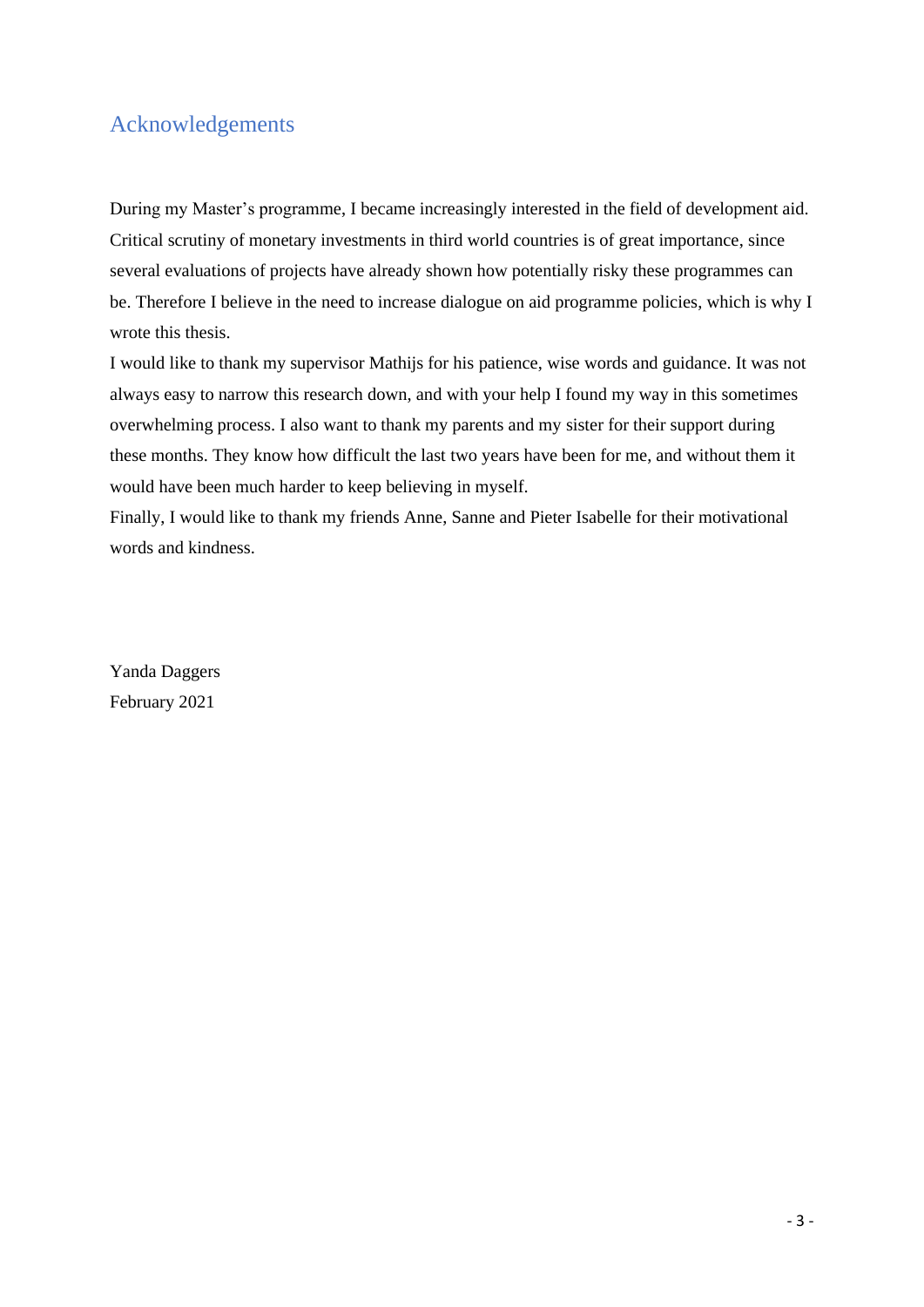## Acknowledgements

During my Master's programme, I became increasingly interested in the field of development aid. Critical scrutiny of monetary investments in third world countries is of great importance, since several evaluations of projects have already shown how potentially risky these programmes can be. Therefore I believe in the need to increase dialogue on aid programme policies, which is why I wrote this thesis.

I would like to thank my supervisor Mathijs for his patience, wise words and guidance. It was not always easy to narrow this research down, and with your help I found my way in this sometimes overwhelming process. I also want to thank my parents and my sister for their support during these months. They know how difficult the last two years have been for me, and without them it would have been much harder to keep believing in myself.

Finally, I would like to thank my friends Anne, Sanne and Pieter Isabelle for their motivational words and kindness.

Yanda Daggers
February 2021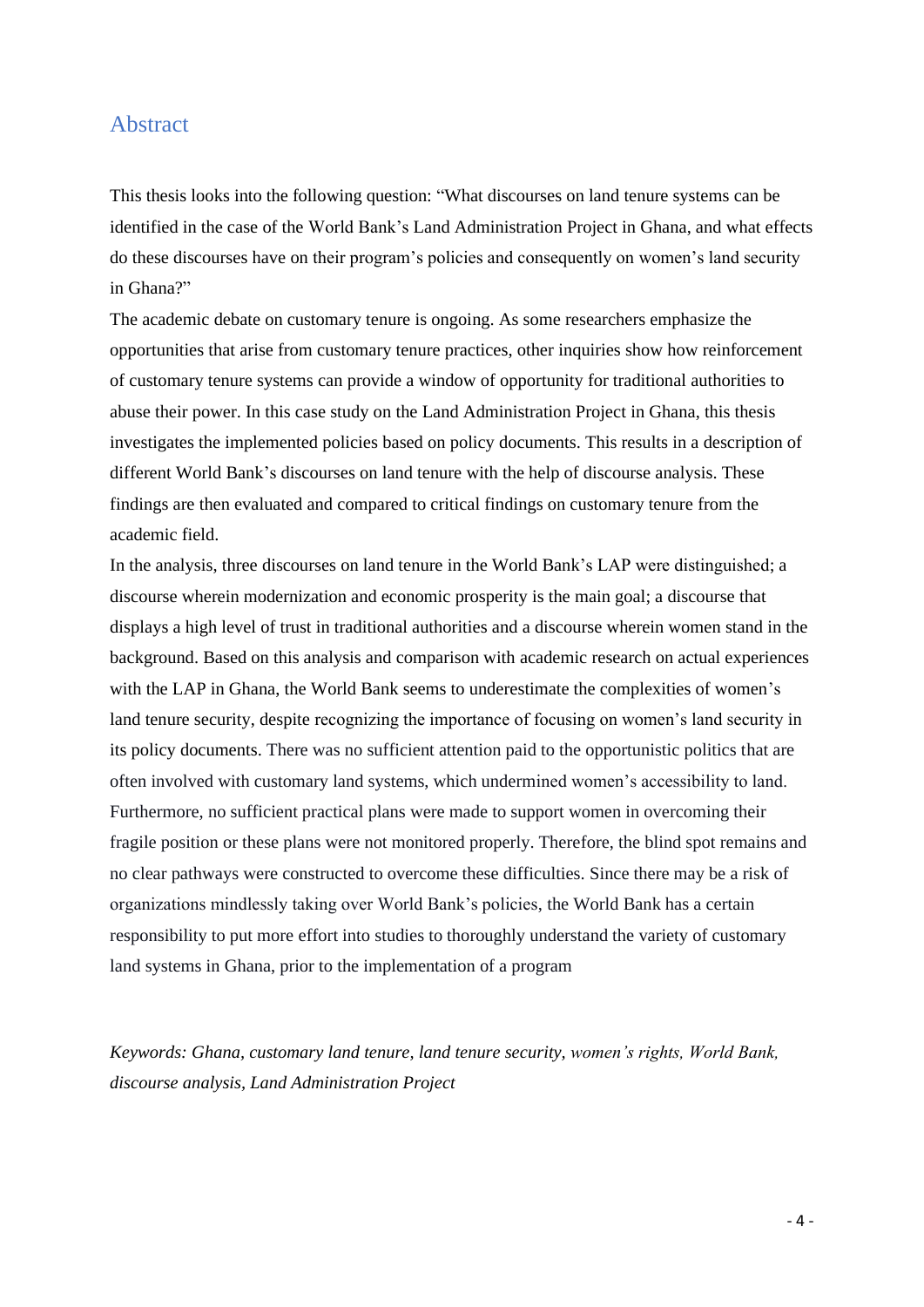# Abstract

This thesis looks into the following question: "What discourses on land tenure systems can be identified in the case of the World Bank's Land Administration Project in Ghana, and what effects do these discourses have on their program's policies and consequently on women's land security in Ghana?"

The academic debate on customary tenure is ongoing. As some researchers emphasize the opportunities that arise from customary tenure practices, other inquiries show how reinforcement of customary tenure systems can provide a window of opportunity for traditional authorities to abuse their power. In this case study on the Land Administration Project in Ghana, this thesis investigates the implemented policies based on policy documents. This results in a description of different World Bank's discourses on land tenure with the help of discourse analysis. These findings are then evaluated and compared to critical findings on customary tenure from the academic field.

In the analysis, three discourses on land tenure in the World Bank's LAP were distinguished; a discourse wherein modernization and economic prosperity is the main goal; a discourse that displays a high level of trust in traditional authorities and a discourse wherein women stand in the background. Based on this analysis and comparison with academic research on actual experiences with the LAP in Ghana, the World Bank seems to underestimate the complexities of women's land tenure security, despite recognizing the importance of focusing on women's land security in its policy documents. There was no sufficient attention paid to the opportunistic politics that are often involved with customary land systems, which undermined women's accessibility to land. Furthermore, no sufficient practical plans were made to support women in overcoming their fragile position or these plans were not monitored properly. Therefore, the blind spot remains and no clear pathways were constructed to overcome these difficulties. Since there may be a risk of organizations mindlessly taking over World Bank's policies, the World Bank has a certain responsibility to put more effort into studies to thoroughly understand the variety of customary land systems in Ghana, prior to the implementation of a program

*Keywords: Ghana, customary land tenure, land tenure security, women's rights, World Bank, discourse analysis, Land Administration Project*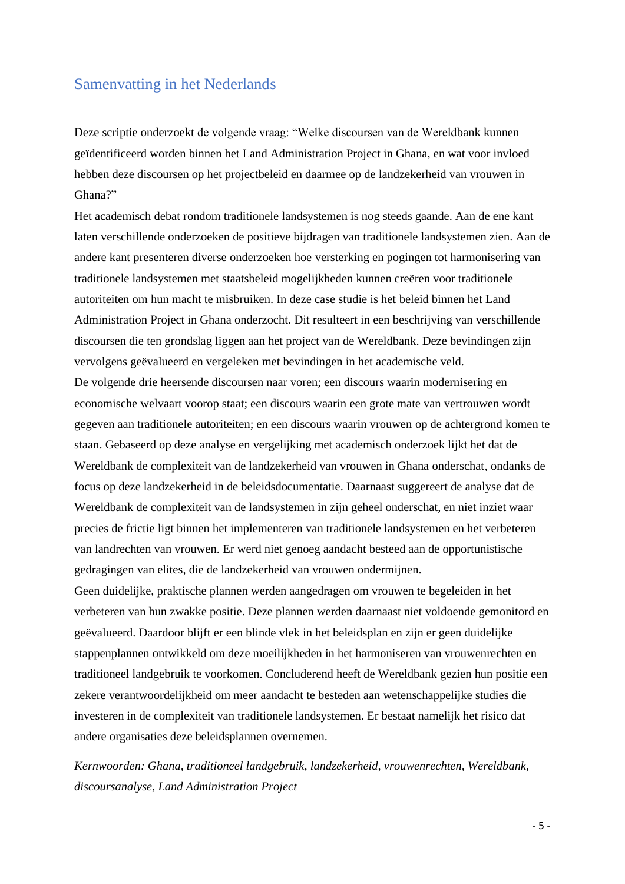## Samenvatting in het Nederlands

Deze scriptie onderzoekt de volgende vraag: "Welke discoursen van de Wereldbank kunnen geïdentificeerd worden binnen het Land Administration Project in Ghana, en wat voor invloed hebben deze discoursen op het projectbeleid en daarmee op de landzekerheid van vrouwen in Ghana?"

Het academisch debat rondom traditionele landsystemen is nog steeds gaande. Aan de ene kant laten verschillende onderzoeken de positieve bijdragen van traditionele landsystemen zien. Aan de andere kant presenteren diverse onderzoeken hoe versterking en pogingen tot harmonisering van traditionele landsystemen met staatsbeleid mogelijkheden kunnen creëren voor traditionele autoriteiten om hun macht te misbruiken. In deze case studie is het beleid binnen het Land Administration Project in Ghana onderzocht. Dit resulteert in een beschrijving van verschillende discoursen die ten grondslag liggen aan het project van de Wereldbank. Deze bevindingen zijn vervolgens geëvalueerd en vergeleken met bevindingen in het academische veld.

De volgende drie heersende discoursen naar voren; een discours waarin modernisering en economische welvaart voorop staat; een discours waarin een grote mate van vertrouwen wordt gegeven aan traditionele autoriteiten; en een discours waarin vrouwen op de achtergrond komen te staan. Gebaseerd op deze analyse en vergelijking met academisch onderzoek lijkt het dat de Wereldbank de complexiteit van de landzekerheid van vrouwen in Ghana onderschat, ondanks de focus op deze landzekerheid in de beleidsdocumentatie. Daarnaast suggereert de analyse dat de Wereldbank de complexiteit van de landsystemen in zijn geheel onderschat, en niet inziet waar precies de frictie ligt binnen het implementeren van traditionele landsystemen en het verbeteren van landrechten van vrouwen. Er werd niet genoeg aandacht besteed aan de opportunistische gedragingen van elites, die de landzekerheid van vrouwen ondermijnen.

Geen duidelijke, praktische plannen werden aangedragen om vrouwen te begeleiden in het verbeteren van hun zwakke positie. Deze plannen werden daarnaast niet voldoende gemonitord en geëvalueerd. Daardoor blijft er een blinde vlek in het beleidsplan en zijn er geen duidelijke stappenplannen ontwikkeld om deze moeilijkheden in het harmoniseren van vrouwenrechten en traditioneel landgebruik te voorkomen. Concluderend heeft de Wereldbank gezien hun positie een zekere verantwoordelijkheid om meer aandacht te besteden aan wetenschappelijke studies die investeren in de complexiteit van traditionele landsystemen. Er bestaat namelijk het risico dat andere organisaties deze beleidsplannen overnemen.

*Kernwoorden: Ghana, traditioneel landgebruik, landzekerheid, vrouwenrechten, Wereldbank, discoursanalyse, Land Administration Project*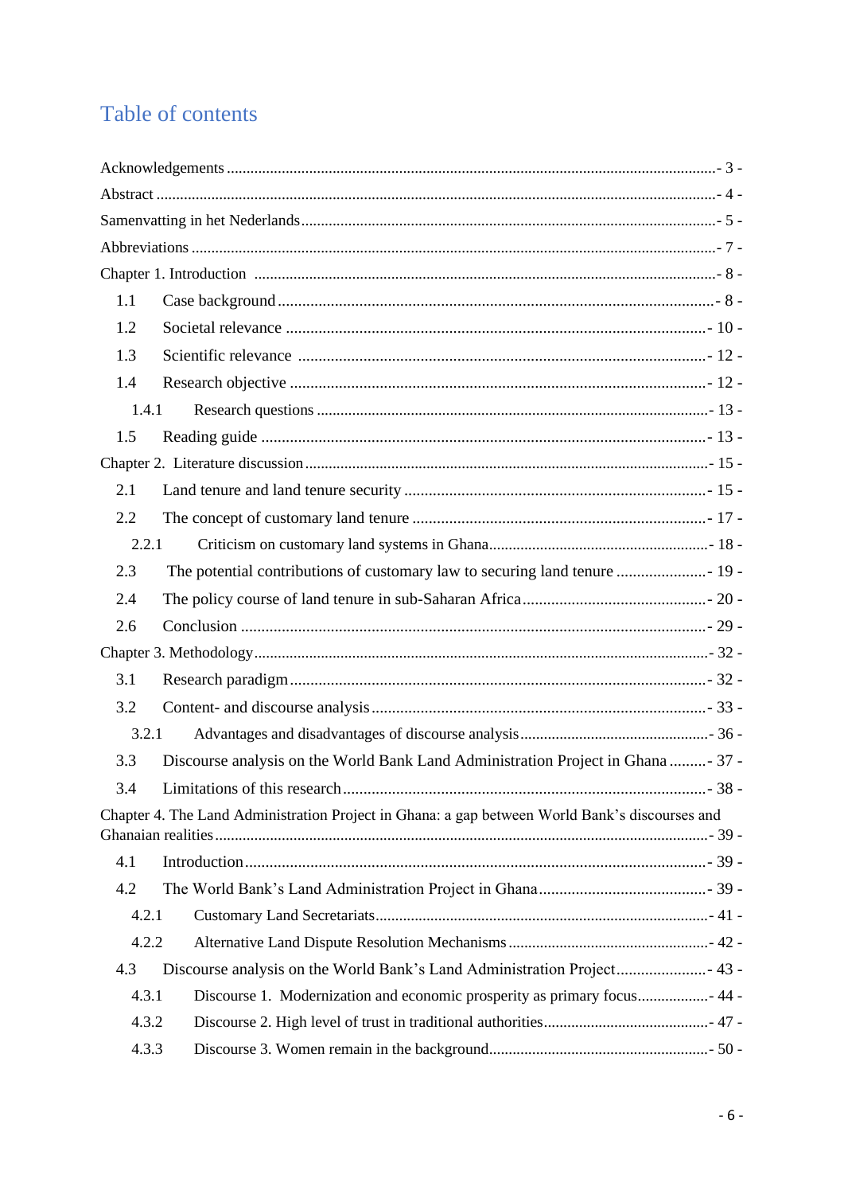# Table of contents

Acknowledgements ....................................................................................................................- 3 -

Abstract ....................................................................................................................................- 4 -

Samenvatting in het Nederlands ...............................................................................................- 5 -

Abbreviations ...........................................................................................................................- 7 -

Chapter 1. Introduction ............................................................................................................- 8 -

1.1 Case background ...................................................................................................................- 8 -

1.2 Societal relevance ...............................................................................................................- 10 -

1.3 Scientific relevance ............................................................................................................- 12 -

1.4 Research objective ..............................................................................................................- 12 -

1.4.1 Research questions ..........................................................................................................- 13 -

1.5 Reading guide .....................................................................................................................- 13 -

Chapter 2. Literature discussion ............................................................................................- 15 -

2.1 Land tenure and land tenure security ..................................................................................- 15 -

2.2 The concept of customary land tenure ................................................................................- 17 -

2.2.1 Criticism on customary land systems in Ghana ...............................................................- 18 -

2.3 The potential contributions of customary law to securing land tenure ...............................- 19 -

2.4 The policy course of land tenure in sub-Saharan Africa .....................................................- 20 -

2.6 Conclusion ..........................................................................................................................- 29 -

Chapter 3. Methodology .........................................................................................................- 32 -

3.1 Research paradigm ..............................................................................................................- 32 -

3.2 Content- and discourse analysis ..........................................................................................- 33 -

3.2.1 Advantages and disadvantages of discourse analysis ......................................................- 36 -

3.3 Discourse analysis on the World Bank Land Administration Project in Ghana .................- 37 -

3.4 Limitations of this research .................................................................................................- 38 -

Chapter 4. The Land Administration Project in Ghana: a gap between World Bank's discourses and Ghanaian realities ..............................................................................................................- 39 -

4.1 Introduction .........................................................................................................................- 39 -

4.2 The World Bank's Land Administration Project in Ghana ..................................................- 39 -

4.2.1 Customary Land Secretariats ...........................................................................................- 41 -

4.2.2 Alternative Land Dispute Resolution Mechanisms ..........................................................- 42 -

4.3 Discourse analysis on the World Bank's Land Administration Project ...............................- 43 -

4.3.1 Discourse 1. Modernization and economic prosperity as primary focus .........................- 44 -

4.3.2 Discourse 2. High level of trust in traditional authorities .................................................- 47 -

4.3.3 Discourse 3. Women remain in the background ...............................................................- 50 -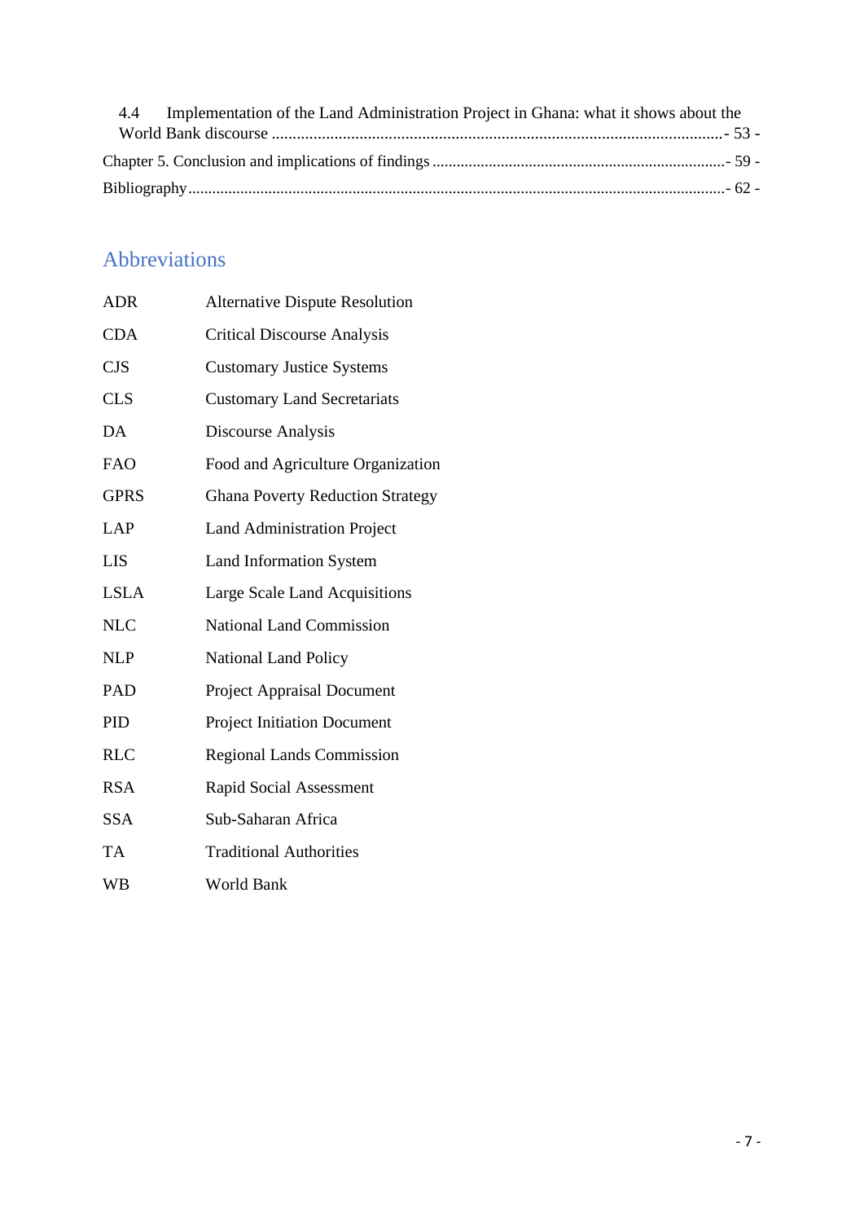4.4 Implementation of the Land Administration Project in Ghana: what it shows about the World Bank discourse ............................................................................................................- 53 -

Chapter 5. Conclusion and implications of findings ........................................................................- 59 -

Bibliography.......................................................................................................................................- 62 -

## Abbreviations

| | |
|---|---|
| ADR | Alternative Dispute Resolution |
| CDA | Critical Discourse Analysis |
| CJS | Customary Justice Systems |
| CLS | Customary Land Secretariats |
| DA | Discourse Analysis |
| FAO | Food and Agriculture Organization |
| GPRS | Ghana Poverty Reduction Strategy |
| LAP | Land Administration Project |
| LIS | Land Information System |
| LSLA | Large Scale Land Acquisitions |
| NLC | National Land Commission |
| NLP | National Land Policy |
| PAD | Project Appraisal Document |
| PID | Project Initiation Document |
| RLC | Regional Lands Commission |
| RSA | Rapid Social Assessment |
| SSA | Sub-Saharan Africa |
| TA | Traditional Authorities |
| WB | World Bank |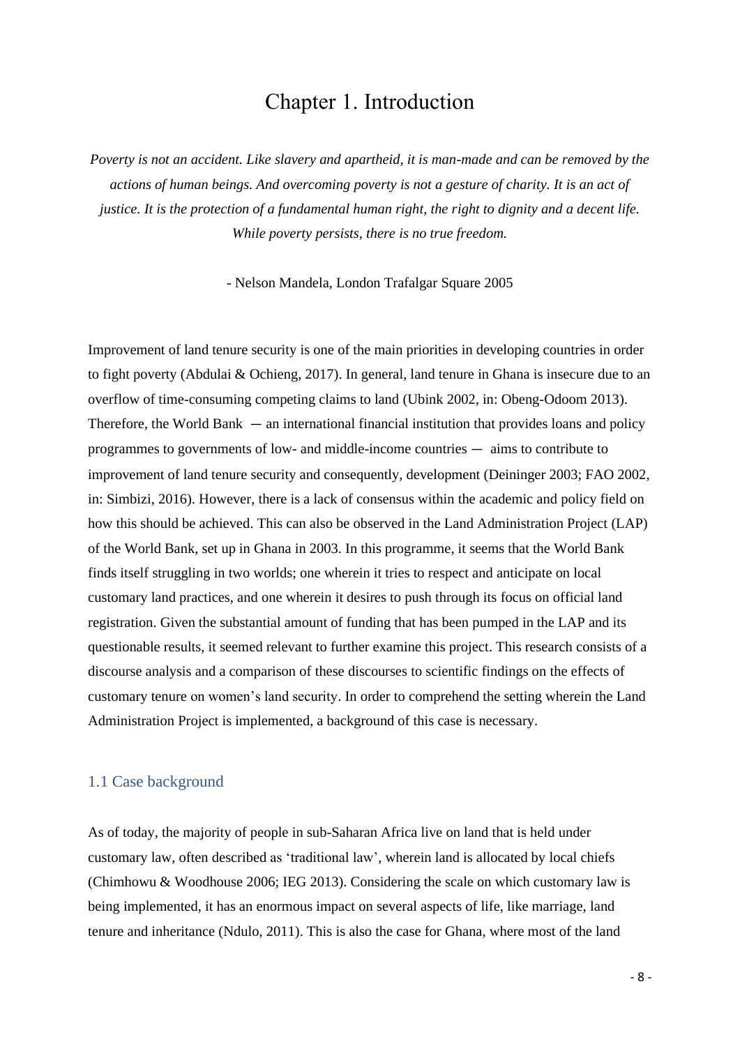# Chapter 1. Introduction

*Poverty is not an accident. Like slavery and apartheid, it is man-made and can be removed by the actions of human beings. And overcoming poverty is not a gesture of charity. It is an act of justice. It is the protection of a fundamental human right, the right to dignity and a decent life. While poverty persists, there is no true freedom.*

- Nelson Mandela, London Trafalgar Square 2005

Improvement of land tenure security is one of the main priorities in developing countries in order to fight poverty (Abdulai & Ochieng, 2017). In general, land tenure in Ghana is insecure due to an overflow of time-consuming competing claims to land (Ubink 2002, in: Obeng-Odoom 2013). Therefore, the World Bank ─ an international financial institution that provides loans and policy programmes to governments of low- and middle-income countries ─ aims to contribute to improvement of land tenure security and consequently, development (Deininger 2003; FAO 2002, in: Simbizi, 2016). However, there is a lack of consensus within the academic and policy field on how this should be achieved. This can also be observed in the Land Administration Project (LAP) of the World Bank, set up in Ghana in 2003. In this programme, it seems that the World Bank finds itself struggling in two worlds; one wherein it tries to respect and anticipate on local customary land practices, and one wherein it desires to push through its focus on official land registration. Given the substantial amount of funding that has been pumped in the LAP and its questionable results, it seemed relevant to further examine this project. This research consists of a discourse analysis and a comparison of these discourses to scientific findings on the effects of customary tenure on women's land security. In order to comprehend the setting wherein the Land Administration Project is implemented, a background of this case is necessary.

## 1.1 Case background

As of today, the majority of people in sub-Saharan Africa live on land that is held under customary law, often described as 'traditional law', wherein land is allocated by local chiefs (Chimhowu & Woodhouse 2006; IEG 2013). Considering the scale on which customary law is being implemented, it has an enormous impact on several aspects of life, like marriage, land tenure and inheritance (Ndulo, 2011). This is also the case for Ghana, where most of the land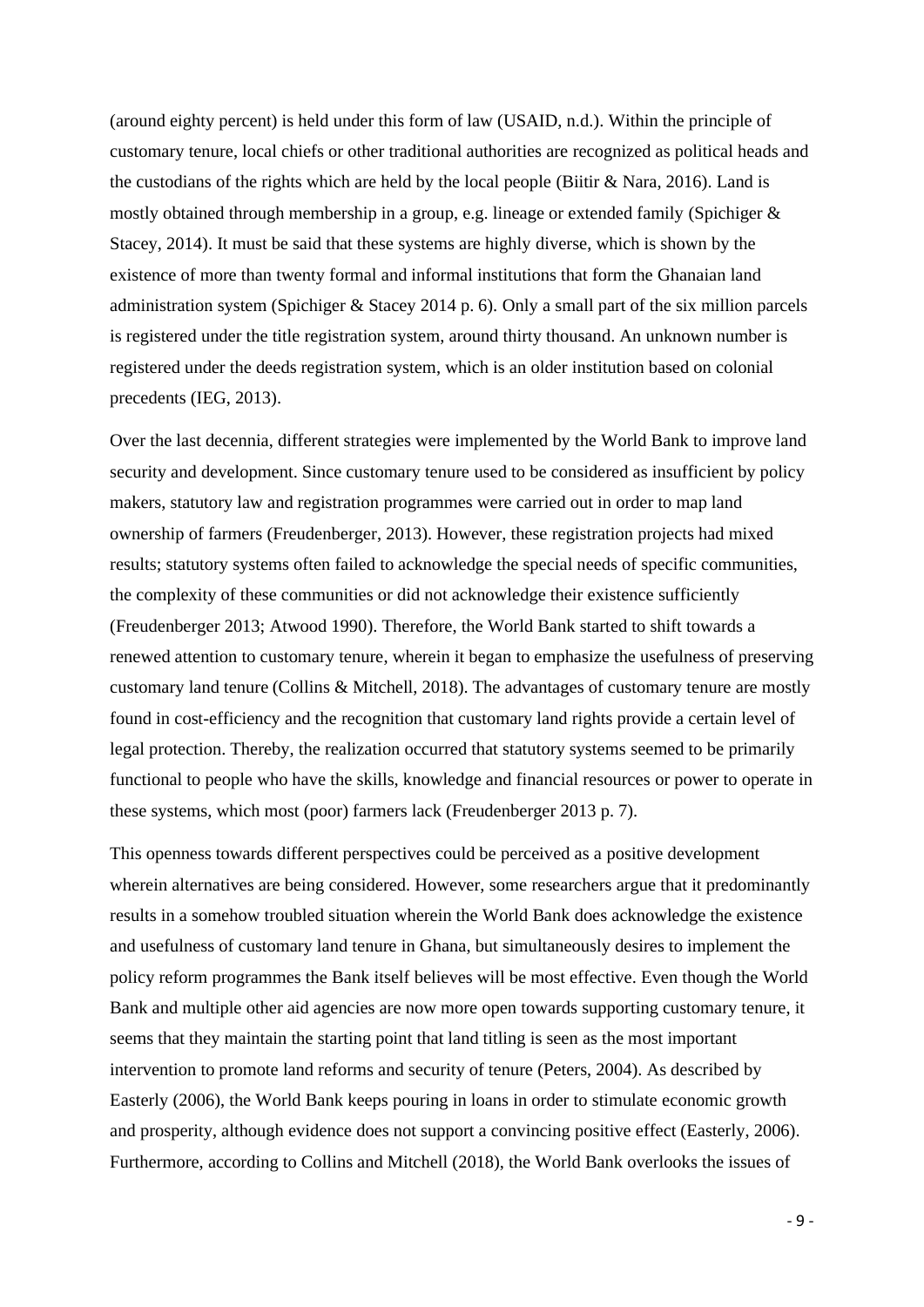(around eighty percent) is held under this form of law (USAID, n.d.). Within the principle of customary tenure, local chiefs or other traditional authorities are recognized as political heads and the custodians of the rights which are held by the local people (Biitir & Nara, 2016). Land is mostly obtained through membership in a group, e.g. lineage or extended family (Spichiger & Stacey, 2014). It must be said that these systems are highly diverse, which is shown by the existence of more than twenty formal and informal institutions that form the Ghanaian land administration system (Spichiger & Stacey 2014 p. 6). Only a small part of the six million parcels is registered under the title registration system, around thirty thousand. An unknown number is registered under the deeds registration system, which is an older institution based on colonial precedents (IEG, 2013).

Over the last decennia, different strategies were implemented by the World Bank to improve land security and development. Since customary tenure used to be considered as insufficient by policy makers, statutory law and registration programmes were carried out in order to map land ownership of farmers (Freudenberger, 2013). However, these registration projects had mixed results; statutory systems often failed to acknowledge the special needs of specific communities, the complexity of these communities or did not acknowledge their existence sufficiently (Freudenberger 2013; Atwood 1990). Therefore, the World Bank started to shift towards a renewed attention to customary tenure, wherein it began to emphasize the usefulness of preserving customary land tenure (Collins & Mitchell, 2018). The advantages of customary tenure are mostly found in cost-efficiency and the recognition that customary land rights provide a certain level of legal protection. Thereby, the realization occurred that statutory systems seemed to be primarily functional to people who have the skills, knowledge and financial resources or power to operate in these systems, which most (poor) farmers lack (Freudenberger 2013 p. 7).

This openness towards different perspectives could be perceived as a positive development wherein alternatives are being considered. However, some researchers argue that it predominantly results in a somehow troubled situation wherein the World Bank does acknowledge the existence and usefulness of customary land tenure in Ghana, but simultaneously desires to implement the policy reform programmes the Bank itself believes will be most effective. Even though the World Bank and multiple other aid agencies are now more open towards supporting customary tenure, it seems that they maintain the starting point that land titling is seen as the most important intervention to promote land reforms and security of tenure (Peters, 2004). As described by Easterly (2006), the World Bank keeps pouring in loans in order to stimulate economic growth and prosperity, although evidence does not support a convincing positive effect (Easterly, 2006). Furthermore, according to Collins and Mitchell (2018), the World Bank overlooks the issues of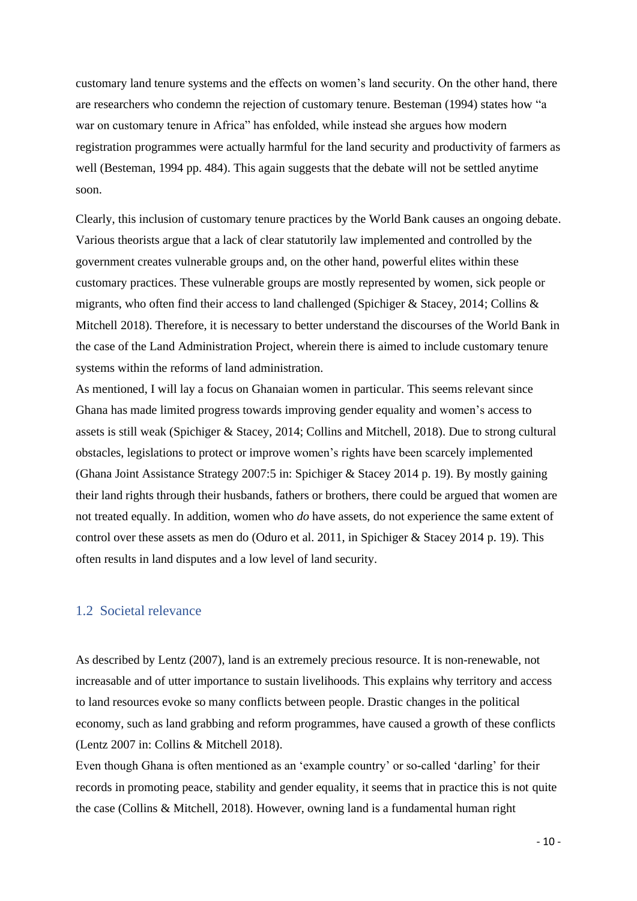customary land tenure systems and the effects on women's land security. On the other hand, there are researchers who condemn the rejection of customary tenure. Besteman (1994) states how "a war on customary tenure in Africa" has enfolded, while instead she argues how modern registration programmes were actually harmful for the land security and productivity of farmers as well (Besteman, 1994 pp. 484). This again suggests that the debate will not be settled anytime soon.

Clearly, this inclusion of customary tenure practices by the World Bank causes an ongoing debate. Various theorists argue that a lack of clear statutorily law implemented and controlled by the government creates vulnerable groups and, on the other hand, powerful elites within these customary practices. These vulnerable groups are mostly represented by women, sick people or migrants, who often find their access to land challenged (Spichiger & Stacey, 2014; Collins & Mitchell 2018). Therefore, it is necessary to better understand the discourses of the World Bank in the case of the Land Administration Project, wherein there is aimed to include customary tenure systems within the reforms of land administration.

As mentioned, I will lay a focus on Ghanaian women in particular. This seems relevant since Ghana has made limited progress towards improving gender equality and women's access to assets is still weak (Spichiger & Stacey, 2014; Collins and Mitchell, 2018). Due to strong cultural obstacles, legislations to protect or improve women's rights have been scarcely implemented (Ghana Joint Assistance Strategy 2007:5 in: Spichiger & Stacey 2014 p. 19). By mostly gaining their land rights through their husbands, fathers or brothers, there could be argued that women are not treated equally. In addition, women who *do* have assets, do not experience the same extent of control over these assets as men do (Oduro et al. 2011, in Spichiger & Stacey 2014 p. 19). This often results in land disputes and a low level of land security.

## 1.2 Societal relevance

As described by Lentz (2007), land is an extremely precious resource. It is non-renewable, not increasable and of utter importance to sustain livelihoods. This explains why territory and access to land resources evoke so many conflicts between people. Drastic changes in the political economy, such as land grabbing and reform programmes, have caused a growth of these conflicts (Lentz 2007 in: Collins & Mitchell 2018).

Even though Ghana is often mentioned as an 'example country' or so-called 'darling' for their records in promoting peace, stability and gender equality, it seems that in practice this is not quite the case (Collins & Mitchell, 2018). However, owning land is a fundamental human right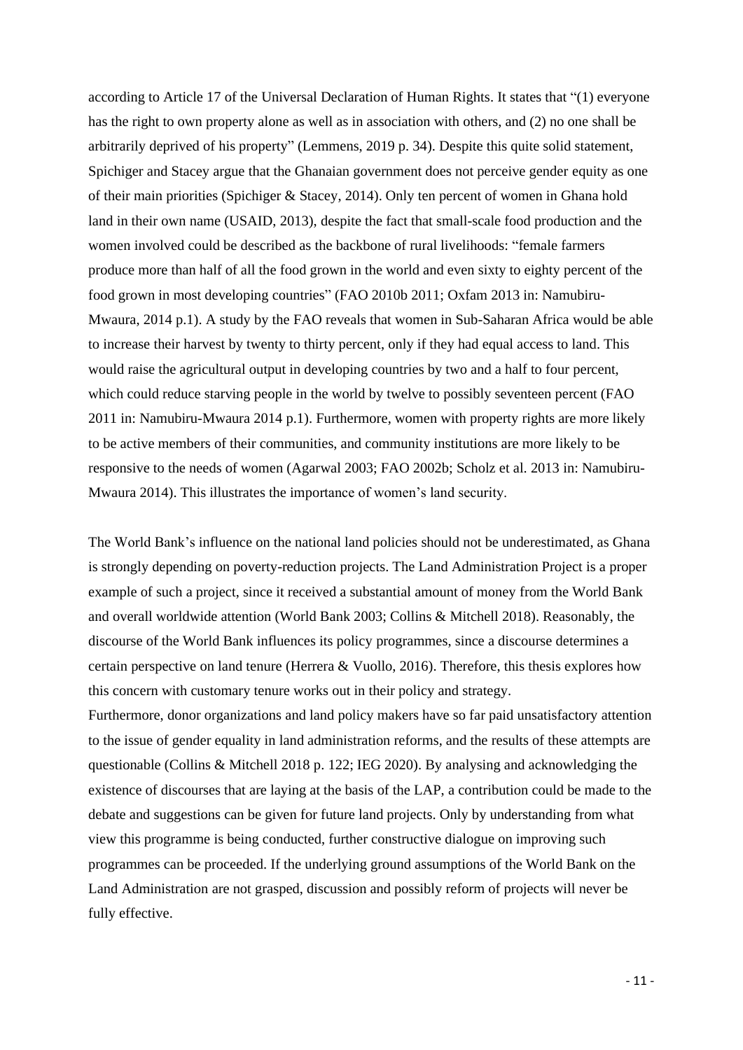according to Article 17 of the Universal Declaration of Human Rights. It states that "(1) everyone has the right to own property alone as well as in association with others, and (2) no one shall be arbitrarily deprived of his property" (Lemmens, 2019 p. 34). Despite this quite solid statement, Spichiger and Stacey argue that the Ghanaian government does not perceive gender equity as one of their main priorities (Spichiger & Stacey, 2014). Only ten percent of women in Ghana hold land in their own name (USAID, 2013), despite the fact that small-scale food production and the women involved could be described as the backbone of rural livelihoods: "female farmers produce more than half of all the food grown in the world and even sixty to eighty percent of the food grown in most developing countries" (FAO 2010b 2011; Oxfam 2013 in: Namubiru-Mwaura, 2014 p.1). A study by the FAO reveals that women in Sub-Saharan Africa would be able to increase their harvest by twenty to thirty percent, only if they had equal access to land. This would raise the agricultural output in developing countries by two and a half to four percent, which could reduce starving people in the world by twelve to possibly seventeen percent (FAO 2011 in: Namubiru-Mwaura 2014 p.1). Furthermore, women with property rights are more likely to be active members of their communities, and community institutions are more likely to be responsive to the needs of women (Agarwal 2003; FAO 2002b; Scholz et al. 2013 in: Namubiru-Mwaura 2014). This illustrates the importance of women's land security.

The World Bank's influence on the national land policies should not be underestimated, as Ghana is strongly depending on poverty-reduction projects. The Land Administration Project is a proper example of such a project, since it received a substantial amount of money from the World Bank and overall worldwide attention (World Bank 2003; Collins & Mitchell 2018). Reasonably, the discourse of the World Bank influences its policy programmes, since a discourse determines a certain perspective on land tenure (Herrera & Vuollo, 2016). Therefore, this thesis explores how this concern with customary tenure works out in their policy and strategy.
Furthermore, donor organizations and land policy makers have so far paid unsatisfactory attention to the issue of gender equality in land administration reforms, and the results of these attempts are questionable (Collins & Mitchell 2018 p. 122; IEG 2020). By analysing and acknowledging the existence of discourses that are laying at the basis of the LAP, a contribution could be made to the debate and suggestions can be given for future land projects. Only by understanding from what view this programme is being conducted, further constructive dialogue on improving such programmes can be proceeded. If the underlying ground assumptions of the World Bank on the Land Administration are not grasped, discussion and possibly reform of projects will never be fully effective.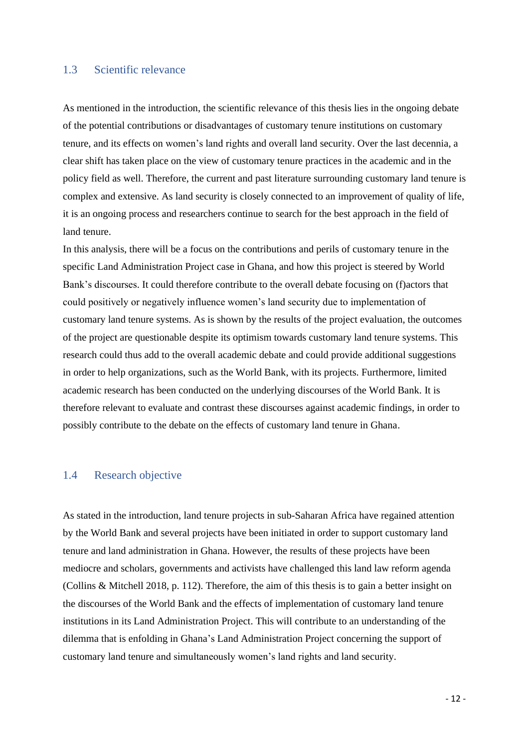## 1.3 Scientific relevance

As mentioned in the introduction, the scientific relevance of this thesis lies in the ongoing debate of the potential contributions or disadvantages of customary tenure institutions on customary tenure, and its effects on women's land rights and overall land security. Over the last decennia, a clear shift has taken place on the view of customary tenure practices in the academic and in the policy field as well. Therefore, the current and past literature surrounding customary land tenure is complex and extensive. As land security is closely connected to an improvement of quality of life, it is an ongoing process and researchers continue to search for the best approach in the field of land tenure.

In this analysis, there will be a focus on the contributions and perils of customary tenure in the specific Land Administration Project case in Ghana, and how this project is steered by World Bank's discourses. It could therefore contribute to the overall debate focusing on (f)actors that could positively or negatively influence women's land security due to implementation of customary land tenure systems. As is shown by the results of the project evaluation, the outcomes of the project are questionable despite its optimism towards customary land tenure systems. This research could thus add to the overall academic debate and could provide additional suggestions in order to help organizations, such as the World Bank, with its projects. Furthermore, limited academic research has been conducted on the underlying discourses of the World Bank. It is therefore relevant to evaluate and contrast these discourses against academic findings, in order to possibly contribute to the debate on the effects of customary land tenure in Ghana.

## 1.4 Research objective

As stated in the introduction, land tenure projects in sub-Saharan Africa have regained attention by the World Bank and several projects have been initiated in order to support customary land tenure and land administration in Ghana. However, the results of these projects have been mediocre and scholars, governments and activists have challenged this land law reform agenda (Collins & Mitchell 2018, p. 112). Therefore, the aim of this thesis is to gain a better insight on the discourses of the World Bank and the effects of implementation of customary land tenure institutions in its Land Administration Project. This will contribute to an understanding of the dilemma that is enfolding in Ghana's Land Administration Project concerning the support of customary land tenure and simultaneously women's land rights and land security.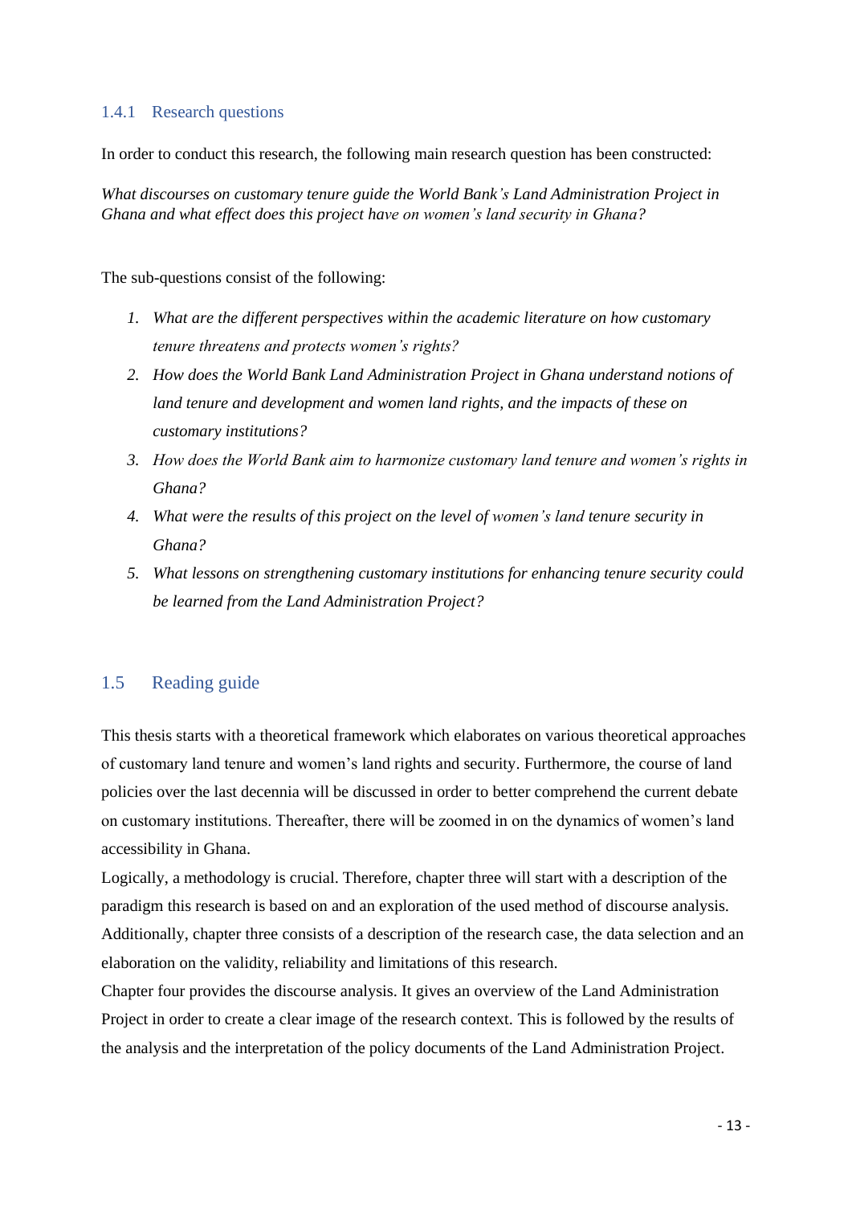### 1.4.1 Research questions

In order to conduct this research, the following main research question has been constructed:

*What discourses on customary tenure guide the World Bank's Land Administration Project in Ghana and what effect does this project have on women's land security in Ghana?*

The sub-questions consist of the following:

1. *What are the different perspectives within the academic literature on how customary tenure threatens and protects women's rights?*
2. *How does the World Bank Land Administration Project in Ghana understand notions of land tenure and development and women land rights, and the impacts of these on customary institutions?*
3. *How does the World Bank aim to harmonize customary land tenure and women's rights in Ghana?*
4. *What were the results of this project on the level of women's land tenure security in Ghana?*
5. *What lessons on strengthening customary institutions for enhancing tenure security could be learned from the Land Administration Project?*

## 1.5 Reading guide

This thesis starts with a theoretical framework which elaborates on various theoretical approaches of customary land tenure and women's land rights and security. Furthermore, the course of land policies over the last decennia will be discussed in order to better comprehend the current debate on customary institutions. Thereafter, there will be zoomed in on the dynamics of women's land accessibility in Ghana.

Logically, a methodology is crucial. Therefore, chapter three will start with a description of the paradigm this research is based on and an exploration of the used method of discourse analysis. Additionally, chapter three consists of a description of the research case, the data selection and an elaboration on the validity, reliability and limitations of this research.

Chapter four provides the discourse analysis. It gives an overview of the Land Administration Project in order to create a clear image of the research context. This is followed by the results of the analysis and the interpretation of the policy documents of the Land Administration Project.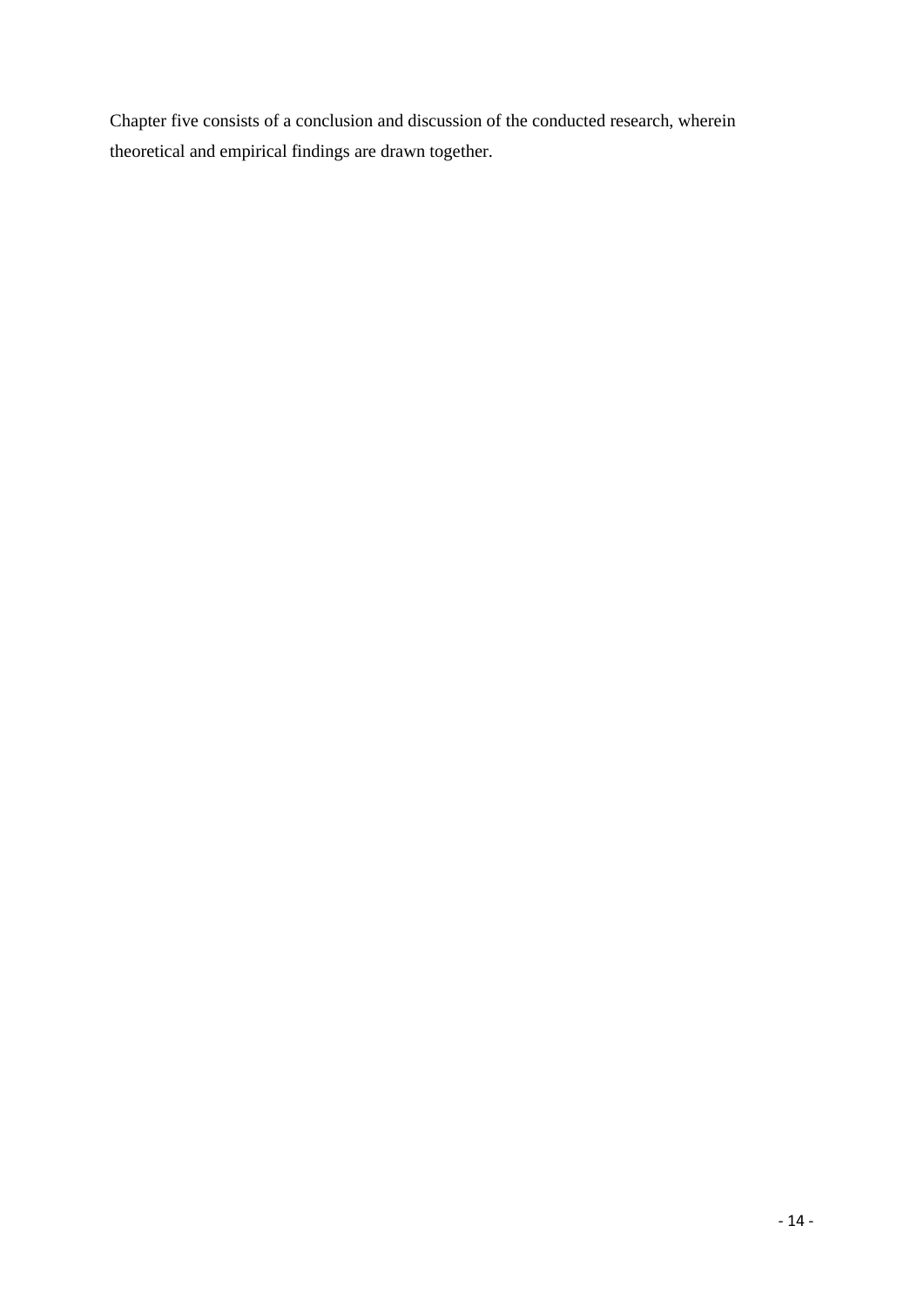Chapter five consists of a conclusion and discussion of the conducted research, wherein theoretical and empirical findings are drawn together.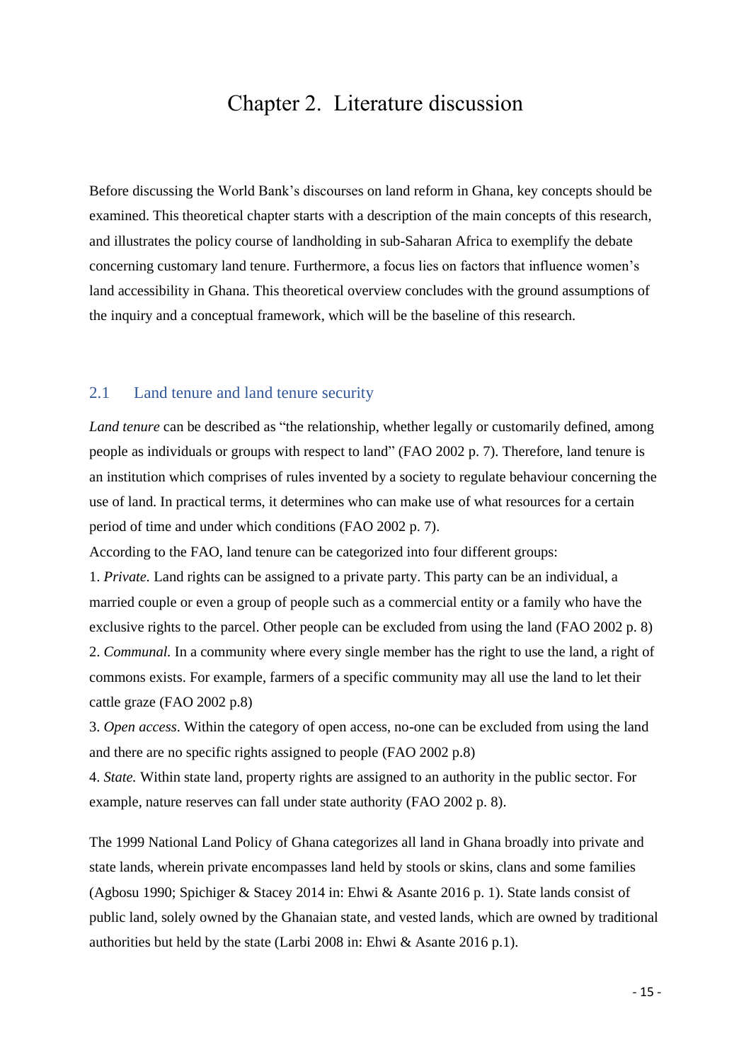# Chapter 2. Literature discussion

Before discussing the World Bank's discourses on land reform in Ghana, key concepts should be examined. This theoretical chapter starts with a description of the main concepts of this research, and illustrates the policy course of landholding in sub-Saharan Africa to exemplify the debate concerning customary land tenure. Furthermore, a focus lies on factors that influence women's land accessibility in Ghana. This theoretical overview concludes with the ground assumptions of the inquiry and a conceptual framework, which will be the baseline of this research.

## 2.1 Land tenure and land tenure security

*Land tenure* can be described as "the relationship, whether legally or customarily defined, among people as individuals or groups with respect to land" (FAO 2002 p. 7). Therefore, land tenure is an institution which comprises of rules invented by a society to regulate behaviour concerning the use of land. In practical terms, it determines who can make use of what resources for a certain period of time and under which conditions (FAO 2002 p. 7).

According to the FAO, land tenure can be categorized into four different groups:

1. *Private.* Land rights can be assigned to a private party. This party can be an individual, a married couple or even a group of people such as a commercial entity or a family who have the exclusive rights to the parcel. Other people can be excluded from using the land (FAO 2002 p. 8)
2. *Communal.* In a community where every single member has the right to use the land, a right of commons exists. For example, farmers of a specific community may all use the land to let their cattle graze (FAO 2002 p.8)
3. *Open access*. Within the category of open access, no-one can be excluded from using the land and there are no specific rights assigned to people (FAO 2002 p.8)
4. *State.* Within state land, property rights are assigned to an authority in the public sector. For example, nature reserves can fall under state authority (FAO 2002 p. 8).

The 1999 National Land Policy of Ghana categorizes all land in Ghana broadly into private and state lands, wherein private encompasses land held by stools or skins, clans and some families (Agbosu 1990; Spichiger & Stacey 2014 in: Ehwi & Asante 2016 p. 1). State lands consist of public land, solely owned by the Ghanaian state, and vested lands, which are owned by traditional authorities but held by the state (Larbi 2008 in: Ehwi & Asante 2016 p.1).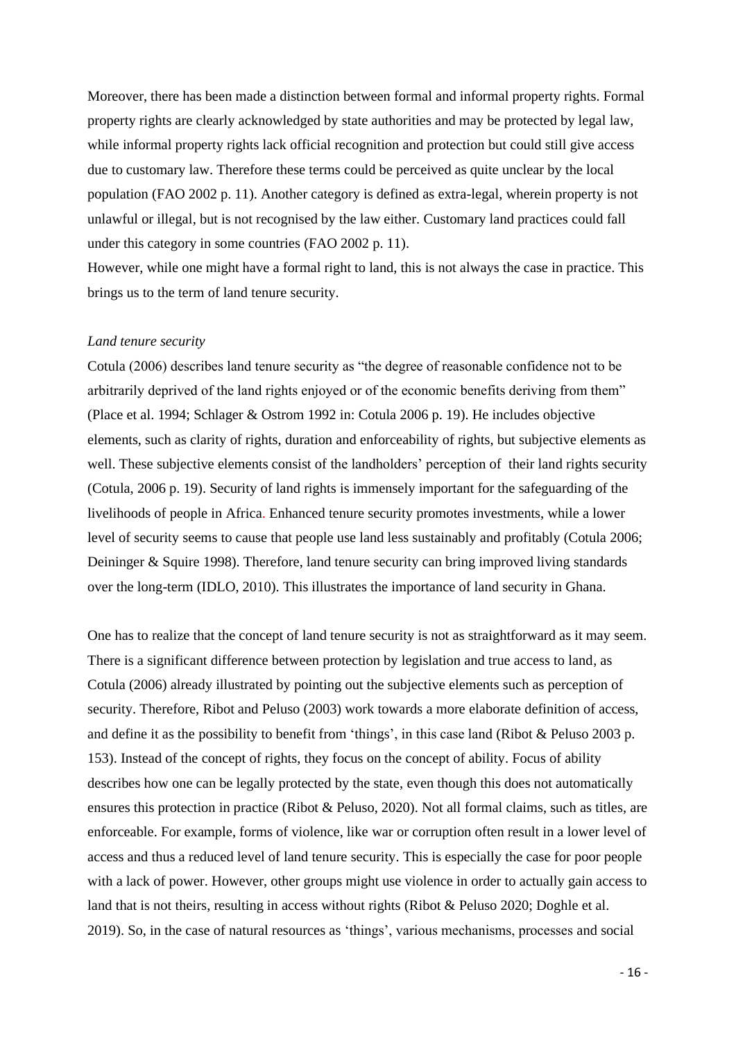Moreover, there has been made a distinction between formal and informal property rights. Formal property rights are clearly acknowledged by state authorities and may be protected by legal law, while informal property rights lack official recognition and protection but could still give access due to customary law. Therefore these terms could be perceived as quite unclear by the local population (FAO 2002 p. 11). Another category is defined as extra-legal, wherein property is not unlawful or illegal, but is not recognised by the law either. Customary land practices could fall under this category in some countries (FAO 2002 p. 11).

However, while one might have a formal right to land, this is not always the case in practice. This brings us to the term of land tenure security.

*Land tenure security*

Cotula (2006) describes land tenure security as "the degree of reasonable confidence not to be arbitrarily deprived of the land rights enjoyed or of the economic benefits deriving from them" (Place et al. 1994; Schlager & Ostrom 1992 in: Cotula 2006 p. 19). He includes objective elements, such as clarity of rights, duration and enforceability of rights, but subjective elements as well. These subjective elements consist of the landholders' perception of their land rights security (Cotula, 2006 p. 19). Security of land rights is immensely important for the safeguarding of the livelihoods of people in Africa. Enhanced tenure security promotes investments, while a lower level of security seems to cause that people use land less sustainably and profitably (Cotula 2006; Deininger & Squire 1998). Therefore, land tenure security can bring improved living standards over the long-term (IDLO, 2010). This illustrates the importance of land security in Ghana.

One has to realize that the concept of land tenure security is not as straightforward as it may seem. There is a significant difference between protection by legislation and true access to land, as Cotula (2006) already illustrated by pointing out the subjective elements such as perception of security. Therefore, Ribot and Peluso (2003) work towards a more elaborate definition of access, and define it as the possibility to benefit from 'things', in this case land (Ribot & Peluso 2003 p. 153). Instead of the concept of rights, they focus on the concept of ability. Focus of ability describes how one can be legally protected by the state, even though this does not automatically ensures this protection in practice (Ribot & Peluso, 2020). Not all formal claims, such as titles, are enforceable. For example, forms of violence, like war or corruption often result in a lower level of access and thus a reduced level of land tenure security. This is especially the case for poor people with a lack of power. However, other groups might use violence in order to actually gain access to land that is not theirs, resulting in access without rights (Ribot & Peluso 2020; Doghle et al. 2019). So, in the case of natural resources as 'things', various mechanisms, processes and social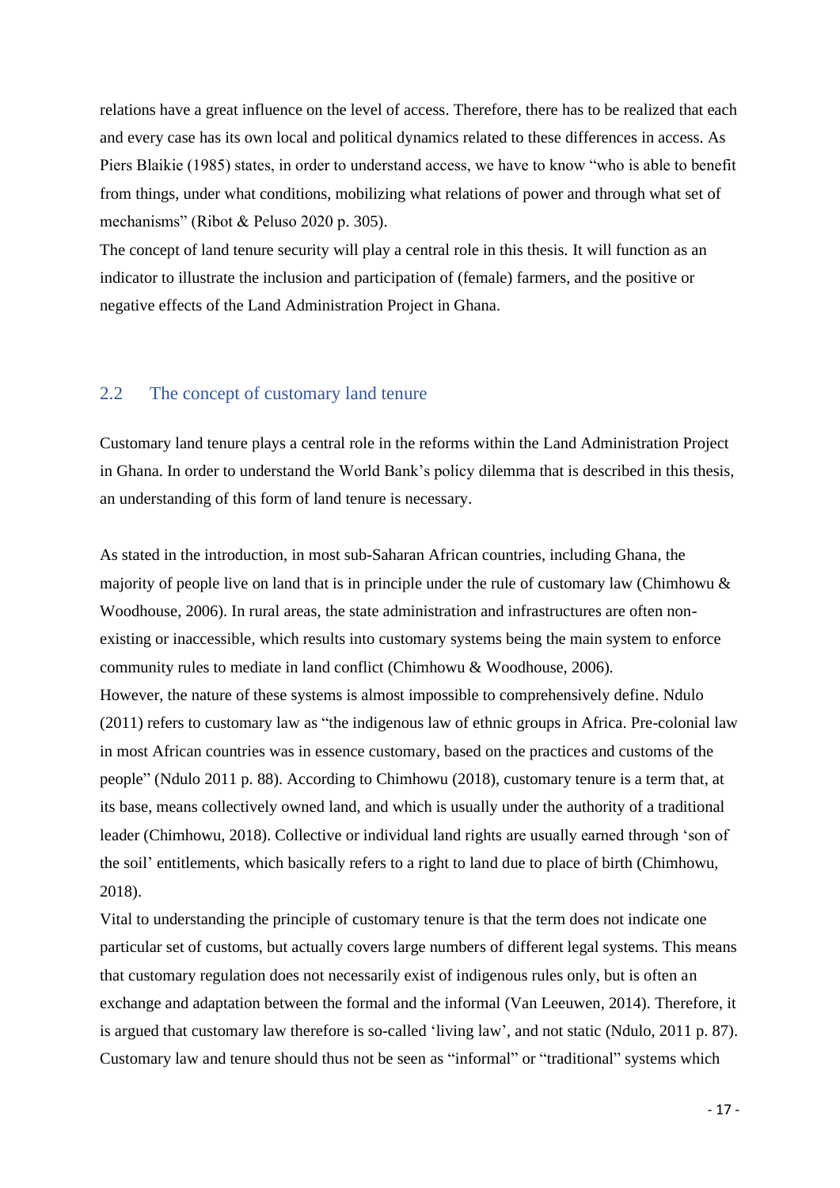relations have a great influence on the level of access. Therefore, there has to be realized that each and every case has its own local and political dynamics related to these differences in access. As Piers Blaikie (1985) states, in order to understand access, we have to know "who is able to benefit from things, under what conditions, mobilizing what relations of power and through what set of mechanisms" (Ribot & Peluso 2020 p. 305).

The concept of land tenure security will play a central role in this thesis. It will function as an indicator to illustrate the inclusion and participation of (female) farmers, and the positive or negative effects of the Land Administration Project in Ghana.

## 2.2 The concept of customary land tenure

Customary land tenure plays a central role in the reforms within the Land Administration Project in Ghana. In order to understand the World Bank's policy dilemma that is described in this thesis, an understanding of this form of land tenure is necessary.

As stated in the introduction, in most sub-Saharan African countries, including Ghana, the majority of people live on land that is in principle under the rule of customary law (Chimhowu & Woodhouse, 2006). In rural areas, the state administration and infrastructures are often non-existing or inaccessible, which results into customary systems being the main system to enforce community rules to mediate in land conflict (Chimhowu & Woodhouse, 2006).

However, the nature of these systems is almost impossible to comprehensively define. Ndulo (2011) refers to customary law as "the indigenous law of ethnic groups in Africa. Pre-colonial law in most African countries was in essence customary, based on the practices and customs of the people" (Ndulo 2011 p. 88). According to Chimhowu (2018), customary tenure is a term that, at its base, means collectively owned land, and which is usually under the authority of a traditional leader (Chimhowu, 2018). Collective or individual land rights are usually earned through 'son of the soil' entitlements, which basically refers to a right to land due to place of birth (Chimhowu, 2018).

Vital to understanding the principle of customary tenure is that the term does not indicate one particular set of customs, but actually covers large numbers of different legal systems. This means that customary regulation does not necessarily exist of indigenous rules only, but is often an exchange and adaptation between the formal and the informal (Van Leeuwen, 2014). Therefore, it is argued that customary law therefore is so-called 'living law', and not static (Ndulo, 2011 p. 87). Customary law and tenure should thus not be seen as "informal" or "traditional" systems which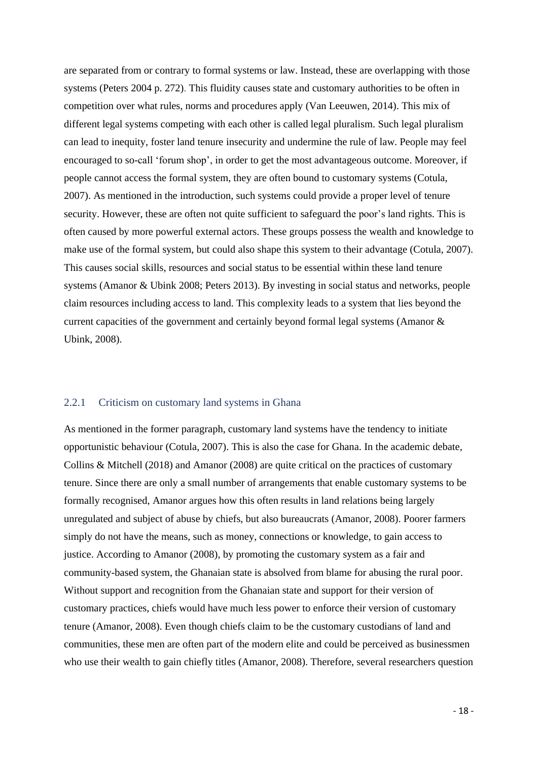are separated from or contrary to formal systems or law. Instead, these are overlapping with those systems (Peters 2004 p. 272). This fluidity causes state and customary authorities to be often in competition over what rules, norms and procedures apply (Van Leeuwen, 2014). This mix of different legal systems competing with each other is called legal pluralism. Such legal pluralism can lead to inequity, foster land tenure insecurity and undermine the rule of law. People may feel encouraged to so-call 'forum shop', in order to get the most advantageous outcome. Moreover, if people cannot access the formal system, they are often bound to customary systems (Cotula, 2007). As mentioned in the introduction, such systems could provide a proper level of tenure security. However, these are often not quite sufficient to safeguard the poor's land rights. This is often caused by more powerful external actors. These groups possess the wealth and knowledge to make use of the formal system, but could also shape this system to their advantage (Cotula, 2007). This causes social skills, resources and social status to be essential within these land tenure systems (Amanor & Ubink 2008; Peters 2013). By investing in social status and networks, people claim resources including access to land. This complexity leads to a system that lies beyond the current capacities of the government and certainly beyond formal legal systems (Amanor & Ubink, 2008).

### 2.2.1 Criticism on customary land systems in Ghana

As mentioned in the former paragraph, customary land systems have the tendency to initiate opportunistic behaviour (Cotula, 2007). This is also the case for Ghana. In the academic debate, Collins & Mitchell (2018) and Amanor (2008) are quite critical on the practices of customary tenure. Since there are only a small number of arrangements that enable customary systems to be formally recognised, Amanor argues how this often results in land relations being largely unregulated and subject of abuse by chiefs, but also bureaucrats (Amanor, 2008). Poorer farmers simply do not have the means, such as money, connections or knowledge, to gain access to justice. According to Amanor (2008), by promoting the customary system as a fair and community-based system, the Ghanaian state is absolved from blame for abusing the rural poor. Without support and recognition from the Ghanaian state and support for their version of customary practices, chiefs would have much less power to enforce their version of customary tenure (Amanor, 2008). Even though chiefs claim to be the customary custodians of land and communities, these men are often part of the modern elite and could be perceived as businessmen who use their wealth to gain chiefly titles (Amanor, 2008). Therefore, several researchers question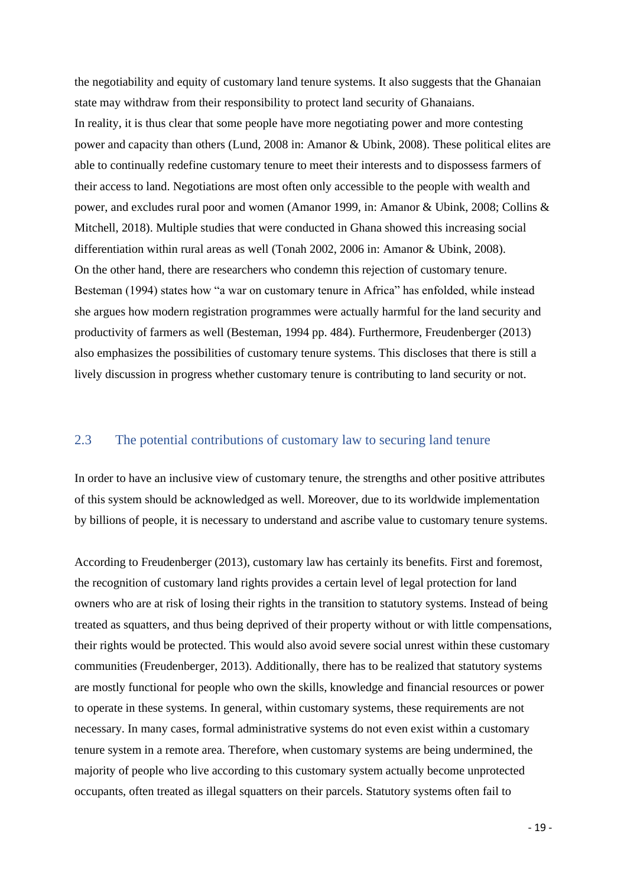the negotiability and equity of customary land tenure systems. It also suggests that the Ghanaian state may withdraw from their responsibility to protect land security of Ghanaians.

In reality, it is thus clear that some people have more negotiating power and more contesting power and capacity than others (Lund, 2008 in: Amanor & Ubink, 2008). These political elites are able to continually redefine customary tenure to meet their interests and to dispossess farmers of their access to land. Negotiations are most often only accessible to the people with wealth and power, and excludes rural poor and women (Amanor 1999, in: Amanor & Ubink, 2008; Collins & Mitchell, 2018). Multiple studies that were conducted in Ghana showed this increasing social differentiation within rural areas as well (Tonah 2002, 2006 in: Amanor & Ubink, 2008).

On the other hand, there are researchers who condemn this rejection of customary tenure. Besteman (1994) states how "a war on customary tenure in Africa" has enfolded, while instead she argues how modern registration programmes were actually harmful for the land security and productivity of farmers as well (Besteman, 1994 pp. 484). Furthermore, Freudenberger (2013) also emphasizes the possibilities of customary tenure systems. This discloses that there is still a lively discussion in progress whether customary tenure is contributing to land security or not.

## 2.3 The potential contributions of customary law to securing land tenure

In order to have an inclusive view of customary tenure, the strengths and other positive attributes of this system should be acknowledged as well. Moreover, due to its worldwide implementation by billions of people, it is necessary to understand and ascribe value to customary tenure systems.

According to Freudenberger (2013), customary law has certainly its benefits. First and foremost, the recognition of customary land rights provides a certain level of legal protection for land owners who are at risk of losing their rights in the transition to statutory systems. Instead of being treated as squatters, and thus being deprived of their property without or with little compensations, their rights would be protected. This would also avoid severe social unrest within these customary communities (Freudenberger, 2013). Additionally, there has to be realized that statutory systems are mostly functional for people who own the skills, knowledge and financial resources or power to operate in these systems. In general, within customary systems, these requirements are not necessary. In many cases, formal administrative systems do not even exist within a customary tenure system in a remote area. Therefore, when customary systems are being undermined, the majority of people who live according to this customary system actually become unprotected occupants, often treated as illegal squatters on their parcels. Statutory systems often fail to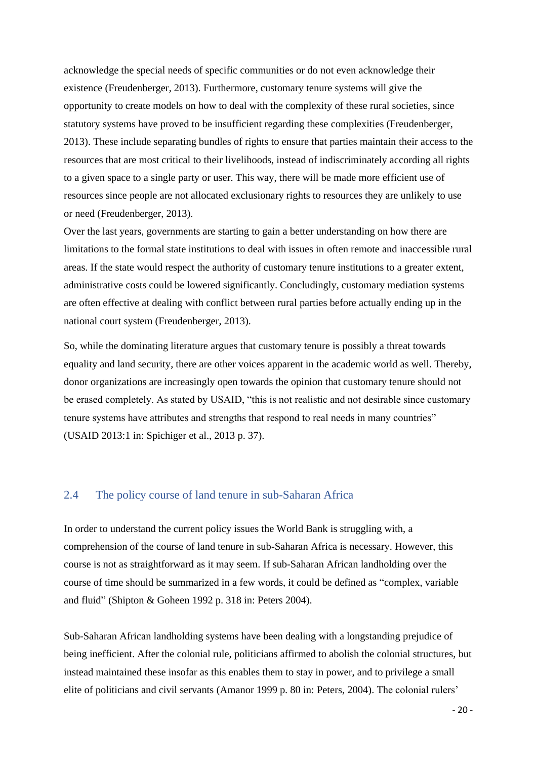acknowledge the special needs of specific communities or do not even acknowledge their existence (Freudenberger, 2013). Furthermore, customary tenure systems will give the opportunity to create models on how to deal with the complexity of these rural societies, since statutory systems have proved to be insufficient regarding these complexities (Freudenberger, 2013). These include separating bundles of rights to ensure that parties maintain their access to the resources that are most critical to their livelihoods, instead of indiscriminately according all rights to a given space to a single party or user. This way, there will be made more efficient use of resources since people are not allocated exclusionary rights to resources they are unlikely to use or need (Freudenberger, 2013).
Over the last years, governments are starting to gain a better understanding on how there are limitations to the formal state institutions to deal with issues in often remote and inaccessible rural areas. If the state would respect the authority of customary tenure institutions to a greater extent, administrative costs could be lowered significantly. Concludingly, customary mediation systems are often effective at dealing with conflict between rural parties before actually ending up in the national court system (Freudenberger, 2013).

So, while the dominating literature argues that customary tenure is possibly a threat towards equality and land security, there are other voices apparent in the academic world as well. Thereby, donor organizations are increasingly open towards the opinion that customary tenure should not be erased completely. As stated by USAID, "this is not realistic and not desirable since customary tenure systems have attributes and strengths that respond to real needs in many countries" (USAID 2013:1 in: Spichiger et al., 2013 p. 37).

## 2.4 The policy course of land tenure in sub-Saharan Africa

In order to understand the current policy issues the World Bank is struggling with, a comprehension of the course of land tenure in sub-Saharan Africa is necessary. However, this course is not as straightforward as it may seem. If sub-Saharan African landholding over the course of time should be summarized in a few words, it could be defined as "complex, variable and fluid" (Shipton & Goheen 1992 p. 318 in: Peters 2004).

Sub-Saharan African landholding systems have been dealing with a longstanding prejudice of being inefficient. After the colonial rule, politicians affirmed to abolish the colonial structures, but instead maintained these insofar as this enables them to stay in power, and to privilege a small elite of politicians and civil servants (Amanor 1999 p. 80 in: Peters, 2004). The colonial rulers'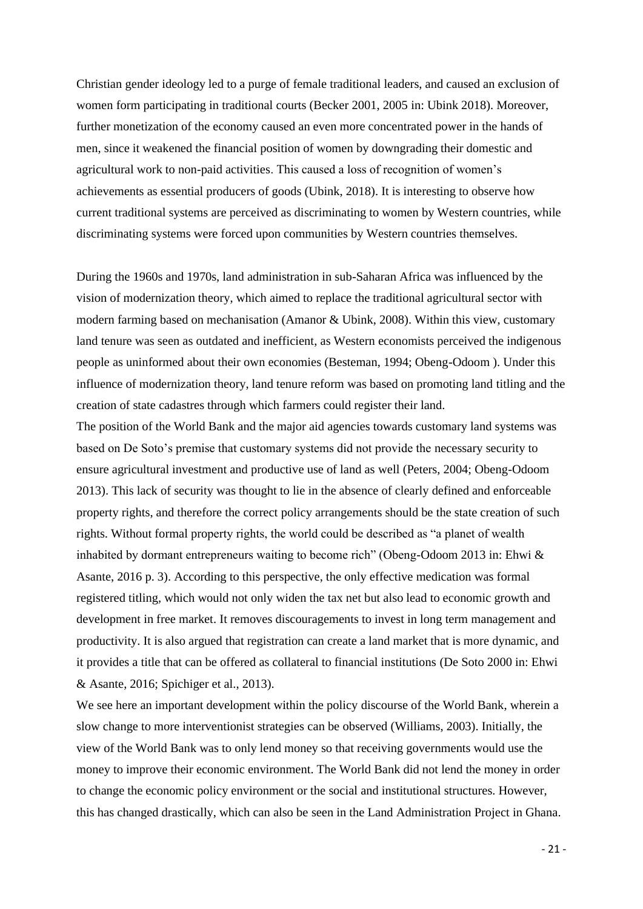Christian gender ideology led to a purge of female traditional leaders, and caused an exclusion of women form participating in traditional courts (Becker 2001, 2005 in: Ubink 2018). Moreover, further monetization of the economy caused an even more concentrated power in the hands of men, since it weakened the financial position of women by downgrading their domestic and agricultural work to non-paid activities. This caused a loss of recognition of women's achievements as essential producers of goods (Ubink, 2018). It is interesting to observe how current traditional systems are perceived as discriminating to women by Western countries, while discriminating systems were forced upon communities by Western countries themselves.

During the 1960s and 1970s, land administration in sub-Saharan Africa was influenced by the vision of modernization theory, which aimed to replace the traditional agricultural sector with modern farming based on mechanisation (Amanor & Ubink, 2008). Within this view, customary land tenure was seen as outdated and inefficient, as Western economists perceived the indigenous people as uninformed about their own economies (Besteman, 1994; Obeng-Odoom ). Under this influence of modernization theory, land tenure reform was based on promoting land titling and the creation of state cadastres through which farmers could register their land.

The position of the World Bank and the major aid agencies towards customary land systems was based on De Soto's premise that customary systems did not provide the necessary security to ensure agricultural investment and productive use of land as well (Peters, 2004; Obeng-Odoom 2013). This lack of security was thought to lie in the absence of clearly defined and enforceable property rights, and therefore the correct policy arrangements should be the state creation of such rights. Without formal property rights, the world could be described as "a planet of wealth inhabited by dormant entrepreneurs waiting to become rich" (Obeng-Odoom 2013 in: Ehwi & Asante, 2016 p. 3). According to this perspective, the only effective medication was formal registered titling, which would not only widen the tax net but also lead to economic growth and development in free market. It removes discouragements to invest in long term management and productivity. It is also argued that registration can create a land market that is more dynamic, and it provides a title that can be offered as collateral to financial institutions (De Soto 2000 in: Ehwi & Asante, 2016; Spichiger et al., 2013).

We see here an important development within the policy discourse of the World Bank, wherein a slow change to more interventionist strategies can be observed (Williams, 2003). Initially, the view of the World Bank was to only lend money so that receiving governments would use the money to improve their economic environment. The World Bank did not lend the money in order to change the economic policy environment or the social and institutional structures. However, this has changed drastically, which can also be seen in the Land Administration Project in Ghana.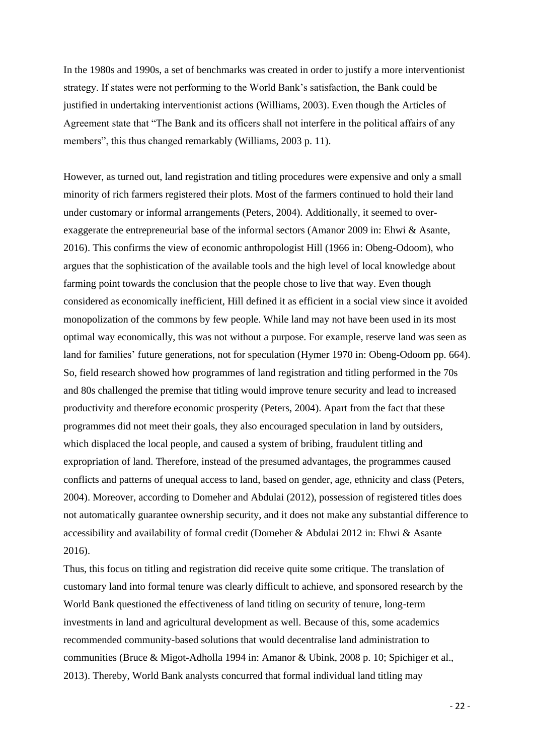In the 1980s and 1990s, a set of benchmarks was created in order to justify a more interventionist strategy. If states were not performing to the World Bank's satisfaction, the Bank could be justified in undertaking interventionist actions (Williams, 2003). Even though the Articles of Agreement state that "The Bank and its officers shall not interfere in the political affairs of any members", this thus changed remarkably (Williams, 2003 p. 11).

However, as turned out, land registration and titling procedures were expensive and only a small minority of rich farmers registered their plots. Most of the farmers continued to hold their land under customary or informal arrangements (Peters, 2004). Additionally, it seemed to over-exaggerate the entrepreneurial base of the informal sectors (Amanor 2009 in: Ehwi & Asante, 2016). This confirms the view of economic anthropologist Hill (1966 in: Obeng-Odoom), who argues that the sophistication of the available tools and the high level of local knowledge about farming point towards the conclusion that the people chose to live that way. Even though considered as economically inefficient, Hill defined it as efficient in a social view since it avoided monopolization of the commons by few people. While land may not have been used in its most optimal way economically, this was not without a purpose. For example, reserve land was seen as land for families' future generations, not for speculation (Hymer 1970 in: Obeng-Odoom pp. 664). So, field research showed how programmes of land registration and titling performed in the 70s and 80s challenged the premise that titling would improve tenure security and lead to increased productivity and therefore economic prosperity (Peters, 2004). Apart from the fact that these programmes did not meet their goals, they also encouraged speculation in land by outsiders, which displaced the local people, and caused a system of bribing, fraudulent titling and expropriation of land. Therefore, instead of the presumed advantages, the programmes caused conflicts and patterns of unequal access to land, based on gender, age, ethnicity and class (Peters, 2004). Moreover, according to Domeher and Abdulai (2012), possession of registered titles does not automatically guarantee ownership security, and it does not make any substantial difference to accessibility and availability of formal credit (Domeher & Abdulai 2012 in: Ehwi & Asante 2016).

Thus, this focus on titling and registration did receive quite some critique. The translation of customary land into formal tenure was clearly difficult to achieve, and sponsored research by the World Bank questioned the effectiveness of land titling on security of tenure, long-term investments in land and agricultural development as well. Because of this, some academics recommended community-based solutions that would decentralise land administration to communities (Bruce & Migot-Adholla 1994 in: Amanor & Ubink, 2008 p. 10; Spichiger et al., 2013). Thereby, World Bank analysts concurred that formal individual land titling may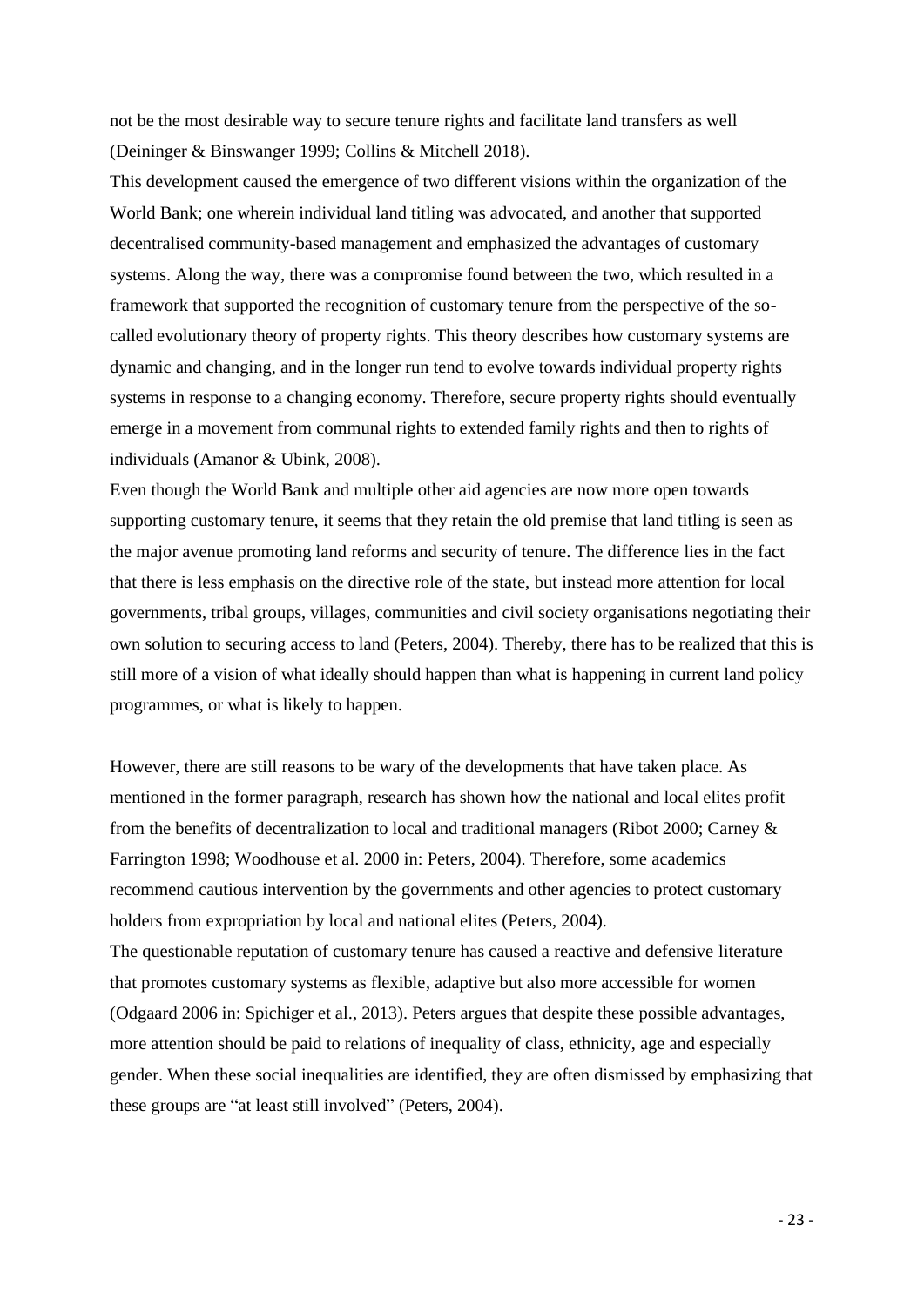not be the most desirable way to secure tenure rights and facilitate land transfers as well (Deininger & Binswanger 1999; Collins & Mitchell 2018).

This development caused the emergence of two different visions within the organization of the World Bank; one wherein individual land titling was advocated, and another that supported decentralised community-based management and emphasized the advantages of customary systems. Along the way, there was a compromise found between the two, which resulted in a framework that supported the recognition of customary tenure from the perspective of the so-called evolutionary theory of property rights. This theory describes how customary systems are dynamic and changing, and in the longer run tend to evolve towards individual property rights systems in response to a changing economy. Therefore, secure property rights should eventually emerge in a movement from communal rights to extended family rights and then to rights of individuals (Amanor & Ubink, 2008).

Even though the World Bank and multiple other aid agencies are now more open towards supporting customary tenure, it seems that they retain the old premise that land titling is seen as the major avenue promoting land reforms and security of tenure. The difference lies in the fact that there is less emphasis on the directive role of the state, but instead more attention for local governments, tribal groups, villages, communities and civil society organisations negotiating their own solution to securing access to land (Peters, 2004). Thereby, there has to be realized that this is still more of a vision of what ideally should happen than what is happening in current land policy programmes, or what is likely to happen.

However, there are still reasons to be wary of the developments that have taken place. As mentioned in the former paragraph, research has shown how the national and local elites profit from the benefits of decentralization to local and traditional managers (Ribot 2000; Carney & Farrington 1998; Woodhouse et al. 2000 in: Peters, 2004). Therefore, some academics recommend cautious intervention by the governments and other agencies to protect customary holders from expropriation by local and national elites (Peters, 2004).

The questionable reputation of customary tenure has caused a reactive and defensive literature that promotes customary systems as flexible, adaptive but also more accessible for women (Odgaard 2006 in: Spichiger et al., 2013). Peters argues that despite these possible advantages, more attention should be paid to relations of inequality of class, ethnicity, age and especially gender. When these social inequalities are identified, they are often dismissed by emphasizing that these groups are "at least still involved" (Peters, 2004).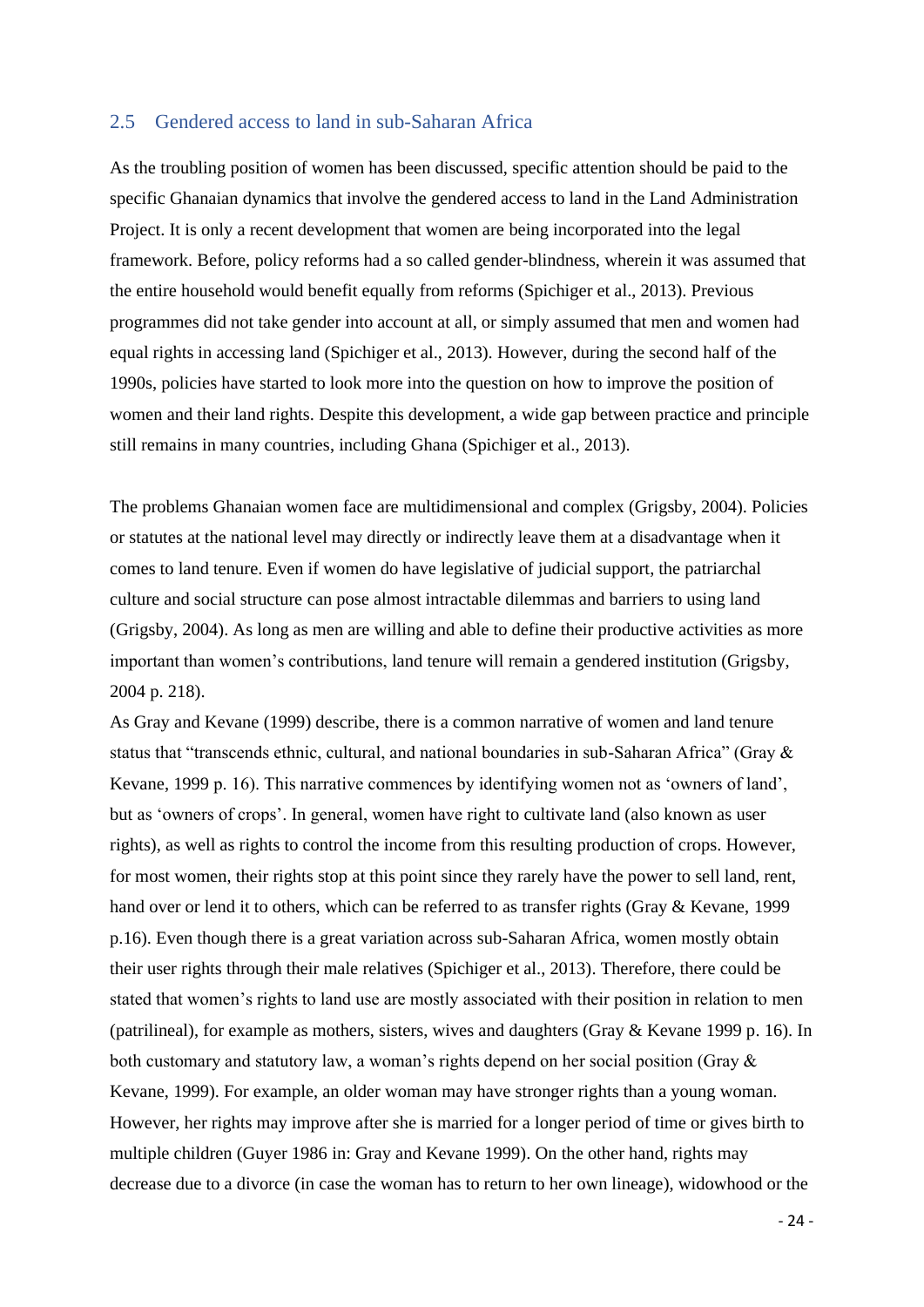## 2.5 Gendered access to land in sub-Saharan Africa

As the troubling position of women has been discussed, specific attention should be paid to the specific Ghanaian dynamics that involve the gendered access to land in the Land Administration Project. It is only a recent development that women are being incorporated into the legal framework. Before, policy reforms had a so called gender-blindness, wherein it was assumed that the entire household would benefit equally from reforms (Spichiger et al., 2013). Previous programmes did not take gender into account at all, or simply assumed that men and women had equal rights in accessing land (Spichiger et al., 2013). However, during the second half of the 1990s, policies have started to look more into the question on how to improve the position of women and their land rights. Despite this development, a wide gap between practice and principle still remains in many countries, including Ghana (Spichiger et al., 2013).

The problems Ghanaian women face are multidimensional and complex (Grigsby, 2004). Policies or statutes at the national level may directly or indirectly leave them at a disadvantage when it comes to land tenure. Even if women do have legislative of judicial support, the patriarchal culture and social structure can pose almost intractable dilemmas and barriers to using land (Grigsby, 2004). As long as men are willing and able to define their productive activities as more important than women's contributions, land tenure will remain a gendered institution (Grigsby, 2004 p. 218).

As Gray and Kevane (1999) describe, there is a common narrative of women and land tenure status that "transcends ethnic, cultural, and national boundaries in sub-Saharan Africa" (Gray & Kevane, 1999 p. 16). This narrative commences by identifying women not as 'owners of land', but as 'owners of crops'. In general, women have right to cultivate land (also known as user rights), as well as rights to control the income from this resulting production of crops. However, for most women, their rights stop at this point since they rarely have the power to sell land, rent, hand over or lend it to others, which can be referred to as transfer rights (Gray & Kevane, 1999 p.16). Even though there is a great variation across sub-Saharan Africa, women mostly obtain their user rights through their male relatives (Spichiger et al., 2013). Therefore, there could be stated that women's rights to land use are mostly associated with their position in relation to men (patrilineal), for example as mothers, sisters, wives and daughters (Gray & Kevane 1999 p. 16). In both customary and statutory law, a woman's rights depend on her social position (Gray & Kevane, 1999). For example, an older woman may have stronger rights than a young woman. However, her rights may improve after she is married for a longer period of time or gives birth to multiple children (Guyer 1986 in: Gray and Kevane 1999). On the other hand, rights may decrease due to a divorce (in case the woman has to return to her own lineage), widowhood or the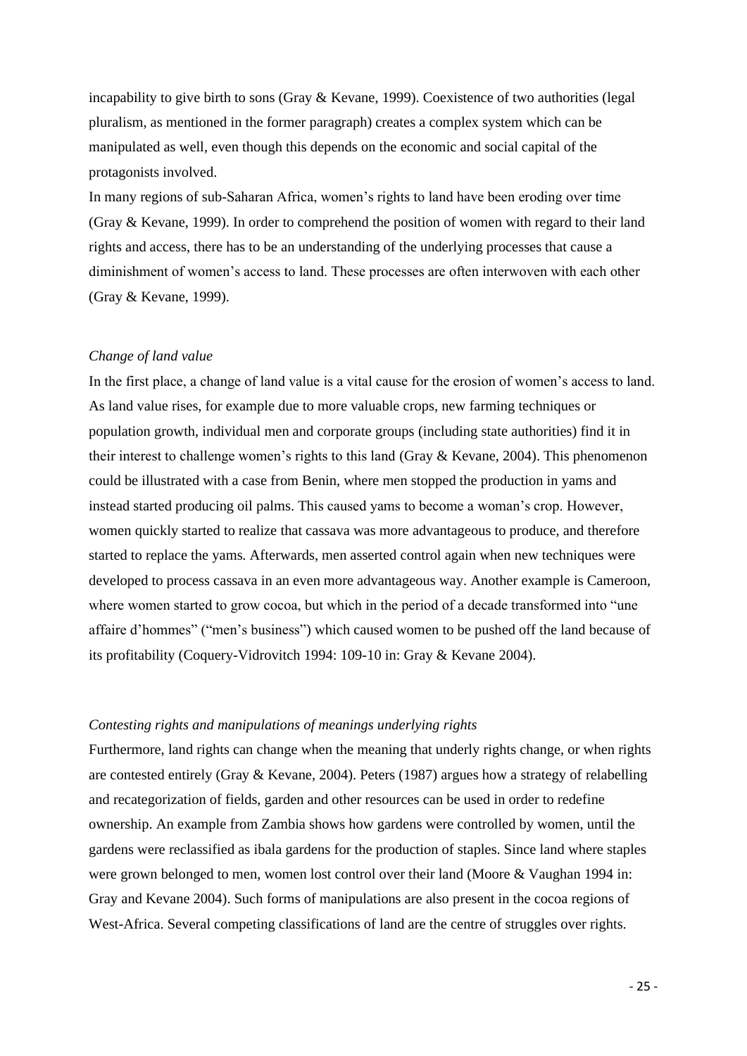incapability to give birth to sons (Gray & Kevane, 1999). Coexistence of two authorities (legal pluralism, as mentioned in the former paragraph) creates a complex system which can be manipulated as well, even though this depends on the economic and social capital of the protagonists involved.

In many regions of sub-Saharan Africa, women's rights to land have been eroding over time (Gray & Kevane, 1999). In order to comprehend the position of women with regard to their land rights and access, there has to be an understanding of the underlying processes that cause a diminishment of women's access to land. These processes are often interwoven with each other (Gray & Kevane, 1999).

*Change of land value*

In the first place, a change of land value is a vital cause for the erosion of women's access to land. As land value rises, for example due to more valuable crops, new farming techniques or population growth, individual men and corporate groups (including state authorities) find it in their interest to challenge women's rights to this land (Gray & Kevane, 2004). This phenomenon could be illustrated with a case from Benin, where men stopped the production in yams and instead started producing oil palms. This caused yams to become a woman's crop. However, women quickly started to realize that cassava was more advantageous to produce, and therefore started to replace the yams. Afterwards, men asserted control again when new techniques were developed to process cassava in an even more advantageous way. Another example is Cameroon, where women started to grow cocoa, but which in the period of a decade transformed into "une affaire d'hommes" ("men's business") which caused women to be pushed off the land because of its profitability (Coquery-Vidrovitch 1994: 109-10 in: Gray & Kevane 2004).

*Contesting rights and manipulations of meanings underlying rights*

Furthermore, land rights can change when the meaning that underly rights change, or when rights are contested entirely (Gray & Kevane, 2004). Peters (1987) argues how a strategy of relabelling and recategorization of fields, garden and other resources can be used in order to redefine ownership. An example from Zambia shows how gardens were controlled by women, until the gardens were reclassified as ibala gardens for the production of staples. Since land where staples were grown belonged to men, women lost control over their land (Moore & Vaughan 1994 in: Gray and Kevane 2004). Such forms of manipulations are also present in the cocoa regions of West-Africa. Several competing classifications of land are the centre of struggles over rights.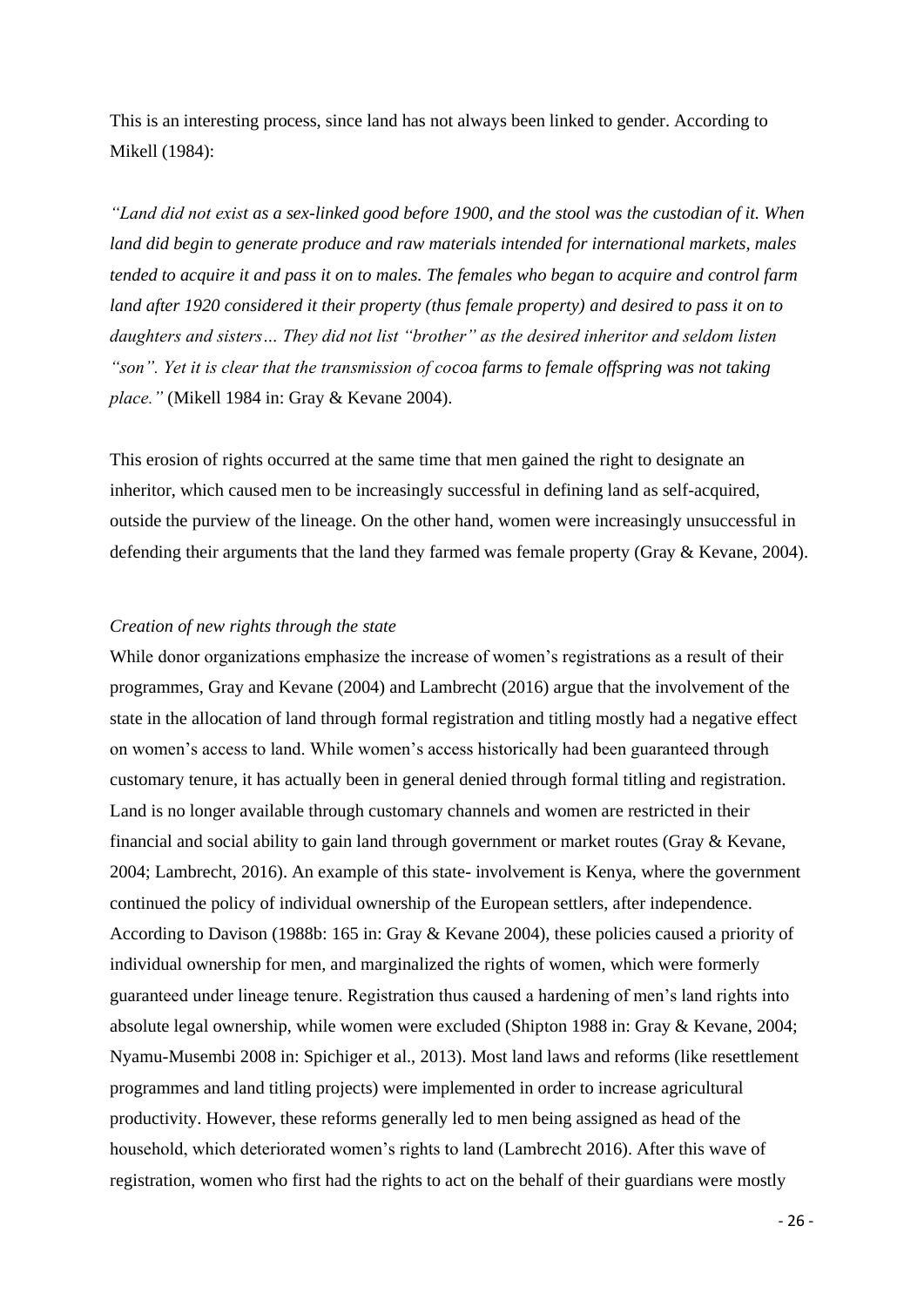This is an interesting process, since land has not always been linked to gender. According to Mikell (1984):

*"Land did not exist as a sex-linked good before 1900, and the stool was the custodian of it. When land did begin to generate produce and raw materials intended for international markets, males tended to acquire it and pass it on to males. The females who began to acquire and control farm land after 1920 considered it their property (thus female property) and desired to pass it on to daughters and sisters… They did not list "brother" as the desired inheritor and seldom listen "son". Yet it is clear that the transmission of cocoa farms to female offspring was not taking place."* (Mikell 1984 in: Gray & Kevane 2004).

This erosion of rights occurred at the same time that men gained the right to designate an inheritor, which caused men to be increasingly successful in defining land as self-acquired, outside the purview of the lineage. On the other hand, women were increasingly unsuccessful in defending their arguments that the land they farmed was female property (Gray & Kevane, 2004).

*Creation of new rights through the state*

While donor organizations emphasize the increase of women's registrations as a result of their programmes, Gray and Kevane (2004) and Lambrecht (2016) argue that the involvement of the state in the allocation of land through formal registration and titling mostly had a negative effect on women's access to land. While women's access historically had been guaranteed through customary tenure, it has actually been in general denied through formal titling and registration. Land is no longer available through customary channels and women are restricted in their financial and social ability to gain land through government or market routes (Gray & Kevane, 2004; Lambrecht, 2016). An example of this state- involvement is Kenya, where the government continued the policy of individual ownership of the European settlers, after independence. According to Davison (1988b: 165 in: Gray & Kevane 2004), these policies caused a priority of individual ownership for men, and marginalized the rights of women, which were formerly guaranteed under lineage tenure. Registration thus caused a hardening of men's land rights into absolute legal ownership, while women were excluded (Shipton 1988 in: Gray & Kevane, 2004; Nyamu-Musembi 2008 in: Spichiger et al., 2013). Most land laws and reforms (like resettlement programmes and land titling projects) were implemented in order to increase agricultural productivity. However, these reforms generally led to men being assigned as head of the household, which deteriorated women's rights to land (Lambrecht 2016). After this wave of registration, women who first had the rights to act on the behalf of their guardians were mostly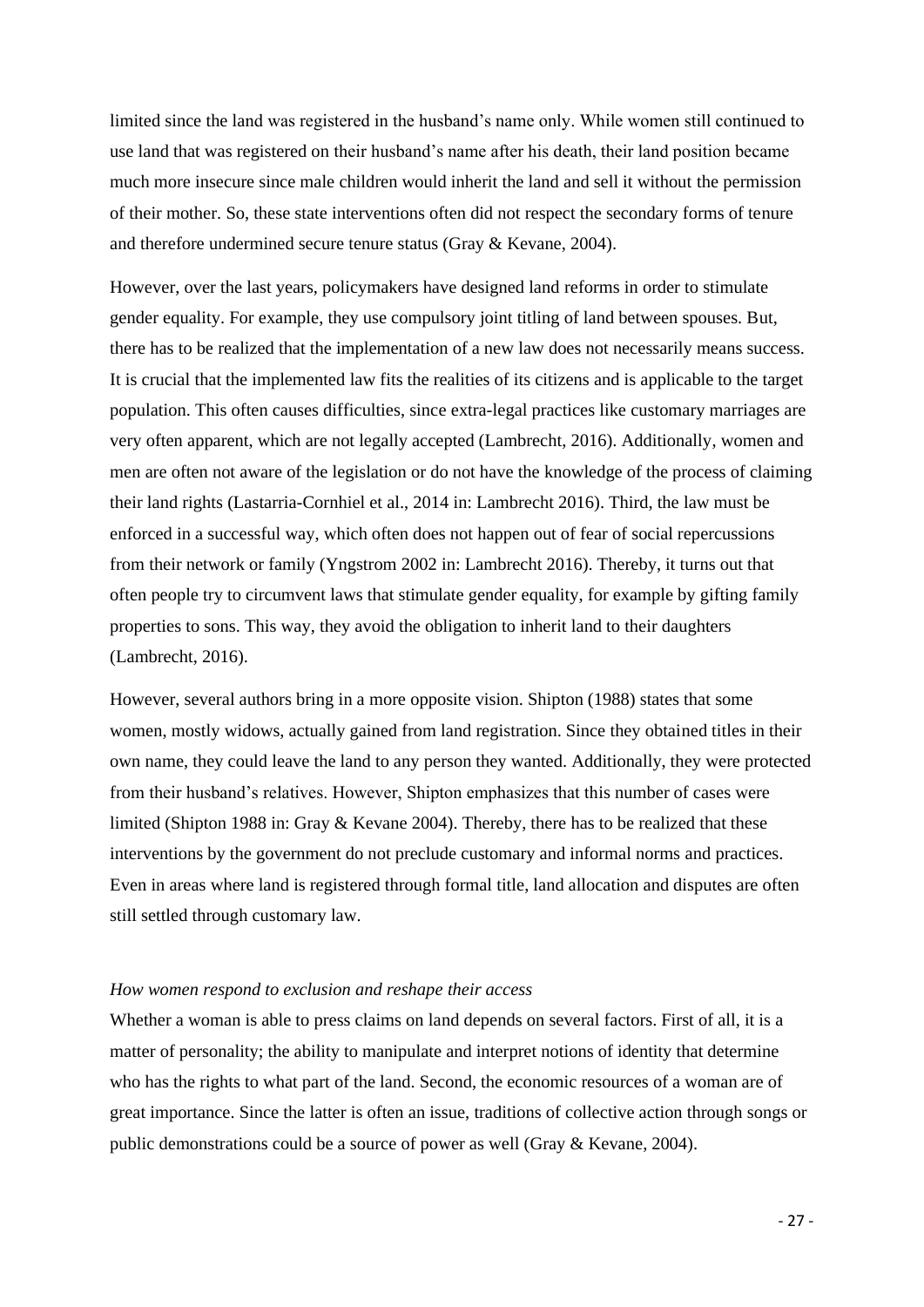limited since the land was registered in the husband's name only. While women still continued to use land that was registered on their husband's name after his death, their land position became much more insecure since male children would inherit the land and sell it without the permission of their mother. So, these state interventions often did not respect the secondary forms of tenure and therefore undermined secure tenure status (Gray & Kevane, 2004).

However, over the last years, policymakers have designed land reforms in order to stimulate gender equality. For example, they use compulsory joint titling of land between spouses. But, there has to be realized that the implementation of a new law does not necessarily means success. It is crucial that the implemented law fits the realities of its citizens and is applicable to the target population. This often causes difficulties, since extra-legal practices like customary marriages are very often apparent, which are not legally accepted (Lambrecht, 2016). Additionally, women and men are often not aware of the legislation or do not have the knowledge of the process of claiming their land rights (Lastarria-Cornhiel et al., 2014 in: Lambrecht 2016). Third, the law must be enforced in a successful way, which often does not happen out of fear of social repercussions from their network or family (Yngstrom 2002 in: Lambrecht 2016). Thereby, it turns out that often people try to circumvent laws that stimulate gender equality, for example by gifting family properties to sons. This way, they avoid the obligation to inherit land to their daughters (Lambrecht, 2016).

However, several authors bring in a more opposite vision. Shipton (1988) states that some women, mostly widows, actually gained from land registration. Since they obtained titles in their own name, they could leave the land to any person they wanted. Additionally, they were protected from their husband's relatives. However, Shipton emphasizes that this number of cases were limited (Shipton 1988 in: Gray & Kevane 2004). Thereby, there has to be realized that these interventions by the government do not preclude customary and informal norms and practices. Even in areas where land is registered through formal title, land allocation and disputes are often still settled through customary law.

*How women respond to exclusion and reshape their access*

Whether a woman is able to press claims on land depends on several factors. First of all, it is a matter of personality; the ability to manipulate and interpret notions of identity that determine who has the rights to what part of the land. Second, the economic resources of a woman are of great importance. Since the latter is often an issue, traditions of collective action through songs or public demonstrations could be a source of power as well (Gray & Kevane, 2004).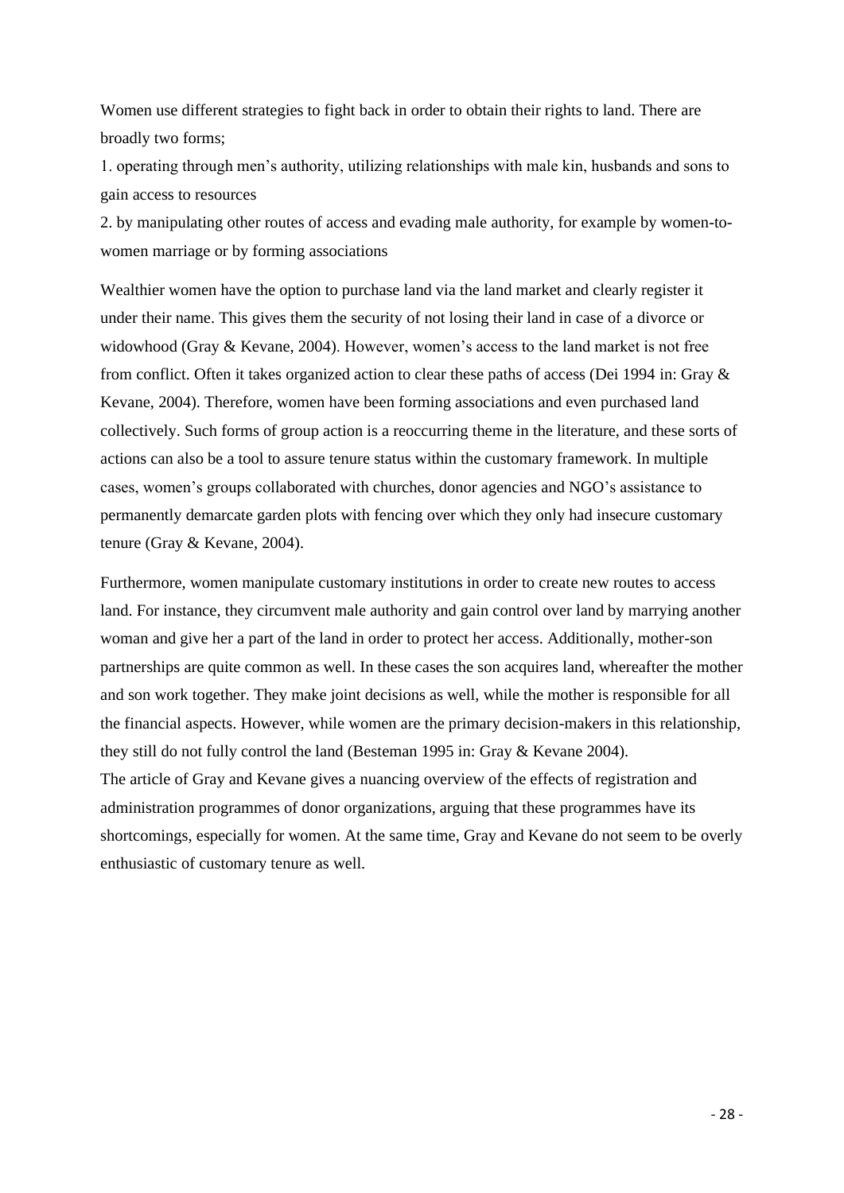Women use different strategies to fight back in order to obtain their rights to land. There are broadly two forms;

1. operating through men's authority, utilizing relationships with male kin, husbands and sons to gain access to resources
2. by manipulating other routes of access and evading male authority, for example by women-to-women marriage or by forming associations

Wealthier women have the option to purchase land via the land market and clearly register it under their name. This gives them the security of not losing their land in case of a divorce or widowhood (Gray & Kevane, 2004). However, women's access to the land market is not free from conflict. Often it takes organized action to clear these paths of access (Dei 1994 in: Gray & Kevane, 2004). Therefore, women have been forming associations and even purchased land collectively. Such forms of group action is a reoccurring theme in the literature, and these sorts of actions can also be a tool to assure tenure status within the customary framework. In multiple cases, women's groups collaborated with churches, donor agencies and NGO's assistance to permanently demarcate garden plots with fencing over which they only had insecure customary tenure (Gray & Kevane, 2004).

Furthermore, women manipulate customary institutions in order to create new routes to access land. For instance, they circumvent male authority and gain control over land by marrying another woman and give her a part of the land in order to protect her access. Additionally, mother-son partnerships are quite common as well. In these cases the son acquires land, whereafter the mother and son work together. They make joint decisions as well, while the mother is responsible for all the financial aspects. However, while women are the primary decision-makers in this relationship, they still do not fully control the land (Besteman 1995 in: Gray & Kevane 2004).
The article of Gray and Kevane gives a nuancing overview of the effects of registration and administration programmes of donor organizations, arguing that these programmes have its shortcomings, especially for women. At the same time, Gray and Kevane do not seem to be overly enthusiastic of customary tenure as well.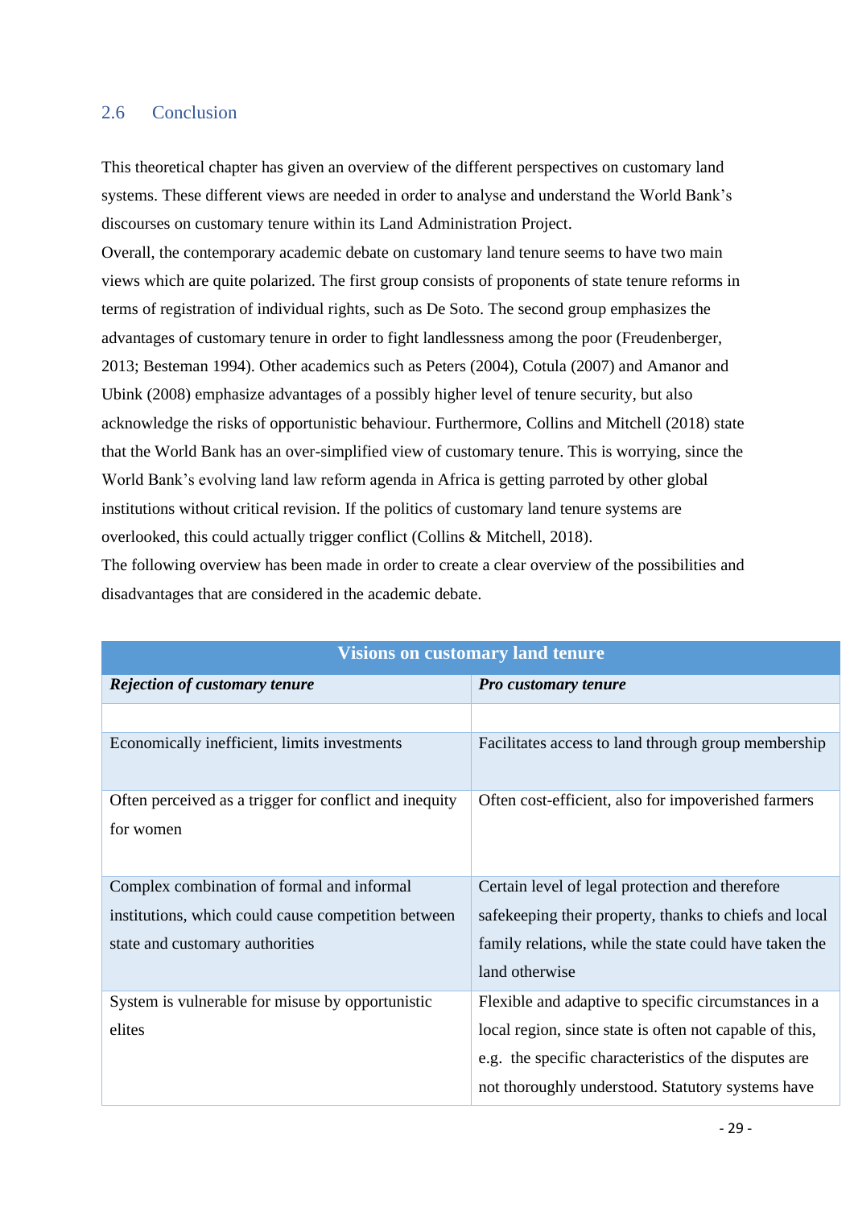## 2.6 Conclusion

This theoretical chapter has given an overview of the different perspectives on customary land systems. These different views are needed in order to analyse and understand the World Bank's discourses on customary tenure within its Land Administration Project.

Overall, the contemporary academic debate on customary land tenure seems to have two main views which are quite polarized. The first group consists of proponents of state tenure reforms in terms of registration of individual rights, such as De Soto. The second group emphasizes the advantages of customary tenure in order to fight landlessness among the poor (Freudenberger, 2013; Besteman 1994). Other academics such as Peters (2004), Cotula (2007) and Amanor and Ubink (2008) emphasize advantages of a possibly higher level of tenure security, but also acknowledge the risks of opportunistic behaviour. Furthermore, Collins and Mitchell (2018) state that the World Bank has an over-simplified view of customary tenure. This is worrying, since the World Bank's evolving land law reform agenda in Africa is getting parroted by other global institutions without critical revision. If the politics of customary land tenure systems are overlooked, this could actually trigger conflict (Collins & Mitchell, 2018).

The following overview has been made in order to create a clear overview of the possibilities and disadvantages that are considered in the academic debate.

| Visions on customary land tenure | |
|---|---|
| ***Rejection of customary tenure*** | ***Pro customary tenure*** |
| | |
| Economically inefficient, limits investments | Facilitates access to land through group membership |
| Often perceived as a trigger for conflict and inequity for women | Often cost-efficient, also for impoverished farmers |
| Complex combination of formal and informal institutions, which could cause competition between state and customary authorities | Certain level of legal protection and therefore safekeeping their property, thanks to chiefs and local family relations, while the state could have taken the land otherwise |
| System is vulnerable for misuse by opportunistic elites | Flexible and adaptive to specific circumstances in a local region, since state is often not capable of this, e.g. the specific characteristics of the disputes are not thoroughly understood. Statutory systems have |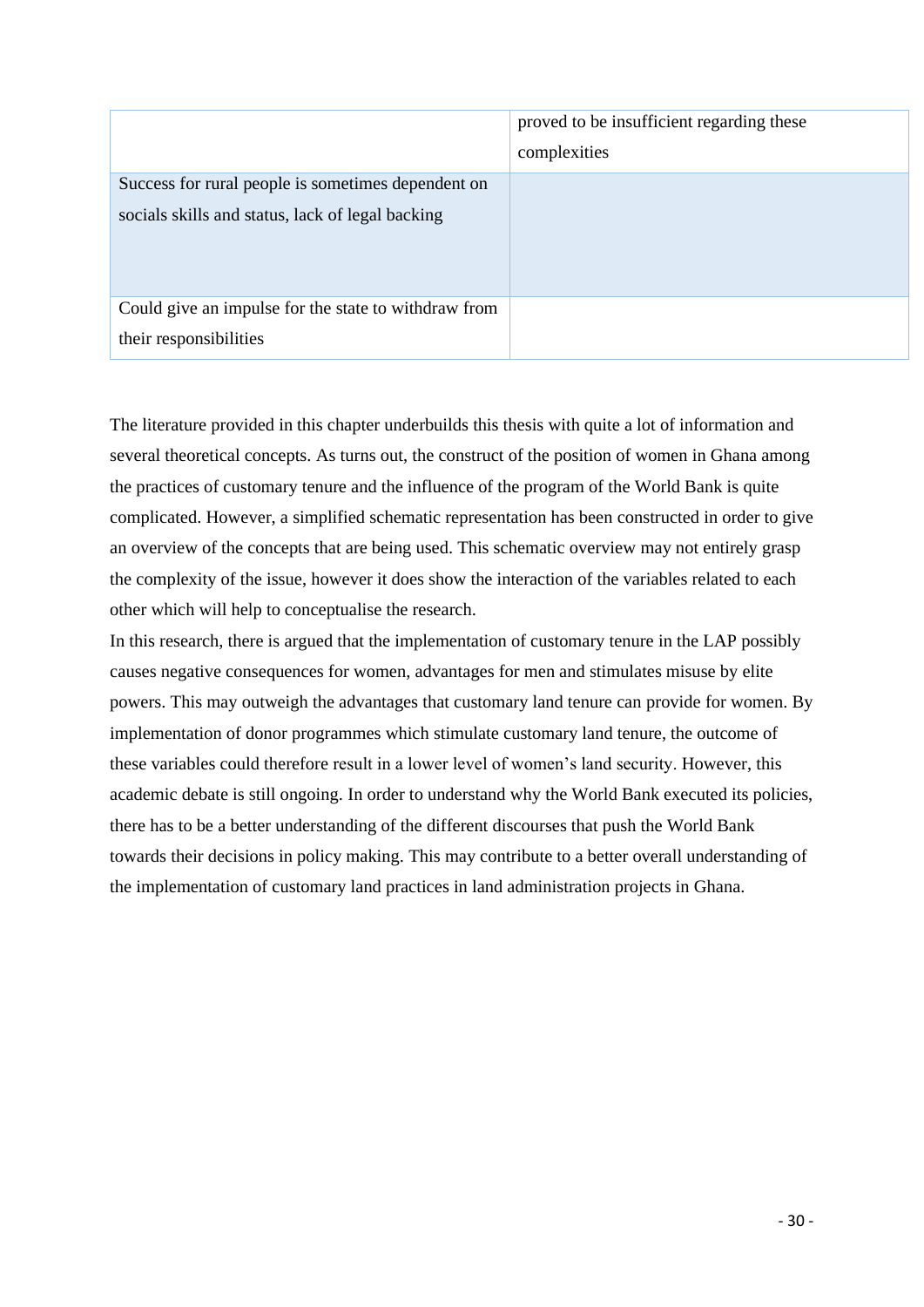| | |
|---|---|
| | proved to be insufficient regarding these complexities |
| Success for rural people is sometimes dependent on socials skills and status, lack of legal backing | |
| Could give an impulse for the state to withdraw from their responsibilities | |

The literature provided in this chapter underbuilds this thesis with quite a lot of information and several theoretical concepts. As turns out, the construct of the position of women in Ghana among the practices of customary tenure and the influence of the program of the World Bank is quite complicated. However, a simplified schematic representation has been constructed in order to give an overview of the concepts that are being used. This schematic overview may not entirely grasp the complexity of the issue, however it does show the interaction of the variables related to each other which will help to conceptualise the research.

In this research, there is argued that the implementation of customary tenure in the LAP possibly causes negative consequences for women, advantages for men and stimulates misuse by elite powers. This may outweigh the advantages that customary land tenure can provide for women. By implementation of donor programmes which stimulate customary land tenure, the outcome of these variables could therefore result in a lower level of women's land security. However, this academic debate is still ongoing. In order to understand why the World Bank executed its policies, there has to be a better understanding of the different discourses that push the World Bank towards their decisions in policy making. This may contribute to a better overall understanding of the implementation of customary land practices in land administration projects in Ghana.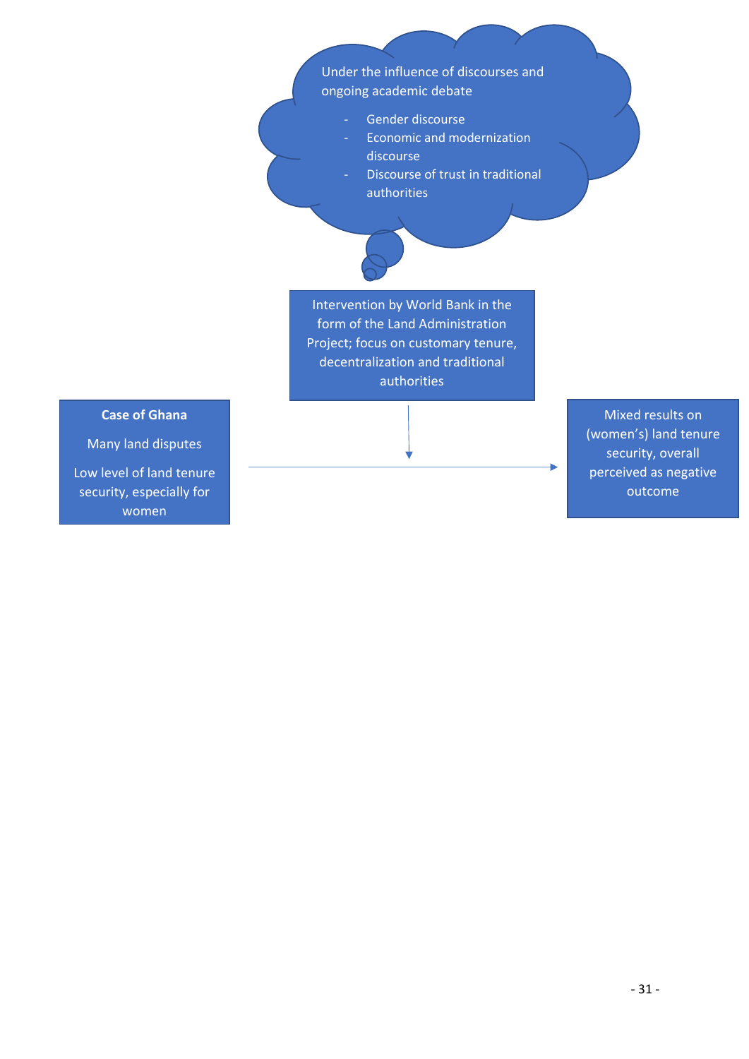Under the influence of discourses and ongoing academic debate

- Gender discourse
- Economic and modernization discourse
- Discourse of trust in traditional authorities

Intervention by World Bank in the form of the Land Administration Project; focus on customary tenure, decentralization and traditional authorities

**Case of Ghana**

Many land disputes

Low level of land tenure security, especially for women

Mixed results on (women's) land tenure security, overall perceived as negative outcome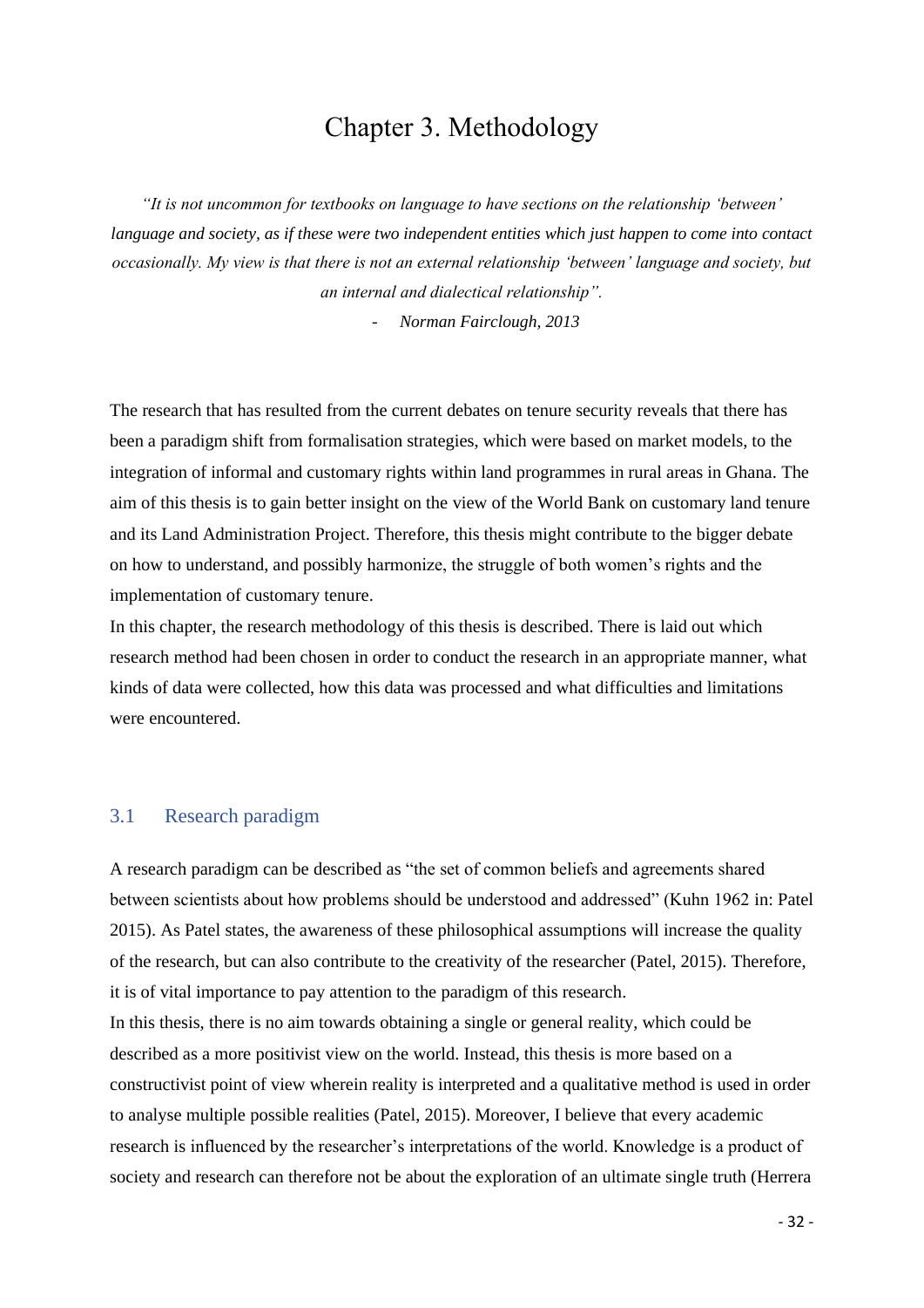# Chapter 3. Methodology

*"It is not uncommon for textbooks on language to have sections on the relationship 'between' language and society, as if these were two independent entities which just happen to come into contact occasionally. My view is that there is not an external relationship 'between' language and society, but an internal and dialectical relationship".*

*- Norman Fairclough, 2013*

The research that has resulted from the current debates on tenure security reveals that there has been a paradigm shift from formalisation strategies, which were based on market models, to the integration of informal and customary rights within land programmes in rural areas in Ghana. The aim of this thesis is to gain better insight on the view of the World Bank on customary land tenure and its Land Administration Project. Therefore, this thesis might contribute to the bigger debate on how to understand, and possibly harmonize, the struggle of both women's rights and the implementation of customary tenure.

In this chapter, the research methodology of this thesis is described. There is laid out which research method had been chosen in order to conduct the research in an appropriate manner, what kinds of data were collected, how this data was processed and what difficulties and limitations were encountered.

## 3.1 Research paradigm

A research paradigm can be described as "the set of common beliefs and agreements shared between scientists about how problems should be understood and addressed" (Kuhn 1962 in: Patel 2015). As Patel states, the awareness of these philosophical assumptions will increase the quality of the research, but can also contribute to the creativity of the researcher (Patel, 2015). Therefore, it is of vital importance to pay attention to the paradigm of this research.

In this thesis, there is no aim towards obtaining a single or general reality, which could be described as a more positivist view on the world. Instead, this thesis is more based on a constructivist point of view wherein reality is interpreted and a qualitative method is used in order to analyse multiple possible realities (Patel, 2015). Moreover, I believe that every academic research is influenced by the researcher's interpretations of the world. Knowledge is a product of society and research can therefore not be about the exploration of an ultimate single truth (Herrera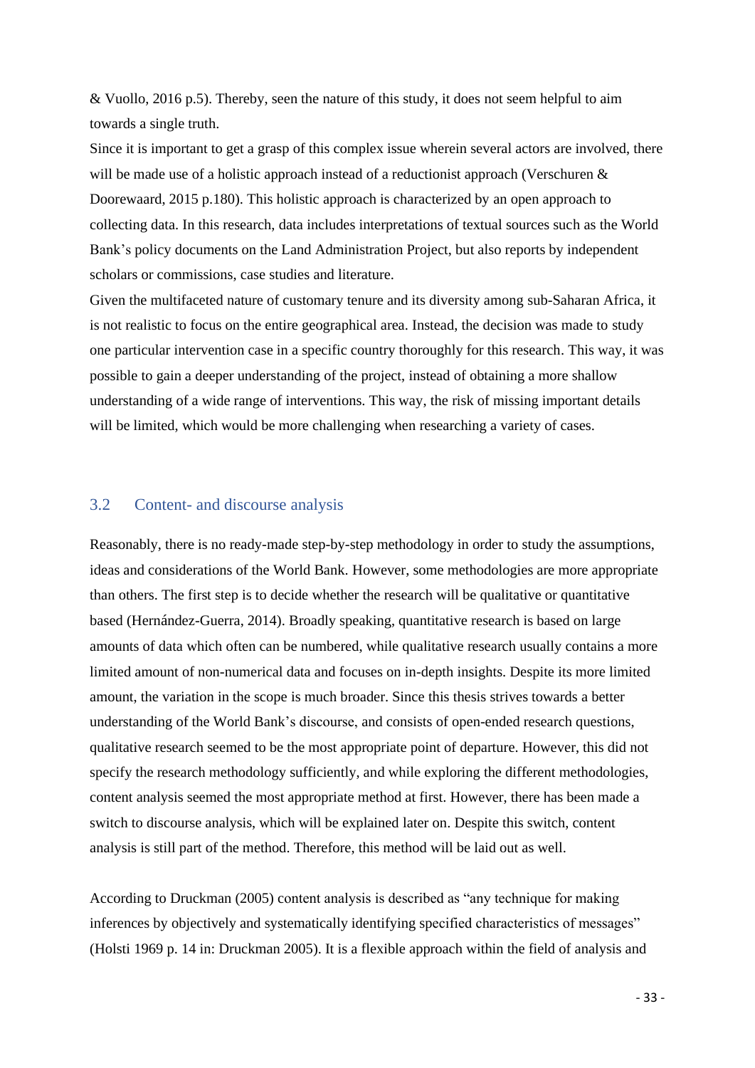& Vuollo, 2016 p.5). Thereby, seen the nature of this study, it does not seem helpful to aim towards a single truth.

Since it is important to get a grasp of this complex issue wherein several actors are involved, there will be made use of a holistic approach instead of a reductionist approach (Verschuren & Doorewaard, 2015 p.180). This holistic approach is characterized by an open approach to collecting data. In this research, data includes interpretations of textual sources such as the World Bank's policy documents on the Land Administration Project, but also reports by independent scholars or commissions, case studies and literature.

Given the multifaceted nature of customary tenure and its diversity among sub-Saharan Africa, it is not realistic to focus on the entire geographical area. Instead, the decision was made to study one particular intervention case in a specific country thoroughly for this research. This way, it was possible to gain a deeper understanding of the project, instead of obtaining a more shallow understanding of a wide range of interventions. This way, the risk of missing important details will be limited, which would be more challenging when researching a variety of cases.

## 3.2 Content- and discourse analysis

Reasonably, there is no ready-made step-by-step methodology in order to study the assumptions, ideas and considerations of the World Bank. However, some methodologies are more appropriate than others. The first step is to decide whether the research will be qualitative or quantitative based (Hernández-Guerra, 2014). Broadly speaking, quantitative research is based on large amounts of data which often can be numbered, while qualitative research usually contains a more limited amount of non-numerical data and focuses on in-depth insights. Despite its more limited amount, the variation in the scope is much broader. Since this thesis strives towards a better understanding of the World Bank's discourse, and consists of open-ended research questions, qualitative research seemed to be the most appropriate point of departure. However, this did not specify the research methodology sufficiently, and while exploring the different methodologies, content analysis seemed the most appropriate method at first. However, there has been made a switch to discourse analysis, which will be explained later on. Despite this switch, content analysis is still part of the method. Therefore, this method will be laid out as well.

According to Druckman (2005) content analysis is described as "any technique for making inferences by objectively and systematically identifying specified characteristics of messages" (Holsti 1969 p. 14 in: Druckman 2005). It is a flexible approach within the field of analysis and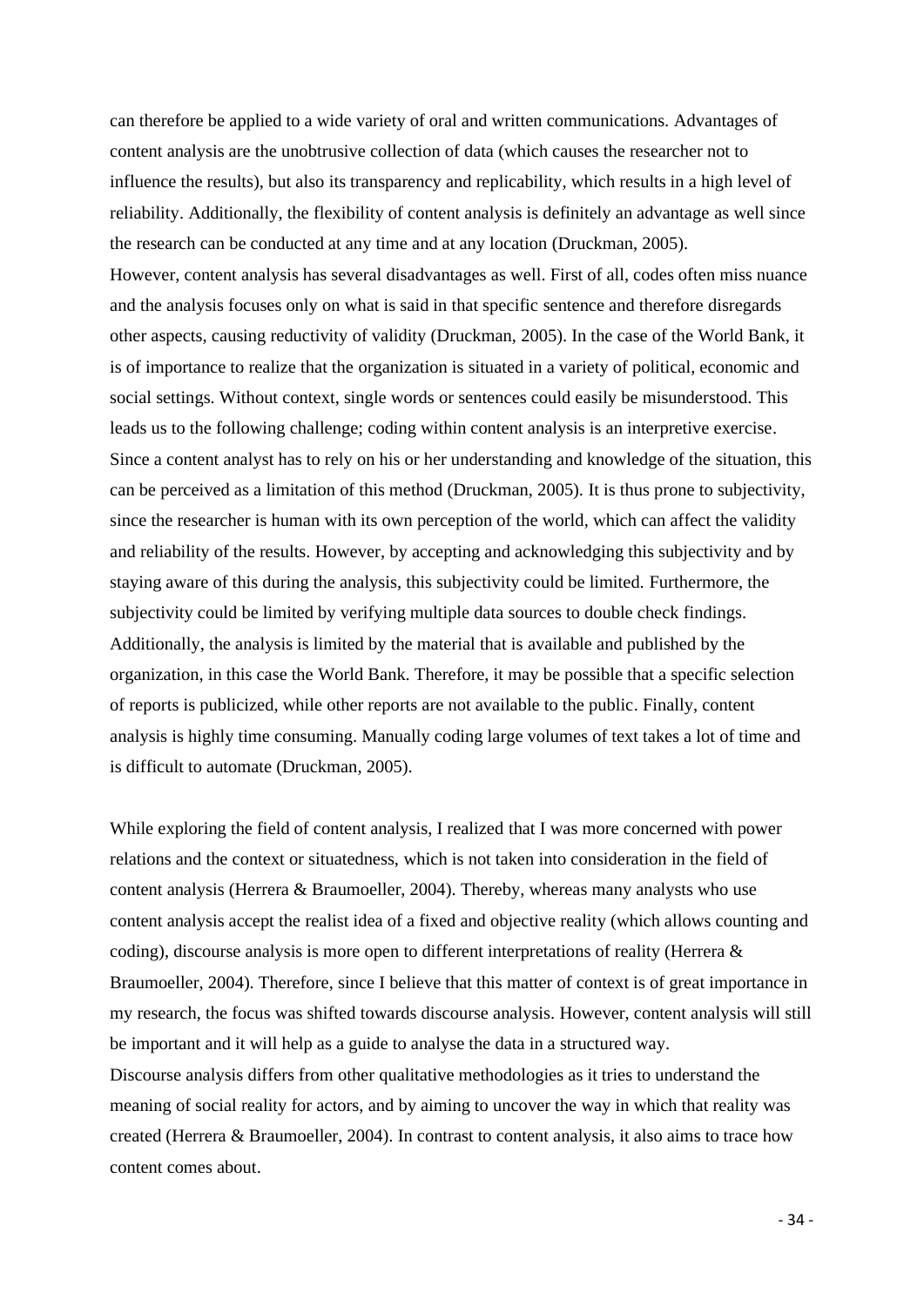can therefore be applied to a wide variety of oral and written communications. Advantages of content analysis are the unobtrusive collection of data (which causes the researcher not to influence the results), but also its transparency and replicability, which results in a high level of reliability. Additionally, the flexibility of content analysis is definitely an advantage as well since the research can be conducted at any time and at any location (Druckman, 2005).

However, content analysis has several disadvantages as well. First of all, codes often miss nuance and the analysis focuses only on what is said in that specific sentence and therefore disregards other aspects, causing reductivity of validity (Druckman, 2005). In the case of the World Bank, it is of importance to realize that the organization is situated in a variety of political, economic and social settings. Without context, single words or sentences could easily be misunderstood. This leads us to the following challenge; coding within content analysis is an interpretive exercise. Since a content analyst has to rely on his or her understanding and knowledge of the situation, this can be perceived as a limitation of this method (Druckman, 2005). It is thus prone to subjectivity, since the researcher is human with its own perception of the world, which can affect the validity and reliability of the results. However, by accepting and acknowledging this subjectivity and by staying aware of this during the analysis, this subjectivity could be limited. Furthermore, the subjectivity could be limited by verifying multiple data sources to double check findings. Additionally, the analysis is limited by the material that is available and published by the organization, in this case the World Bank. Therefore, it may be possible that a specific selection of reports is publicized, while other reports are not available to the public. Finally, content analysis is highly time consuming. Manually coding large volumes of text takes a lot of time and is difficult to automate (Druckman, 2005).

While exploring the field of content analysis, I realized that I was more concerned with power relations and the context or situatedness, which is not taken into consideration in the field of content analysis (Herrera & Braumoeller, 2004). Thereby, whereas many analysts who use content analysis accept the realist idea of a fixed and objective reality (which allows counting and coding), discourse analysis is more open to different interpretations of reality (Herrera & Braumoeller, 2004). Therefore, since I believe that this matter of context is of great importance in my research, the focus was shifted towards discourse analysis. However, content analysis will still be important and it will help as a guide to analyse the data in a structured way.

Discourse analysis differs from other qualitative methodologies as it tries to understand the meaning of social reality for actors, and by aiming to uncover the way in which that reality was created (Herrera & Braumoeller, 2004). In contrast to content analysis, it also aims to trace how content comes about.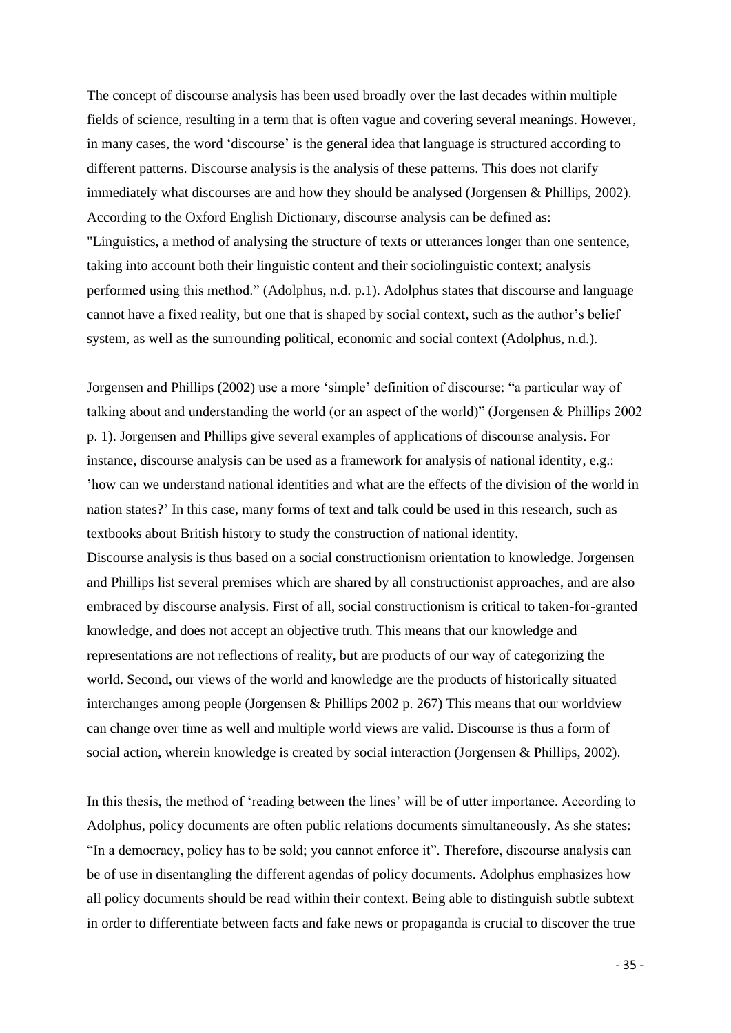The concept of discourse analysis has been used broadly over the last decades within multiple fields of science, resulting in a term that is often vague and covering several meanings. However, in many cases, the word 'discourse' is the general idea that language is structured according to different patterns. Discourse analysis is the analysis of these patterns. This does not clarify immediately what discourses are and how they should be analysed (Jorgensen & Phillips, 2002). According to the Oxford English Dictionary, discourse analysis can be defined as: "Linguistics, a method of analysing the structure of texts or utterances longer than one sentence, taking into account both their linguistic content and their sociolinguistic context; analysis performed using this method." (Adolphus, n.d. p.1). Adolphus states that discourse and language cannot have a fixed reality, but one that is shaped by social context, such as the author's belief system, as well as the surrounding political, economic and social context (Adolphus, n.d.).

Jorgensen and Phillips (2002) use a more 'simple' definition of discourse: "a particular way of talking about and understanding the world (or an aspect of the world)" (Jorgensen & Phillips 2002 p. 1). Jorgensen and Phillips give several examples of applications of discourse analysis. For instance, discourse analysis can be used as a framework for analysis of national identity, e.g.: 'how can we understand national identities and what are the effects of the division of the world in nation states?' In this case, many forms of text and talk could be used in this research, such as textbooks about British history to study the construction of national identity.
Discourse analysis is thus based on a social constructionism orientation to knowledge. Jorgensen and Phillips list several premises which are shared by all constructionist approaches, and are also embraced by discourse analysis. First of all, social constructionism is critical to taken-for-granted knowledge, and does not accept an objective truth. This means that our knowledge and representations are not reflections of reality, but are products of our way of categorizing the world. Second, our views of the world and knowledge are the products of historically situated interchanges among people (Jorgensen & Phillips 2002 p. 267) This means that our worldview can change over time as well and multiple world views are valid. Discourse is thus a form of social action, wherein knowledge is created by social interaction (Jorgensen & Phillips, 2002).

In this thesis, the method of 'reading between the lines' will be of utter importance. According to Adolphus, policy documents are often public relations documents simultaneously. As she states: "In a democracy, policy has to be sold; you cannot enforce it". Therefore, discourse analysis can be of use in disentangling the different agendas of policy documents. Adolphus emphasizes how all policy documents should be read within their context. Being able to distinguish subtle subtext in order to differentiate between facts and fake news or propaganda is crucial to discover the true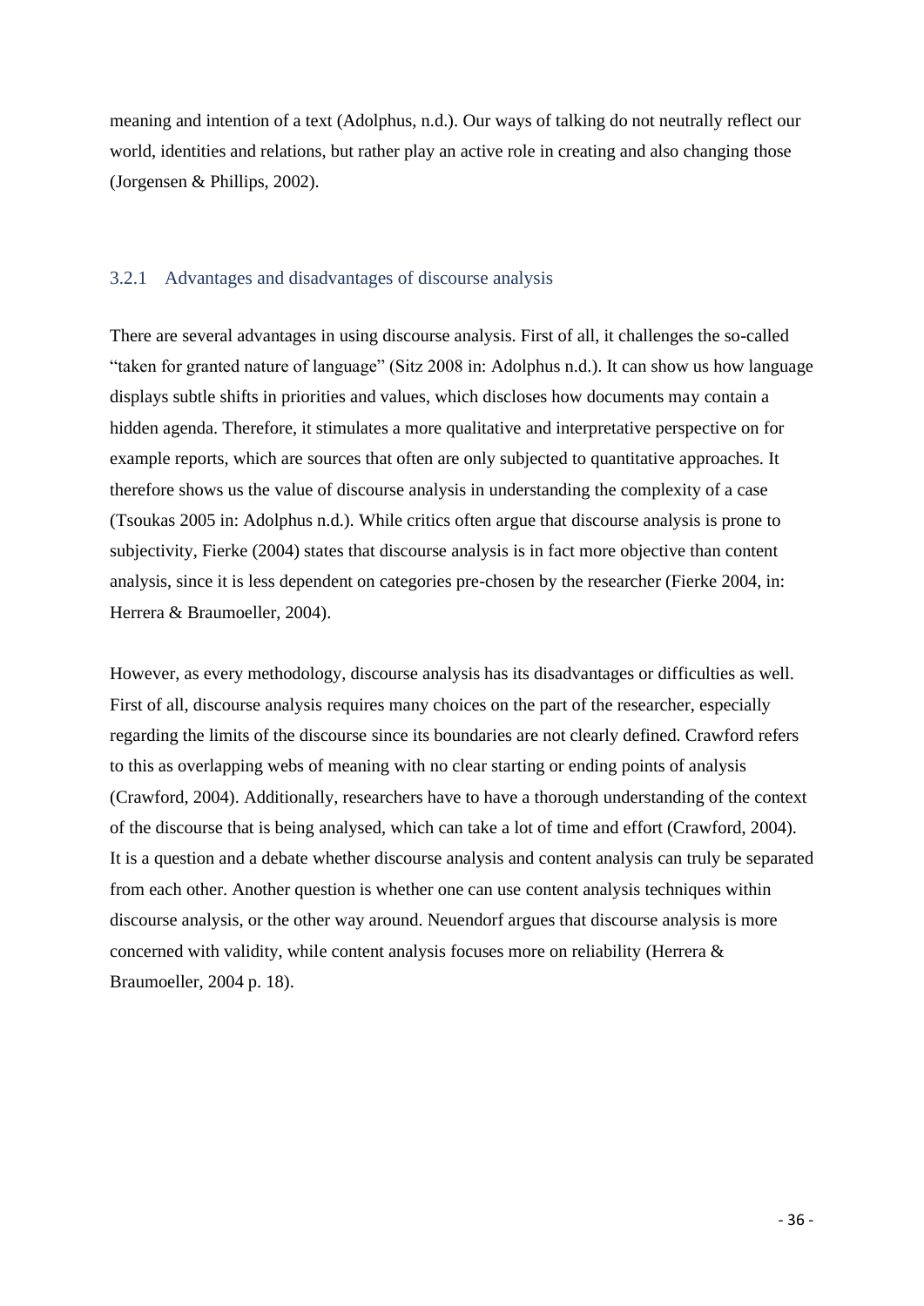meaning and intention of a text (Adolphus, n.d.). Our ways of talking do not neutrally reflect our world, identities and relations, but rather play an active role in creating and also changing those (Jorgensen & Phillips, 2002).

### 3.2.1 Advantages and disadvantages of discourse analysis

There are several advantages in using discourse analysis. First of all, it challenges the so-called "taken for granted nature of language" (Sitz 2008 in: Adolphus n.d.). It can show us how language displays subtle shifts in priorities and values, which discloses how documents may contain a hidden agenda. Therefore, it stimulates a more qualitative and interpretative perspective on for example reports, which are sources that often are only subjected to quantitative approaches. It therefore shows us the value of discourse analysis in understanding the complexity of a case (Tsoukas 2005 in: Adolphus n.d.). While critics often argue that discourse analysis is prone to subjectivity, Fierke (2004) states that discourse analysis is in fact more objective than content analysis, since it is less dependent on categories pre-chosen by the researcher (Fierke 2004, in: Herrera & Braumoeller, 2004).

However, as every methodology, discourse analysis has its disadvantages or difficulties as well. First of all, discourse analysis requires many choices on the part of the researcher, especially regarding the limits of the discourse since its boundaries are not clearly defined. Crawford refers to this as overlapping webs of meaning with no clear starting or ending points of analysis (Crawford, 2004). Additionally, researchers have to have a thorough understanding of the context of the discourse that is being analysed, which can take a lot of time and effort (Crawford, 2004). It is a question and a debate whether discourse analysis and content analysis can truly be separated from each other. Another question is whether one can use content analysis techniques within discourse analysis, or the other way around. Neuendorf argues that discourse analysis is more concerned with validity, while content analysis focuses more on reliability (Herrera & Braumoeller, 2004 p. 18).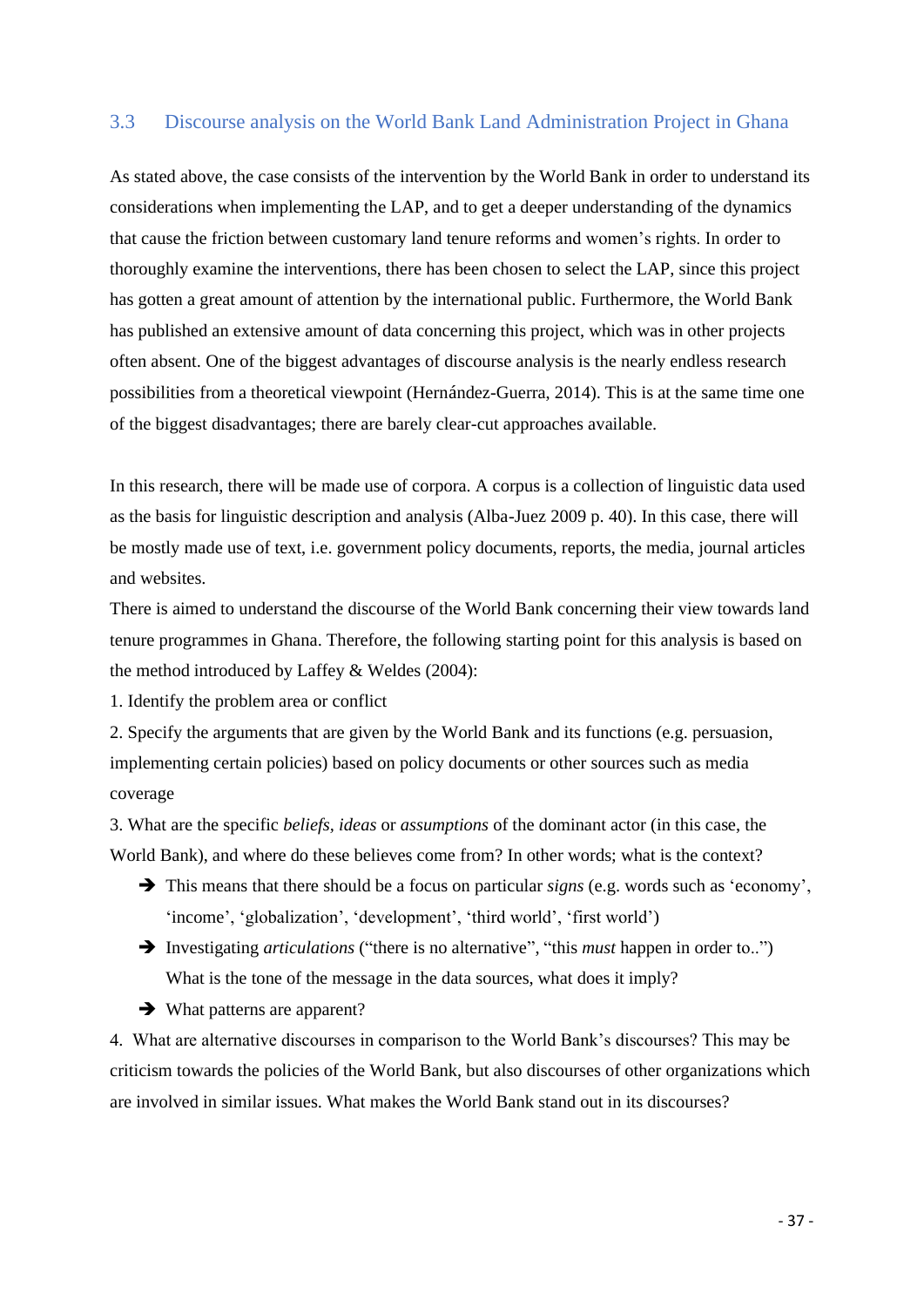## 3.3 Discourse analysis on the World Bank Land Administration Project in Ghana

As stated above, the case consists of the intervention by the World Bank in order to understand its considerations when implementing the LAP, and to get a deeper understanding of the dynamics that cause the friction between customary land tenure reforms and women's rights. In order to thoroughly examine the interventions, there has been chosen to select the LAP, since this project has gotten a great amount of attention by the international public. Furthermore, the World Bank has published an extensive amount of data concerning this project, which was in other projects often absent. One of the biggest advantages of discourse analysis is the nearly endless research possibilities from a theoretical viewpoint (Hernández-Guerra, 2014). This is at the same time one of the biggest disadvantages; there are barely clear-cut approaches available.

In this research, there will be made use of corpora. A corpus is a collection of linguistic data used as the basis for linguistic description and analysis (Alba-Juez 2009 p. 40). In this case, there will be mostly made use of text, i.e. government policy documents, reports, the media, journal articles and websites.

There is aimed to understand the discourse of the World Bank concerning their view towards land tenure programmes in Ghana. Therefore, the following starting point for this analysis is based on the method introduced by Laffey & Weldes (2004):

1. Identify the problem area or conflict
2. Specify the arguments that are given by the World Bank and its functions (e.g. persuasion, implementing certain policies) based on policy documents or other sources such as media coverage
3. What are the specific *beliefs, ideas* or *assumptions* of the dominant actor (in this case, the World Bank), and where do these believes come from? In other words; what is the context?
   - ➔ This means that there should be a focus on particular *signs* (e.g. words such as 'economy', 'income', 'globalization', 'development', 'third world', 'first world')
   - ➔ Investigating *articulations* ("there is no alternative", "this *must* happen in order to..") What is the tone of the message in the data sources, what does it imply?
   - ➔ What patterns are apparent?
4. What are alternative discourses in comparison to the World Bank's discourses? This may be criticism towards the policies of the World Bank, but also discourses of other organizations which are involved in similar issues. What makes the World Bank stand out in its discourses?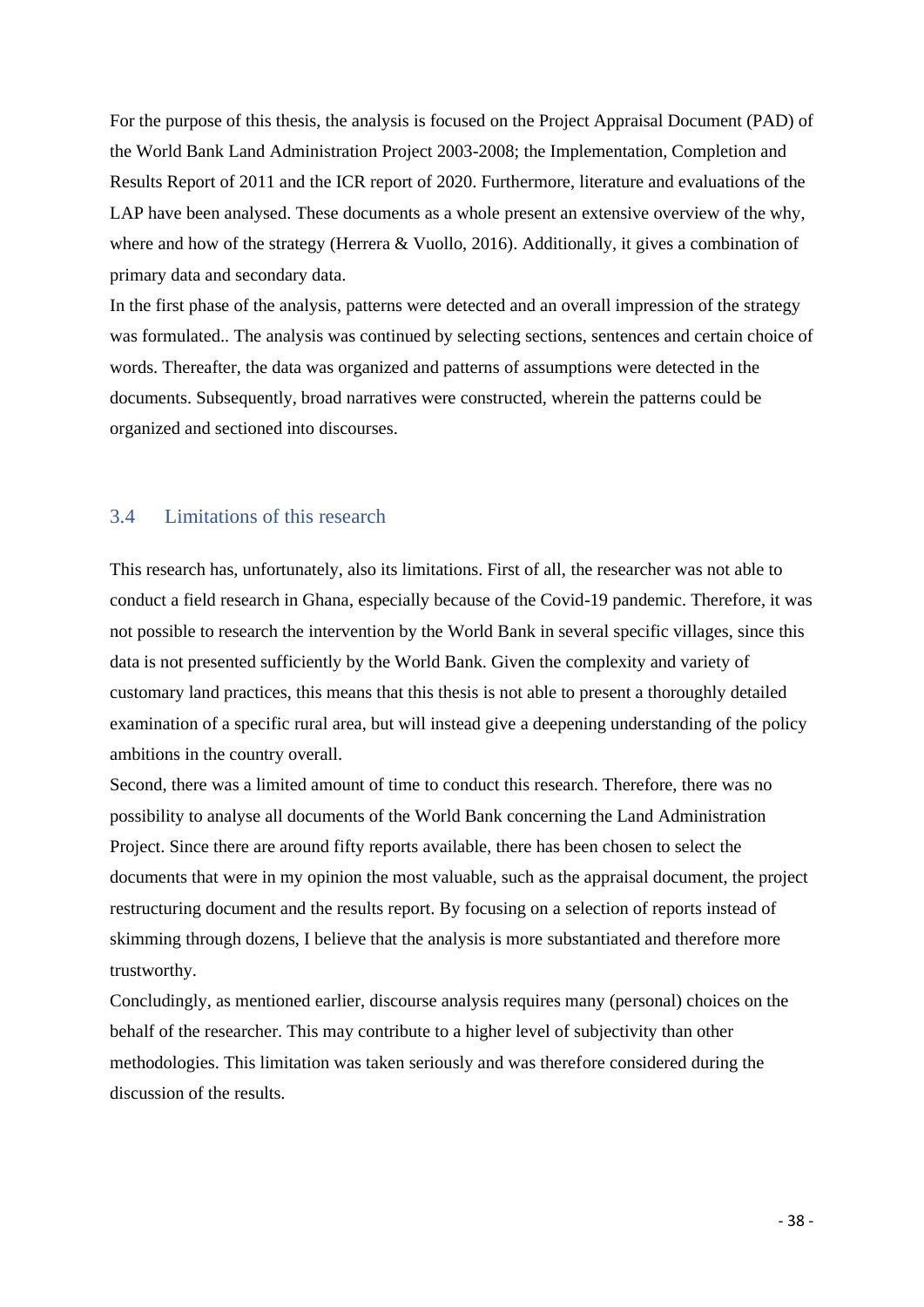For the purpose of this thesis, the analysis is focused on the Project Appraisal Document (PAD) of the World Bank Land Administration Project 2003-2008; the Implementation, Completion and Results Report of 2011 and the ICR report of 2020. Furthermore, literature and evaluations of the LAP have been analysed. These documents as a whole present an extensive overview of the why, where and how of the strategy (Herrera & Vuollo, 2016). Additionally, it gives a combination of primary data and secondary data.

In the first phase of the analysis, patterns were detected and an overall impression of the strategy was formulated.. The analysis was continued by selecting sections, sentences and certain choice of words. Thereafter, the data was organized and patterns of assumptions were detected in the documents. Subsequently, broad narratives were constructed, wherein the patterns could be organized and sectioned into discourses.

## 3.4 Limitations of this research

This research has, unfortunately, also its limitations. First of all, the researcher was not able to conduct a field research in Ghana, especially because of the Covid-19 pandemic. Therefore, it was not possible to research the intervention by the World Bank in several specific villages, since this data is not presented sufficiently by the World Bank. Given the complexity and variety of customary land practices, this means that this thesis is not able to present a thoroughly detailed examination of a specific rural area, but will instead give a deepening understanding of the policy ambitions in the country overall.

Second, there was a limited amount of time to conduct this research. Therefore, there was no possibility to analyse all documents of the World Bank concerning the Land Administration Project. Since there are around fifty reports available, there has been chosen to select the documents that were in my opinion the most valuable, such as the appraisal document, the project restructuring document and the results report. By focusing on a selection of reports instead of skimming through dozens, I believe that the analysis is more substantiated and therefore more trustworthy.

Concludingly, as mentioned earlier, discourse analysis requires many (personal) choices on the behalf of the researcher. This may contribute to a higher level of subjectivity than other methodologies. This limitation was taken seriously and was therefore considered during the discussion of the results.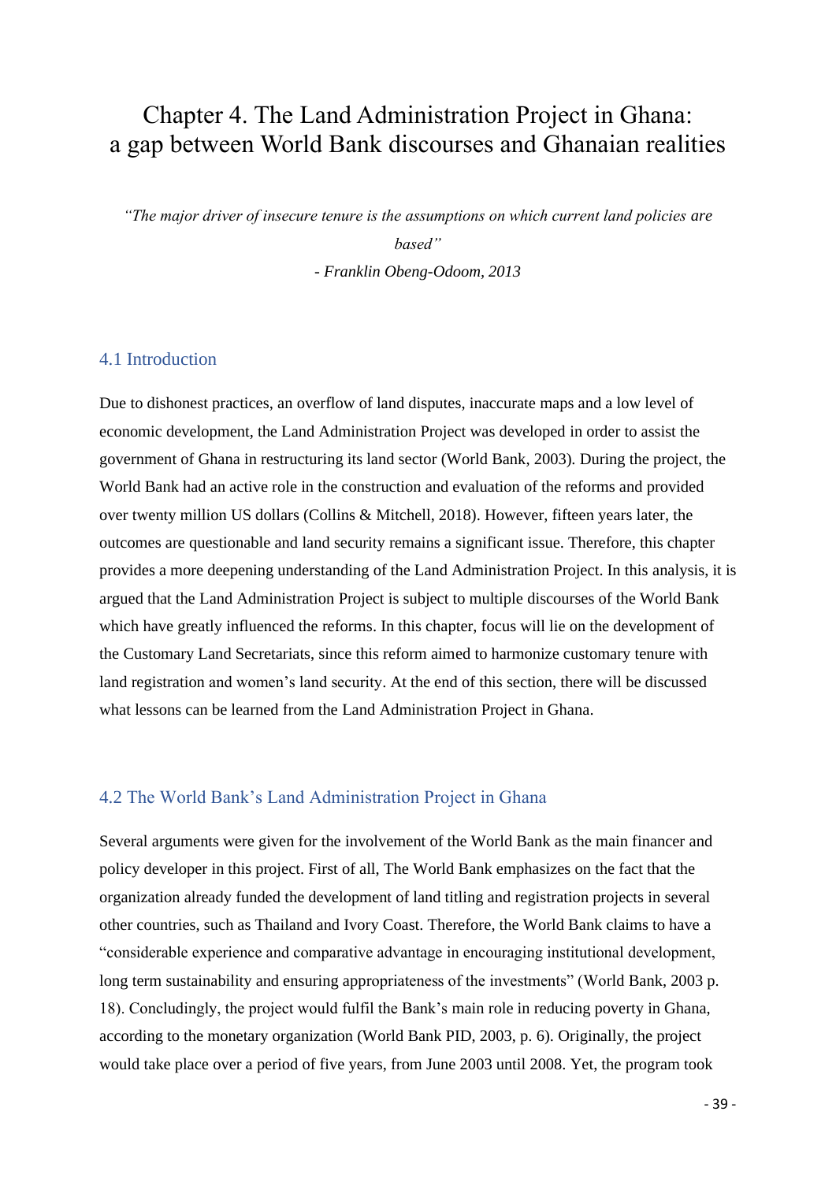# Chapter 4. The Land Administration Project in Ghana: a gap between World Bank discourses and Ghanaian realities

*"The major driver of insecure tenure is the assumptions on which current land policies are based"*

*- Franklin Obeng-Odoom, 2013*

## 4.1 Introduction

Due to dishonest practices, an overflow of land disputes, inaccurate maps and a low level of economic development, the Land Administration Project was developed in order to assist the government of Ghana in restructuring its land sector (World Bank, 2003). During the project, the World Bank had an active role in the construction and evaluation of the reforms and provided over twenty million US dollars (Collins & Mitchell, 2018). However, fifteen years later, the outcomes are questionable and land security remains a significant issue. Therefore, this chapter provides a more deepening understanding of the Land Administration Project. In this analysis, it is argued that the Land Administration Project is subject to multiple discourses of the World Bank which have greatly influenced the reforms. In this chapter, focus will lie on the development of the Customary Land Secretariats, since this reform aimed to harmonize customary tenure with land registration and women's land security. At the end of this section, there will be discussed what lessons can be learned from the Land Administration Project in Ghana.

## 4.2 The World Bank's Land Administration Project in Ghana

Several arguments were given for the involvement of the World Bank as the main financer and policy developer in this project. First of all, The World Bank emphasizes on the fact that the organization already funded the development of land titling and registration projects in several other countries, such as Thailand and Ivory Coast. Therefore, the World Bank claims to have a "considerable experience and comparative advantage in encouraging institutional development, long term sustainability and ensuring appropriateness of the investments" (World Bank, 2003 p. 18). Concludingly, the project would fulfil the Bank's main role in reducing poverty in Ghana, according to the monetary organization (World Bank PID, 2003, p. 6). Originally, the project would take place over a period of five years, from June 2003 until 2008. Yet, the program took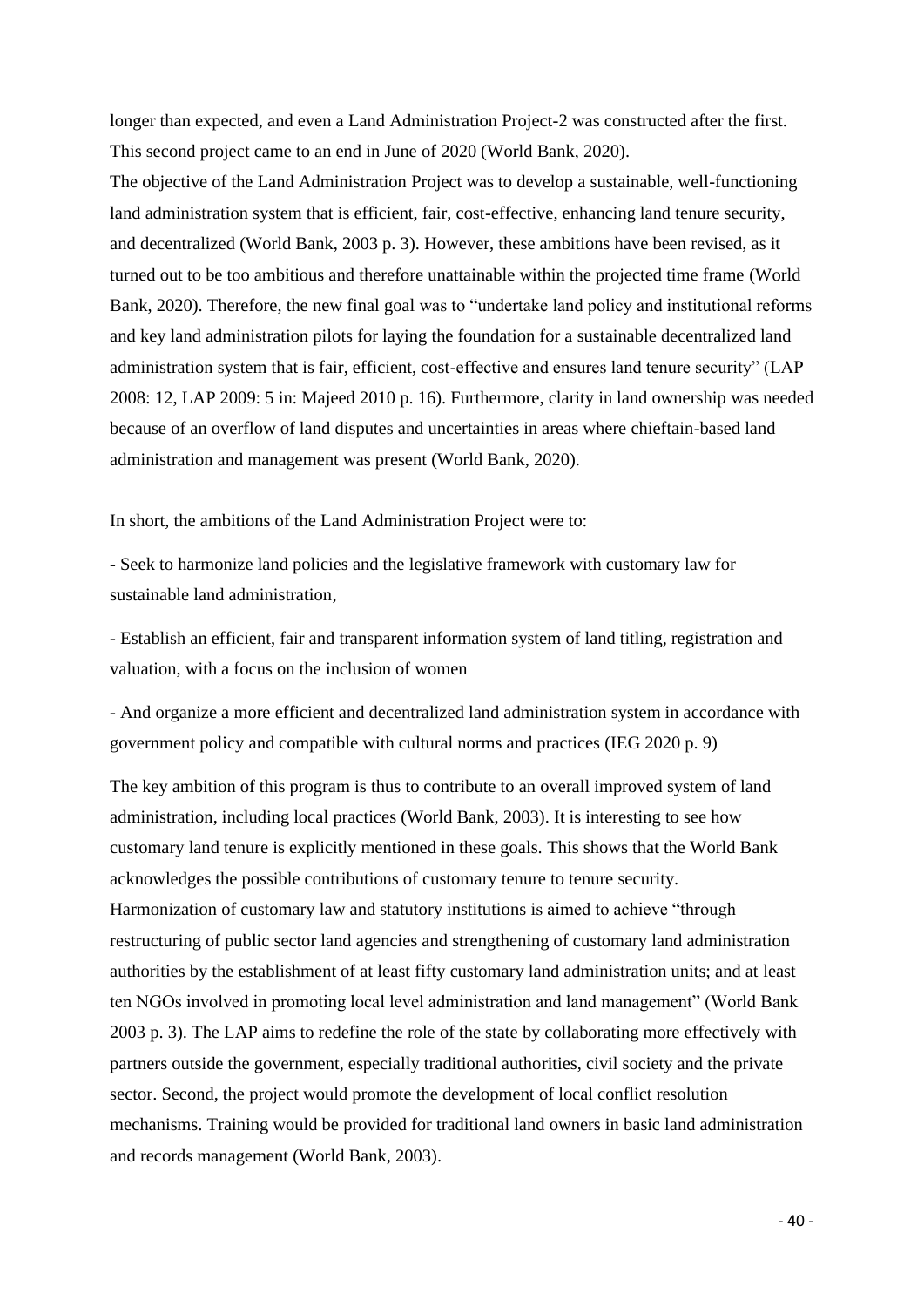longer than expected, and even a Land Administration Project-2 was constructed after the first. This second project came to an end in June of 2020 (World Bank, 2020).

The objective of the Land Administration Project was to develop a sustainable, well-functioning land administration system that is efficient, fair, cost-effective, enhancing land tenure security, and decentralized (World Bank, 2003 p. 3). However, these ambitions have been revised, as it turned out to be too ambitious and therefore unattainable within the projected time frame (World Bank, 2020). Therefore, the new final goal was to "undertake land policy and institutional reforms and key land administration pilots for laying the foundation for a sustainable decentralized land administration system that is fair, efficient, cost-effective and ensures land tenure security" (LAP 2008: 12, LAP 2009: 5 in: Majeed 2010 p. 16). Furthermore, clarity in land ownership was needed because of an overflow of land disputes and uncertainties in areas where chieftain-based land administration and management was present (World Bank, 2020).

In short, the ambitions of the Land Administration Project were to:

- Seek to harmonize land policies and the legislative framework with customary law for sustainable land administration,

- Establish an efficient, fair and transparent information system of land titling, registration and valuation, with a focus on the inclusion of women

- And organize a more efficient and decentralized land administration system in accordance with government policy and compatible with cultural norms and practices (IEG 2020 p. 9)

The key ambition of this program is thus to contribute to an overall improved system of land administration, including local practices (World Bank, 2003). It is interesting to see how customary land tenure is explicitly mentioned in these goals. This shows that the World Bank acknowledges the possible contributions of customary tenure to tenure security. Harmonization of customary law and statutory institutions is aimed to achieve "through restructuring of public sector land agencies and strengthening of customary land administration authorities by the establishment of at least fifty customary land administration units; and at least ten NGOs involved in promoting local level administration and land management" (World Bank 2003 p. 3). The LAP aims to redefine the role of the state by collaborating more effectively with partners outside the government, especially traditional authorities, civil society and the private sector. Second, the project would promote the development of local conflict resolution mechanisms. Training would be provided for traditional land owners in basic land administration and records management (World Bank, 2003).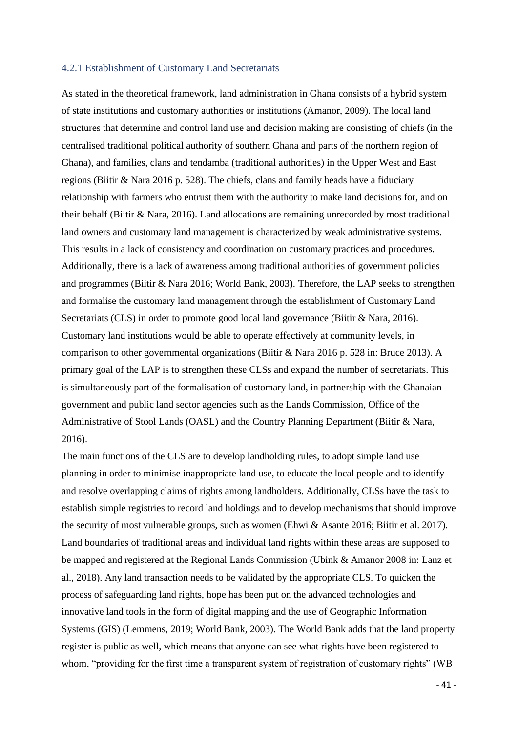### 4.2.1 Establishment of Customary Land Secretariats

As stated in the theoretical framework, land administration in Ghana consists of a hybrid system of state institutions and customary authorities or institutions (Amanor, 2009). The local land structures that determine and control land use and decision making are consisting of chiefs (in the centralised traditional political authority of southern Ghana and parts of the northern region of Ghana), and families, clans and tendamba (traditional authorities) in the Upper West and East regions (Biitir & Nara 2016 p. 528). The chiefs, clans and family heads have a fiduciary relationship with farmers who entrust them with the authority to make land decisions for, and on their behalf (Biitir & Nara, 2016). Land allocations are remaining unrecorded by most traditional land owners and customary land management is characterized by weak administrative systems. This results in a lack of consistency and coordination on customary practices and procedures. Additionally, there is a lack of awareness among traditional authorities of government policies and programmes (Biitir & Nara 2016; World Bank, 2003). Therefore, the LAP seeks to strengthen and formalise the customary land management through the establishment of Customary Land Secretariats (CLS) in order to promote good local land governance (Biitir & Nara, 2016). Customary land institutions would be able to operate effectively at community levels, in comparison to other governmental organizations (Biitir & Nara 2016 p. 528 in: Bruce 2013). A primary goal of the LAP is to strengthen these CLSs and expand the number of secretariats. This is simultaneously part of the formalisation of customary land, in partnership with the Ghanaian government and public land sector agencies such as the Lands Commission, Office of the Administrative of Stool Lands (OASL) and the Country Planning Department (Biitir & Nara, 2016).

The main functions of the CLS are to develop landholding rules, to adopt simple land use planning in order to minimise inappropriate land use, to educate the local people and to identify and resolve overlapping claims of rights among landholders. Additionally, CLSs have the task to establish simple registries to record land holdings and to develop mechanisms that should improve the security of most vulnerable groups, such as women (Ehwi & Asante 2016; Biitir et al. 2017). Land boundaries of traditional areas and individual land rights within these areas are supposed to be mapped and registered at the Regional Lands Commission (Ubink & Amanor 2008 in: Lanz et al., 2018). Any land transaction needs to be validated by the appropriate CLS. To quicken the process of safeguarding land rights, hope has been put on the advanced technologies and innovative land tools in the form of digital mapping and the use of Geographic Information Systems (GIS) (Lemmens, 2019; World Bank, 2003). The World Bank adds that the land property register is public as well, which means that anyone can see what rights have been registered to whom, "providing for the first time a transparent system of registration of customary rights" (WB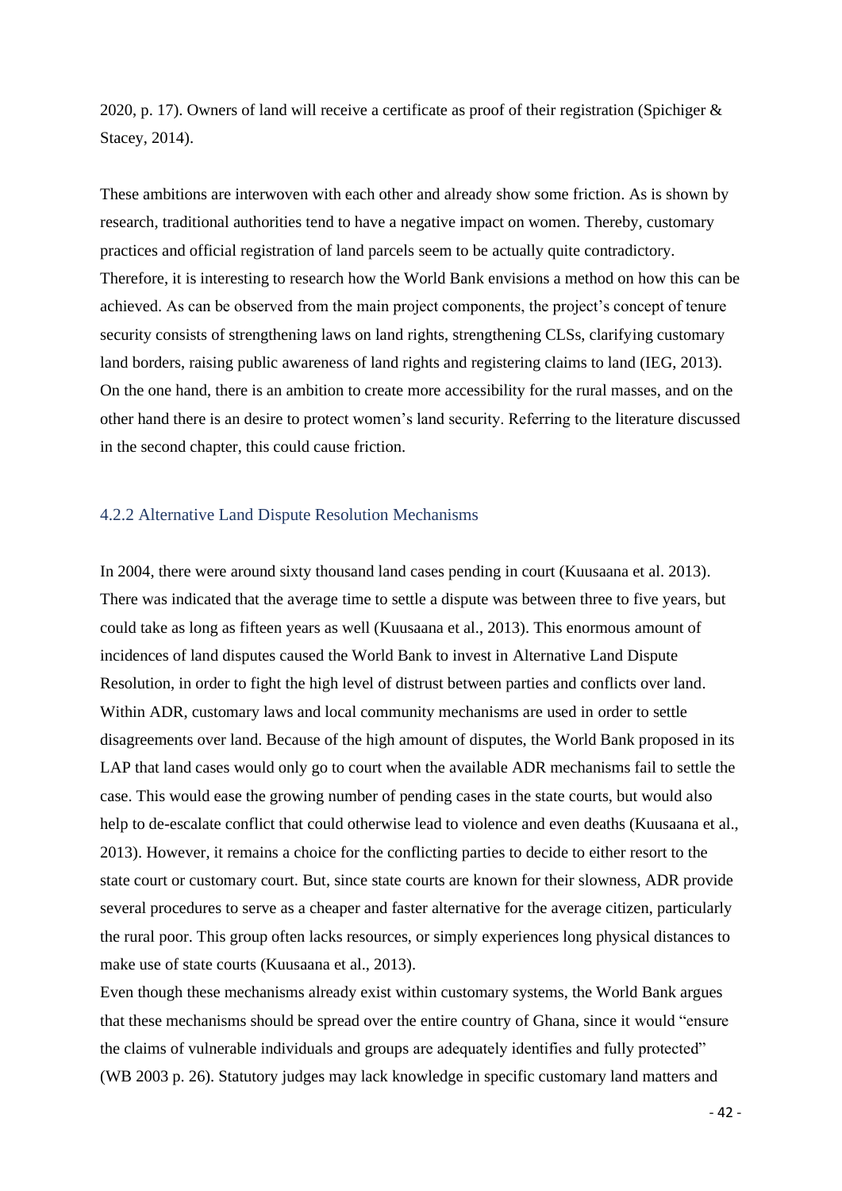2020, p. 17). Owners of land will receive a certificate as proof of their registration (Spichiger & Stacey, 2014).

These ambitions are interwoven with each other and already show some friction. As is shown by research, traditional authorities tend to have a negative impact on women. Thereby, customary practices and official registration of land parcels seem to be actually quite contradictory. Therefore, it is interesting to research how the World Bank envisions a method on how this can be achieved. As can be observed from the main project components, the project's concept of tenure security consists of strengthening laws on land rights, strengthening CLSs, clarifying customary land borders, raising public awareness of land rights and registering claims to land (IEG, 2013). On the one hand, there is an ambition to create more accessibility for the rural masses, and on the other hand there is an desire to protect women's land security. Referring to the literature discussed in the second chapter, this could cause friction.

### 4.2.2 Alternative Land Dispute Resolution Mechanisms

In 2004, there were around sixty thousand land cases pending in court (Kuusaana et al. 2013). There was indicated that the average time to settle a dispute was between three to five years, but could take as long as fifteen years as well (Kuusaana et al., 2013). This enormous amount of incidences of land disputes caused the World Bank to invest in Alternative Land Dispute Resolution, in order to fight the high level of distrust between parties and conflicts over land. Within ADR, customary laws and local community mechanisms are used in order to settle disagreements over land. Because of the high amount of disputes, the World Bank proposed in its LAP that land cases would only go to court when the available ADR mechanisms fail to settle the case. This would ease the growing number of pending cases in the state courts, but would also help to de-escalate conflict that could otherwise lead to violence and even deaths (Kuusaana et al., 2013). However, it remains a choice for the conflicting parties to decide to either resort to the state court or customary court. But, since state courts are known for their slowness, ADR provide several procedures to serve as a cheaper and faster alternative for the average citizen, particularly the rural poor. This group often lacks resources, or simply experiences long physical distances to make use of state courts (Kuusaana et al., 2013).

Even though these mechanisms already exist within customary systems, the World Bank argues that these mechanisms should be spread over the entire country of Ghana, since it would "ensure the claims of vulnerable individuals and groups are adequately identifies and fully protected" (WB 2003 p. 26). Statutory judges may lack knowledge in specific customary land matters and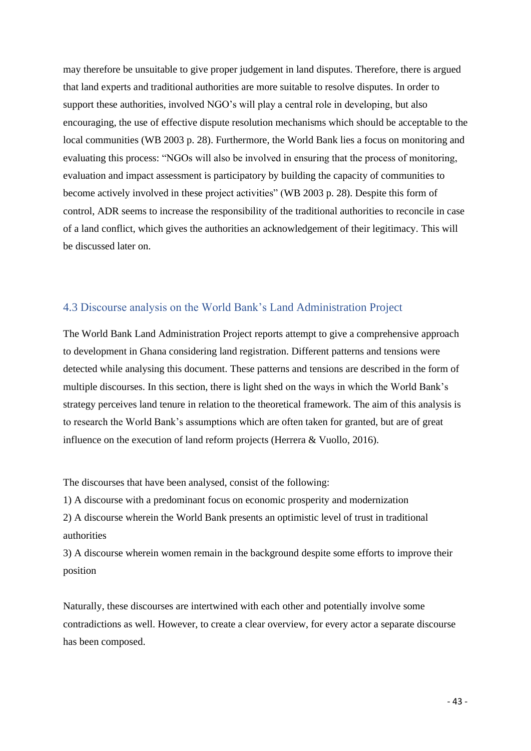may therefore be unsuitable to give proper judgement in land disputes. Therefore, there is argued that land experts and traditional authorities are more suitable to resolve disputes. In order to support these authorities, involved NGO's will play a central role in developing, but also encouraging, the use of effective dispute resolution mechanisms which should be acceptable to the local communities (WB 2003 p. 28). Furthermore, the World Bank lies a focus on monitoring and evaluating this process: "NGOs will also be involved in ensuring that the process of monitoring, evaluation and impact assessment is participatory by building the capacity of communities to become actively involved in these project activities" (WB 2003 p. 28). Despite this form of control, ADR seems to increase the responsibility of the traditional authorities to reconcile in case of a land conflict, which gives the authorities an acknowledgement of their legitimacy. This will be discussed later on.

## 4.3 Discourse analysis on the World Bank's Land Administration Project

The World Bank Land Administration Project reports attempt to give a comprehensive approach to development in Ghana considering land registration. Different patterns and tensions were detected while analysing this document. These patterns and tensions are described in the form of multiple discourses. In this section, there is light shed on the ways in which the World Bank's strategy perceives land tenure in relation to the theoretical framework. The aim of this analysis is to research the World Bank's assumptions which are often taken for granted, but are of great influence on the execution of land reform projects (Herrera & Vuollo, 2016).

The discourses that have been analysed, consist of the following:

1) A discourse with a predominant focus on economic prosperity and modernization

2) A discourse wherein the World Bank presents an optimistic level of trust in traditional authorities

3) A discourse wherein women remain in the background despite some efforts to improve their position

Naturally, these discourses are intertwined with each other and potentially involve some contradictions as well. However, to create a clear overview, for every actor a separate discourse has been composed.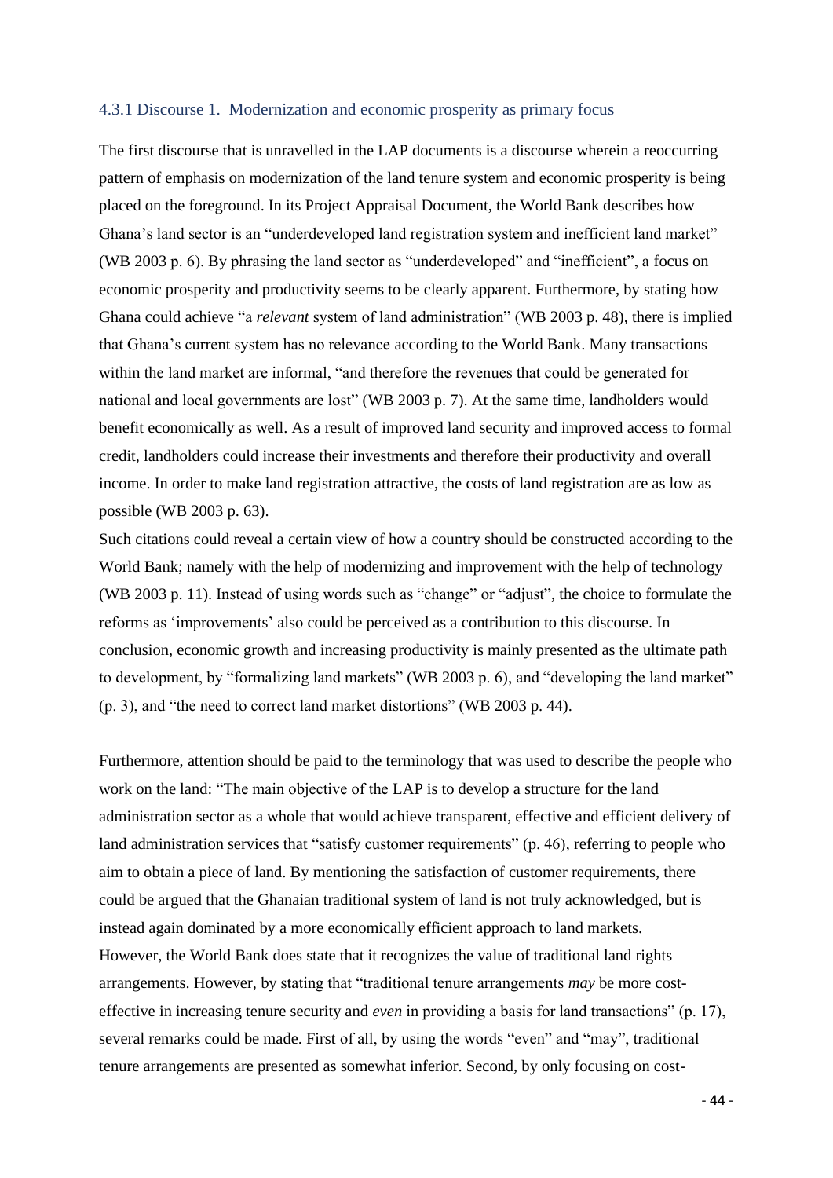### 4.3.1 Discourse 1. Modernization and economic prosperity as primary focus

The first discourse that is unravelled in the LAP documents is a discourse wherein a reoccurring pattern of emphasis on modernization of the land tenure system and economic prosperity is being placed on the foreground. In its Project Appraisal Document, the World Bank describes how Ghana's land sector is an "underdeveloped land registration system and inefficient land market" (WB 2003 p. 6). By phrasing the land sector as "underdeveloped" and "inefficient", a focus on economic prosperity and productivity seems to be clearly apparent. Furthermore, by stating how Ghana could achieve "a *relevant* system of land administration" (WB 2003 p. 48), there is implied that Ghana's current system has no relevance according to the World Bank. Many transactions within the land market are informal, "and therefore the revenues that could be generated for national and local governments are lost" (WB 2003 p. 7). At the same time, landholders would benefit economically as well. As a result of improved land security and improved access to formal credit, landholders could increase their investments and therefore their productivity and overall income. In order to make land registration attractive, the costs of land registration are as low as possible (WB 2003 p. 63).

Such citations could reveal a certain view of how a country should be constructed according to the World Bank; namely with the help of modernizing and improvement with the help of technology (WB 2003 p. 11). Instead of using words such as "change" or "adjust", the choice to formulate the reforms as 'improvements' also could be perceived as a contribution to this discourse. In conclusion, economic growth and increasing productivity is mainly presented as the ultimate path to development, by "formalizing land markets" (WB 2003 p. 6), and "developing the land market" (p. 3), and "the need to correct land market distortions" (WB 2003 p. 44).

Furthermore, attention should be paid to the terminology that was used to describe the people who work on the land: "The main objective of the LAP is to develop a structure for the land administration sector as a whole that would achieve transparent, effective and efficient delivery of land administration services that "satisfy customer requirements" (p. 46), referring to people who aim to obtain a piece of land. By mentioning the satisfaction of customer requirements, there could be argued that the Ghanaian traditional system of land is not truly acknowledged, but is instead again dominated by a more economically efficient approach to land markets.

However, the World Bank does state that it recognizes the value of traditional land rights arrangements. However, by stating that "traditional tenure arrangements *may* be more cost-effective in increasing tenure security and *even* in providing a basis for land transactions" (p. 17), several remarks could be made. First of all, by using the words "even" and "may", traditional tenure arrangements are presented as somewhat inferior. Second, by only focusing on cost-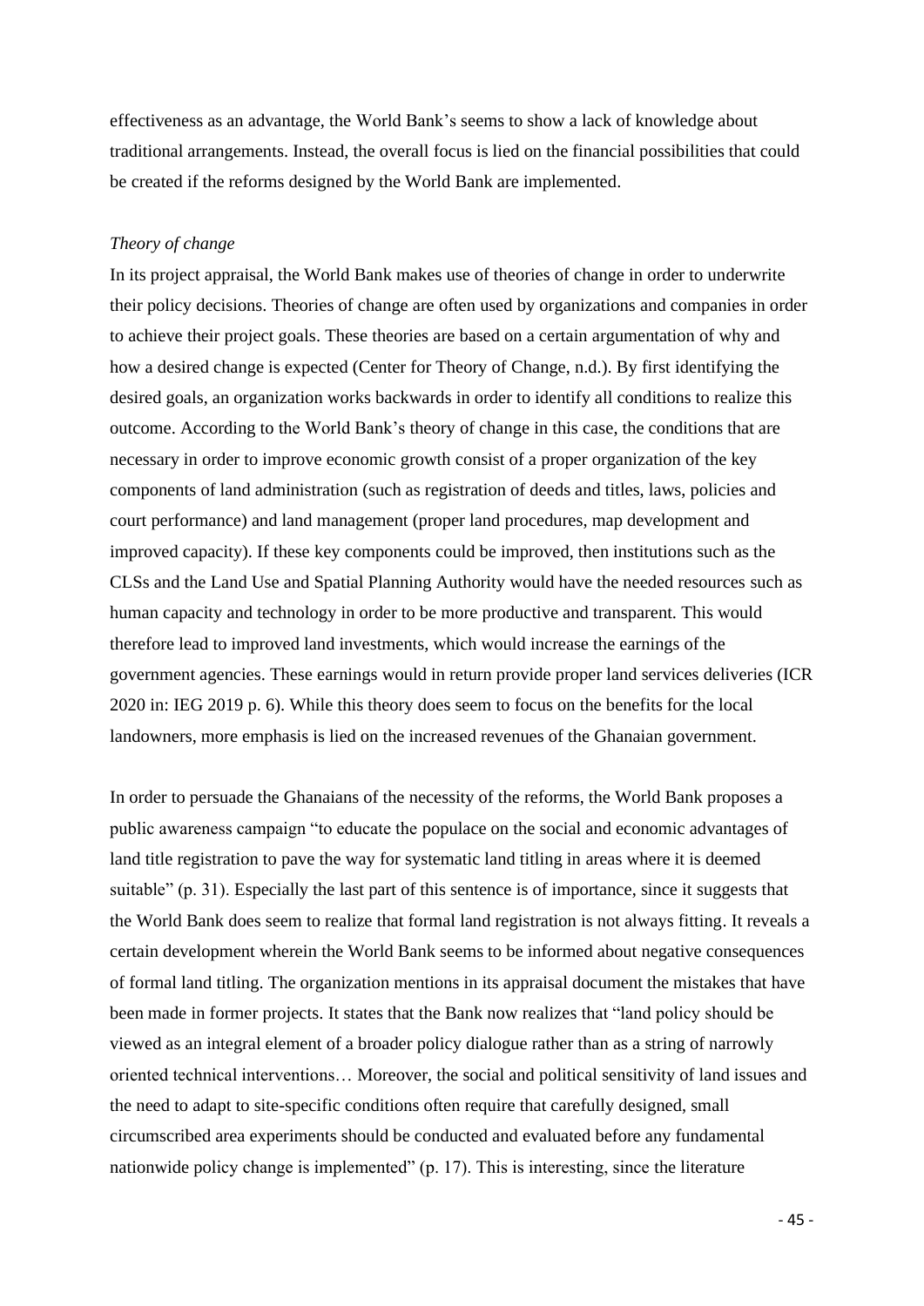effectiveness as an advantage, the World Bank's seems to show a lack of knowledge about traditional arrangements. Instead, the overall focus is lied on the financial possibilities that could be created if the reforms designed by the World Bank are implemented.

*Theory of change*

In its project appraisal, the World Bank makes use of theories of change in order to underwrite their policy decisions. Theories of change are often used by organizations and companies in order to achieve their project goals. These theories are based on a certain argumentation of why and how a desired change is expected (Center for Theory of Change, n.d.). By first identifying the desired goals, an organization works backwards in order to identify all conditions to realize this outcome. According to the World Bank's theory of change in this case, the conditions that are necessary in order to improve economic growth consist of a proper organization of the key components of land administration (such as registration of deeds and titles, laws, policies and court performance) and land management (proper land procedures, map development and improved capacity). If these key components could be improved, then institutions such as the CLSs and the Land Use and Spatial Planning Authority would have the needed resources such as human capacity and technology in order to be more productive and transparent. This would therefore lead to improved land investments, which would increase the earnings of the government agencies. These earnings would in return provide proper land services deliveries (ICR 2020 in: IEG 2019 p. 6). While this theory does seem to focus on the benefits for the local landowners, more emphasis is lied on the increased revenues of the Ghanaian government.

In order to persuade the Ghanaians of the necessity of the reforms, the World Bank proposes a public awareness campaign "to educate the populace on the social and economic advantages of land title registration to pave the way for systematic land titling in areas where it is deemed suitable" (p. 31). Especially the last part of this sentence is of importance, since it suggests that the World Bank does seem to realize that formal land registration is not always fitting. It reveals a certain development wherein the World Bank seems to be informed about negative consequences of formal land titling. The organization mentions in its appraisal document the mistakes that have been made in former projects. It states that the Bank now realizes that "land policy should be viewed as an integral element of a broader policy dialogue rather than as a string of narrowly oriented technical interventions… Moreover, the social and political sensitivity of land issues and the need to adapt to site-specific conditions often require that carefully designed, small circumscribed area experiments should be conducted and evaluated before any fundamental nationwide policy change is implemented" (p. 17). This is interesting, since the literature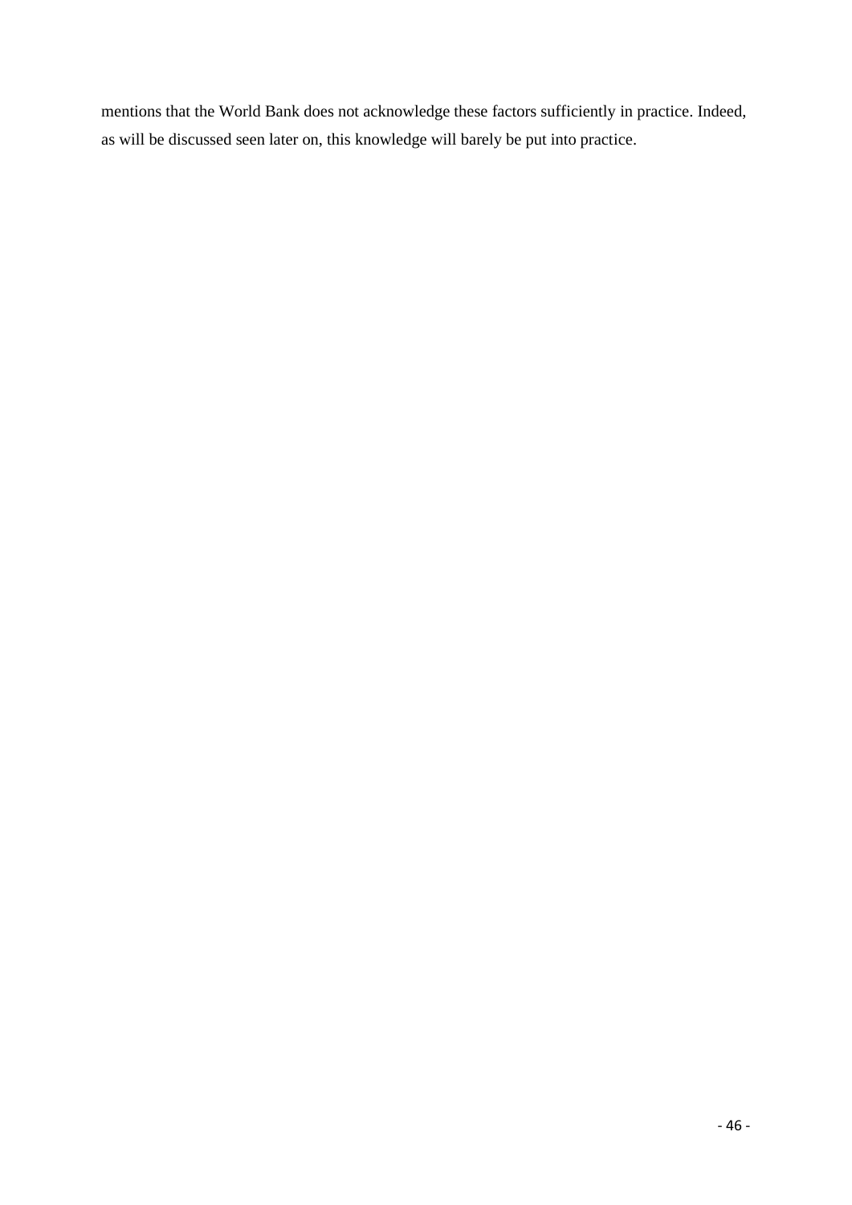mentions that the World Bank does not acknowledge these factors sufficiently in practice. Indeed, as will be discussed seen later on, this knowledge will barely be put into practice.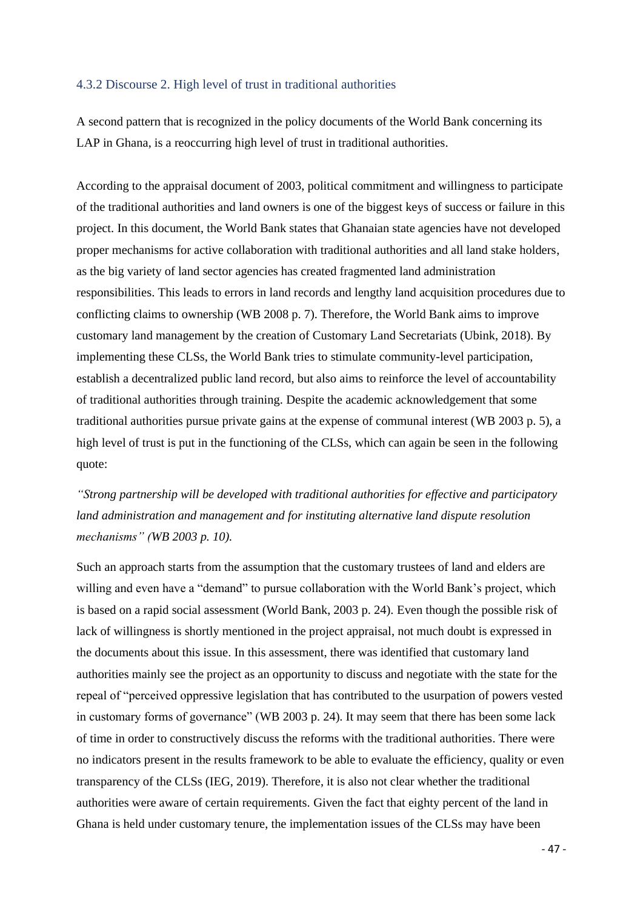### 4.3.2 Discourse 2. High level of trust in traditional authorities

A second pattern that is recognized in the policy documents of the World Bank concerning its LAP in Ghana, is a reoccurring high level of trust in traditional authorities.

According to the appraisal document of 2003, political commitment and willingness to participate of the traditional authorities and land owners is one of the biggest keys of success or failure in this project. In this document, the World Bank states that Ghanaian state agencies have not developed proper mechanisms for active collaboration with traditional authorities and all land stake holders, as the big variety of land sector agencies has created fragmented land administration responsibilities. This leads to errors in land records and lengthy land acquisition procedures due to conflicting claims to ownership (WB 2008 p. 7). Therefore, the World Bank aims to improve customary land management by the creation of Customary Land Secretariats (Ubink, 2018). By implementing these CLSs, the World Bank tries to stimulate community-level participation, establish a decentralized public land record, but also aims to reinforce the level of accountability of traditional authorities through training. Despite the academic acknowledgement that some traditional authorities pursue private gains at the expense of communal interest (WB 2003 p. 5), a high level of trust is put in the functioning of the CLSs, which can again be seen in the following quote:

*"Strong partnership will be developed with traditional authorities for effective and participatory land administration and management and for instituting alternative land dispute resolution mechanisms" (WB 2003 p. 10).*

Such an approach starts from the assumption that the customary trustees of land and elders are willing and even have a "demand" to pursue collaboration with the World Bank's project, which is based on a rapid social assessment (World Bank, 2003 p. 24). Even though the possible risk of lack of willingness is shortly mentioned in the project appraisal, not much doubt is expressed in the documents about this issue. In this assessment, there was identified that customary land authorities mainly see the project as an opportunity to discuss and negotiate with the state for the repeal of "perceived oppressive legislation that has contributed to the usurpation of powers vested in customary forms of governance" (WB 2003 p. 24). It may seem that there has been some lack of time in order to constructively discuss the reforms with the traditional authorities. There were no indicators present in the results framework to be able to evaluate the efficiency, quality or even transparency of the CLSs (IEG, 2019). Therefore, it is also not clear whether the traditional authorities were aware of certain requirements. Given the fact that eighty percent of the land in Ghana is held under customary tenure, the implementation issues of the CLSs may have been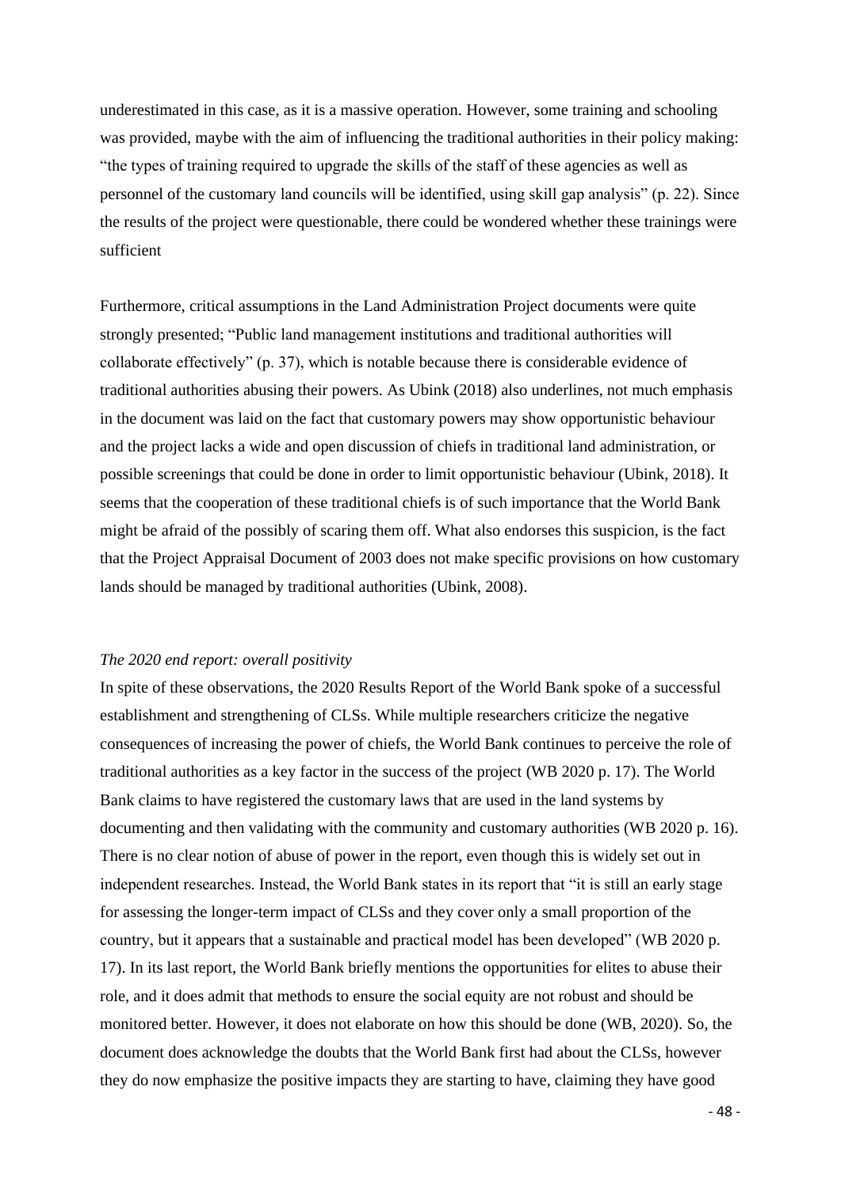underestimated in this case, as it is a massive operation. However, some training and schooling was provided, maybe with the aim of influencing the traditional authorities in their policy making: "the types of training required to upgrade the skills of the staff of these agencies as well as personnel of the customary land councils will be identified, using skill gap analysis" (p. 22). Since the results of the project were questionable, there could be wondered whether these trainings were sufficient

Furthermore, critical assumptions in the Land Administration Project documents were quite strongly presented; "Public land management institutions and traditional authorities will collaborate effectively" (p. 37), which is notable because there is considerable evidence of traditional authorities abusing their powers. As Ubink (2018) also underlines, not much emphasis in the document was laid on the fact that customary powers may show opportunistic behaviour and the project lacks a wide and open discussion of chiefs in traditional land administration, or possible screenings that could be done in order to limit opportunistic behaviour (Ubink, 2018). It seems that the cooperation of these traditional chiefs is of such importance that the World Bank might be afraid of the possibly of scaring them off. What also endorses this suspicion, is the fact that the Project Appraisal Document of 2003 does not make specific provisions on how customary lands should be managed by traditional authorities (Ubink, 2008).

*The 2020 end report: overall positivity*

In spite of these observations, the 2020 Results Report of the World Bank spoke of a successful establishment and strengthening of CLSs. While multiple researchers criticize the negative consequences of increasing the power of chiefs, the World Bank continues to perceive the role of traditional authorities as a key factor in the success of the project (WB 2020 p. 17). The World Bank claims to have registered the customary laws that are used in the land systems by documenting and then validating with the community and customary authorities (WB 2020 p. 16). There is no clear notion of abuse of power in the report, even though this is widely set out in independent researches. Instead, the World Bank states in its report that "it is still an early stage for assessing the longer-term impact of CLSs and they cover only a small proportion of the country, but it appears that a sustainable and practical model has been developed" (WB 2020 p. 17). In its last report, the World Bank briefly mentions the opportunities for elites to abuse their role, and it does admit that methods to ensure the social equity are not robust and should be monitored better. However, it does not elaborate on how this should be done (WB, 2020). So, the document does acknowledge the doubts that the World Bank first had about the CLSs, however they do now emphasize the positive impacts they are starting to have, claiming they have good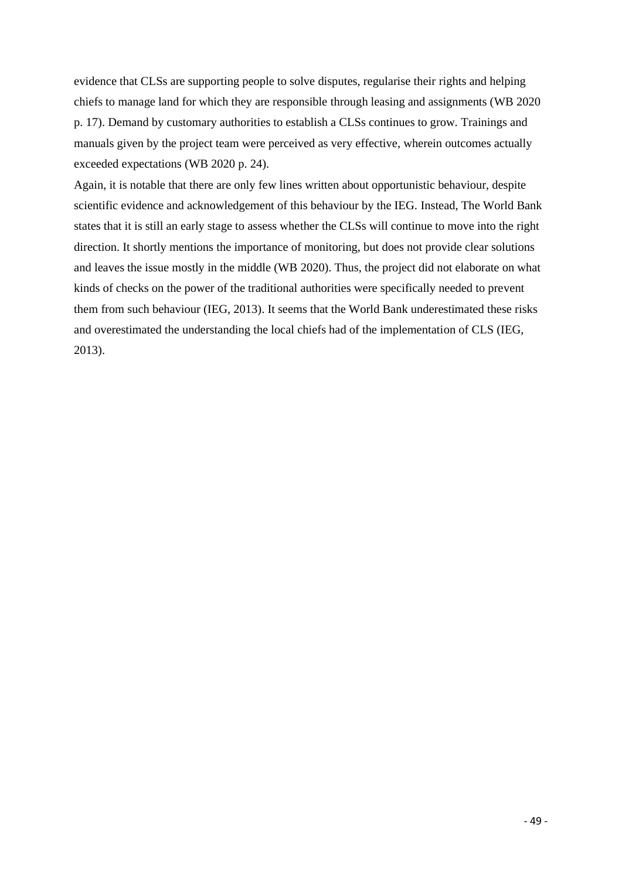evidence that CLSs are supporting people to solve disputes, regularise their rights and helping chiefs to manage land for which they are responsible through leasing and assignments (WB 2020 p. 17). Demand by customary authorities to establish a CLSs continues to grow. Trainings and manuals given by the project team were perceived as very effective, wherein outcomes actually exceeded expectations (WB 2020 p. 24).

Again, it is notable that there are only few lines written about opportunistic behaviour, despite scientific evidence and acknowledgement of this behaviour by the IEG. Instead, The World Bank states that it is still an early stage to assess whether the CLSs will continue to move into the right direction. It shortly mentions the importance of monitoring, but does not provide clear solutions and leaves the issue mostly in the middle (WB 2020). Thus, the project did not elaborate on what kinds of checks on the power of the traditional authorities were specifically needed to prevent them from such behaviour (IEG, 2013). It seems that the World Bank underestimated these risks and overestimated the understanding the local chiefs had of the implementation of CLS (IEG, 2013).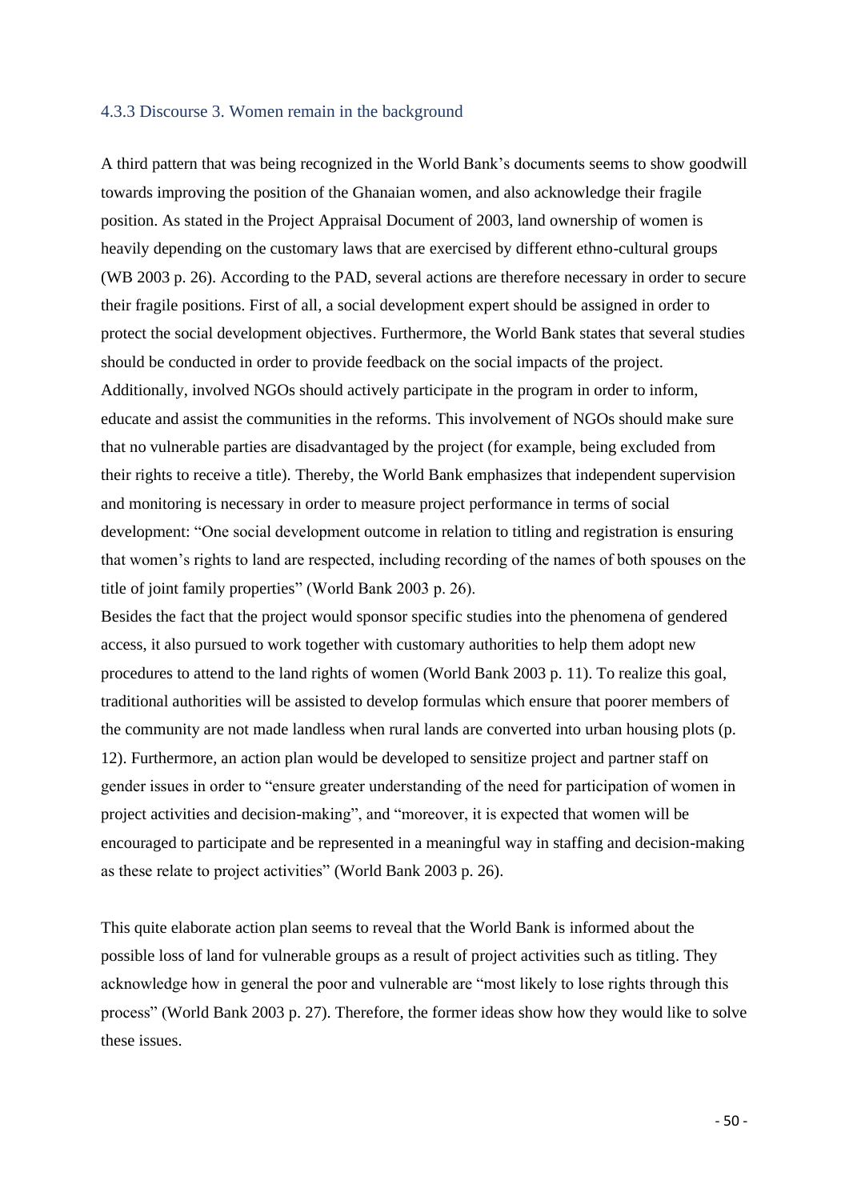### 4.3.3 Discourse 3. Women remain in the background

A third pattern that was being recognized in the World Bank's documents seems to show goodwill towards improving the position of the Ghanaian women, and also acknowledge their fragile position. As stated in the Project Appraisal Document of 2003, land ownership of women is heavily depending on the customary laws that are exercised by different ethno-cultural groups (WB 2003 p. 26). According to the PAD, several actions are therefore necessary in order to secure their fragile positions. First of all, a social development expert should be assigned in order to protect the social development objectives. Furthermore, the World Bank states that several studies should be conducted in order to provide feedback on the social impacts of the project. Additionally, involved NGOs should actively participate in the program in order to inform, educate and assist the communities in the reforms. This involvement of NGOs should make sure that no vulnerable parties are disadvantaged by the project (for example, being excluded from their rights to receive a title). Thereby, the World Bank emphasizes that independent supervision and monitoring is necessary in order to measure project performance in terms of social development: "One social development outcome in relation to titling and registration is ensuring that women's rights to land are respected, including recording of the names of both spouses on the title of joint family properties" (World Bank 2003 p. 26).

Besides the fact that the project would sponsor specific studies into the phenomena of gendered access, it also pursued to work together with customary authorities to help them adopt new procedures to attend to the land rights of women (World Bank 2003 p. 11). To realize this goal, traditional authorities will be assisted to develop formulas which ensure that poorer members of the community are not made landless when rural lands are converted into urban housing plots (p. 12). Furthermore, an action plan would be developed to sensitize project and partner staff on gender issues in order to "ensure greater understanding of the need for participation of women in project activities and decision-making", and "moreover, it is expected that women will be encouraged to participate and be represented in a meaningful way in staffing and decision-making as these relate to project activities" (World Bank 2003 p. 26).

This quite elaborate action plan seems to reveal that the World Bank is informed about the possible loss of land for vulnerable groups as a result of project activities such as titling. They acknowledge how in general the poor and vulnerable are "most likely to lose rights through this process" (World Bank 2003 p. 27). Therefore, the former ideas show how they would like to solve these issues.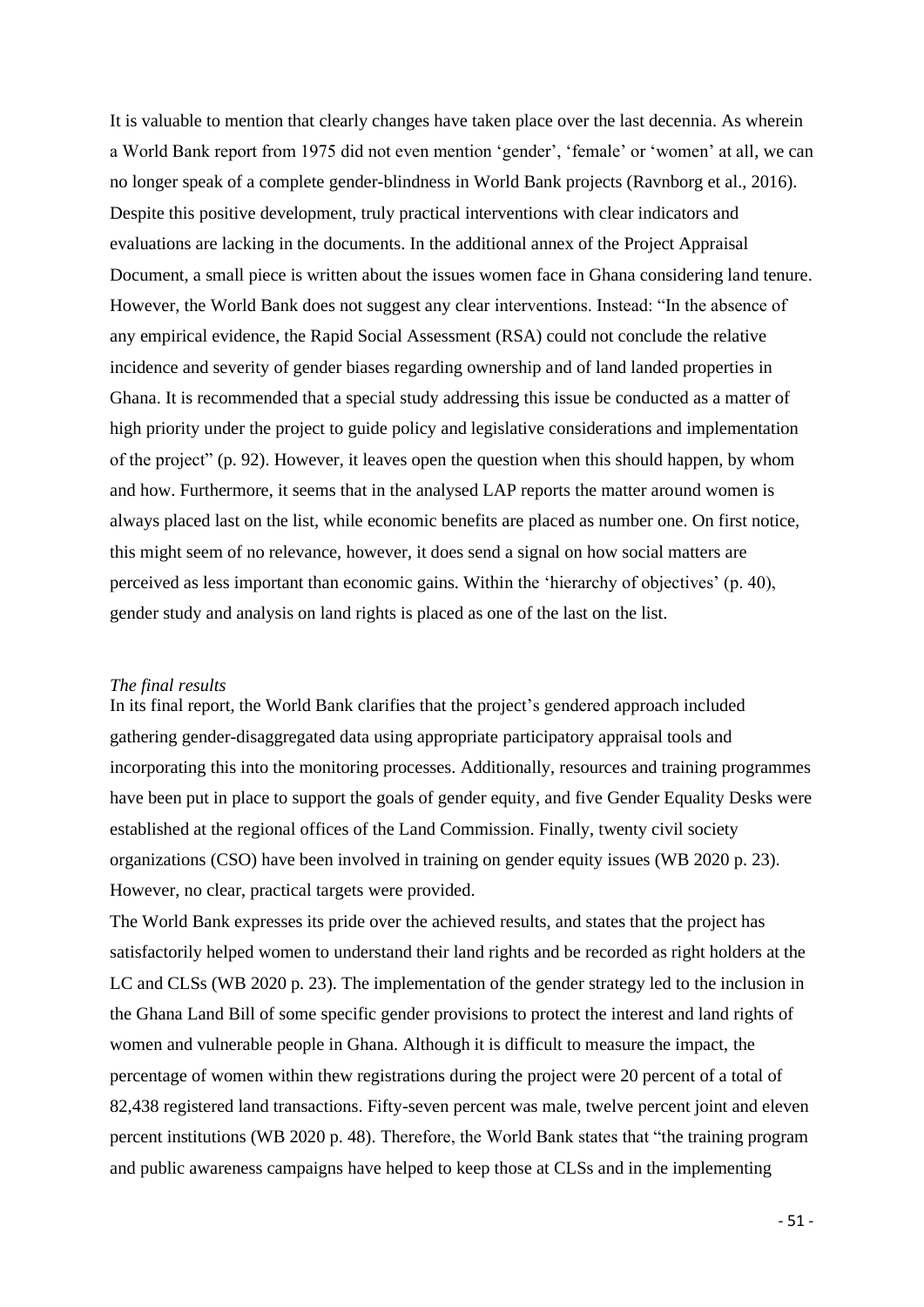It is valuable to mention that clearly changes have taken place over the last decennia. As wherein a World Bank report from 1975 did not even mention 'gender', 'female' or 'women' at all, we can no longer speak of a complete gender-blindness in World Bank projects (Ravnborg et al., 2016). Despite this positive development, truly practical interventions with clear indicators and evaluations are lacking in the documents. In the additional annex of the Project Appraisal Document, a small piece is written about the issues women face in Ghana considering land tenure. However, the World Bank does not suggest any clear interventions. Instead: "In the absence of any empirical evidence, the Rapid Social Assessment (RSA) could not conclude the relative incidence and severity of gender biases regarding ownership and of land landed properties in Ghana. It is recommended that a special study addressing this issue be conducted as a matter of high priority under the project to guide policy and legislative considerations and implementation of the project" (p. 92). However, it leaves open the question when this should happen, by whom and how. Furthermore, it seems that in the analysed LAP reports the matter around women is always placed last on the list, while economic benefits are placed as number one. On first notice, this might seem of no relevance, however, it does send a signal on how social matters are perceived as less important than economic gains. Within the 'hierarchy of objectives' (p. 40), gender study and analysis on land rights is placed as one of the last on the list.

*The final results*

In its final report, the World Bank clarifies that the project's gendered approach included gathering gender-disaggregated data using appropriate participatory appraisal tools and incorporating this into the monitoring processes. Additionally, resources and training programmes have been put in place to support the goals of gender equity, and five Gender Equality Desks were established at the regional offices of the Land Commission. Finally, twenty civil society organizations (CSO) have been involved in training on gender equity issues (WB 2020 p. 23). However, no clear, practical targets were provided.

The World Bank expresses its pride over the achieved results, and states that the project has satisfactorily helped women to understand their land rights and be recorded as right holders at the LC and CLSs (WB 2020 p. 23). The implementation of the gender strategy led to the inclusion in the Ghana Land Bill of some specific gender provisions to protect the interest and land rights of women and vulnerable people in Ghana. Although it is difficult to measure the impact, the percentage of women within thew registrations during the project were 20 percent of a total of 82,438 registered land transactions. Fifty-seven percent was male, twelve percent joint and eleven percent institutions (WB 2020 p. 48). Therefore, the World Bank states that "the training program and public awareness campaigns have helped to keep those at CLSs and in the implementing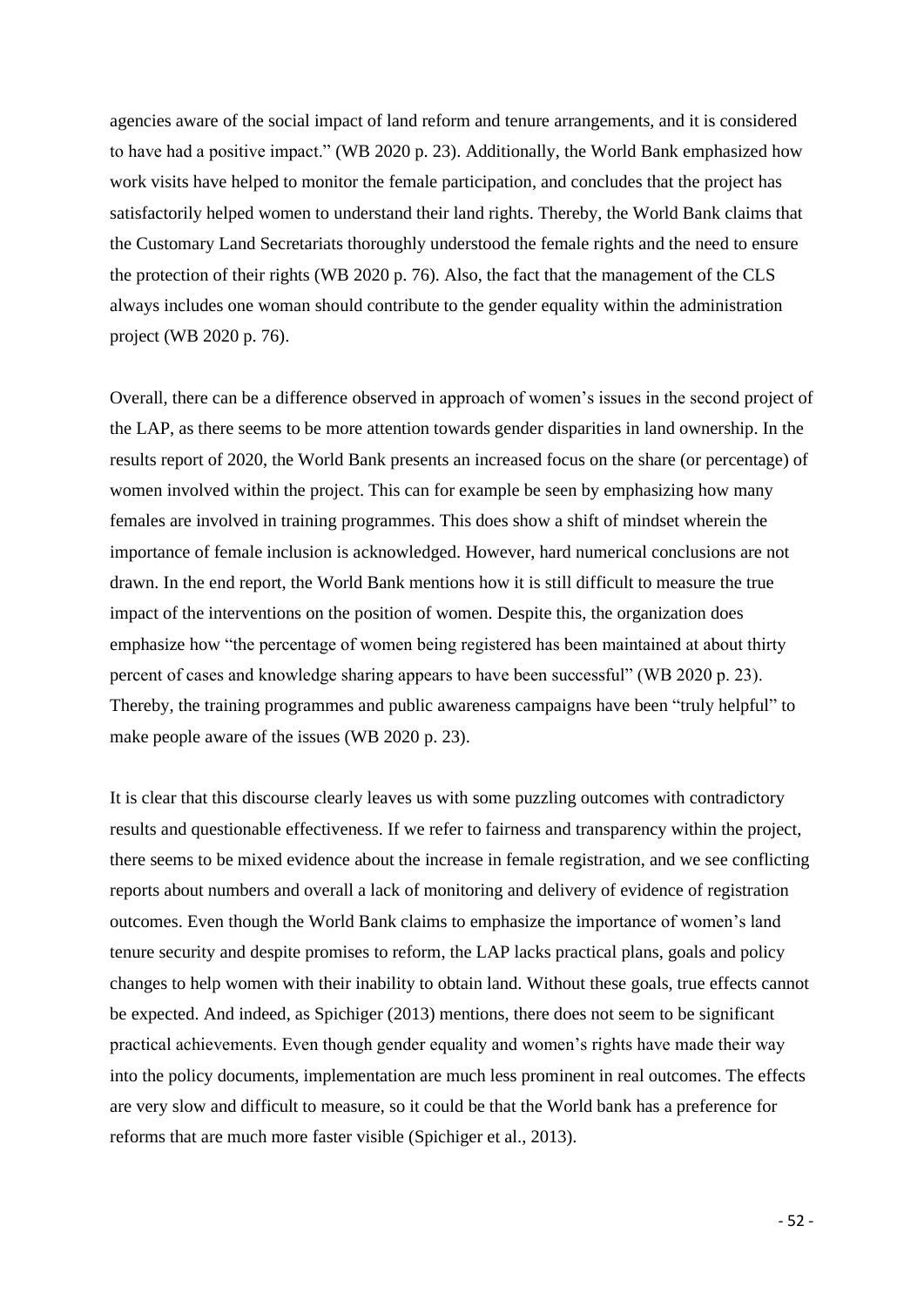agencies aware of the social impact of land reform and tenure arrangements, and it is considered to have had a positive impact." (WB 2020 p. 23). Additionally, the World Bank emphasized how work visits have helped to monitor the female participation, and concludes that the project has satisfactorily helped women to understand their land rights. Thereby, the World Bank claims that the Customary Land Secretariats thoroughly understood the female rights and the need to ensure the protection of their rights (WB 2020 p. 76). Also, the fact that the management of the CLS always includes one woman should contribute to the gender equality within the administration project (WB 2020 p. 76).

Overall, there can be a difference observed in approach of women's issues in the second project of the LAP, as there seems to be more attention towards gender disparities in land ownership. In the results report of 2020, the World Bank presents an increased focus on the share (or percentage) of women involved within the project. This can for example be seen by emphasizing how many females are involved in training programmes. This does show a shift of mindset wherein the importance of female inclusion is acknowledged. However, hard numerical conclusions are not drawn. In the end report, the World Bank mentions how it is still difficult to measure the true impact of the interventions on the position of women. Despite this, the organization does emphasize how "the percentage of women being registered has been maintained at about thirty percent of cases and knowledge sharing appears to have been successful" (WB 2020 p. 23). Thereby, the training programmes and public awareness campaigns have been "truly helpful" to make people aware of the issues (WB 2020 p. 23).

It is clear that this discourse clearly leaves us with some puzzling outcomes with contradictory results and questionable effectiveness. If we refer to fairness and transparency within the project, there seems to be mixed evidence about the increase in female registration, and we see conflicting reports about numbers and overall a lack of monitoring and delivery of evidence of registration outcomes. Even though the World Bank claims to emphasize the importance of women's land tenure security and despite promises to reform, the LAP lacks practical plans, goals and policy changes to help women with their inability to obtain land. Without these goals, true effects cannot be expected. And indeed, as Spichiger (2013) mentions, there does not seem to be significant practical achievements. Even though gender equality and women's rights have made their way into the policy documents, implementation are much less prominent in real outcomes. The effects are very slow and difficult to measure, so it could be that the World bank has a preference for reforms that are much more faster visible (Spichiger et al., 2013).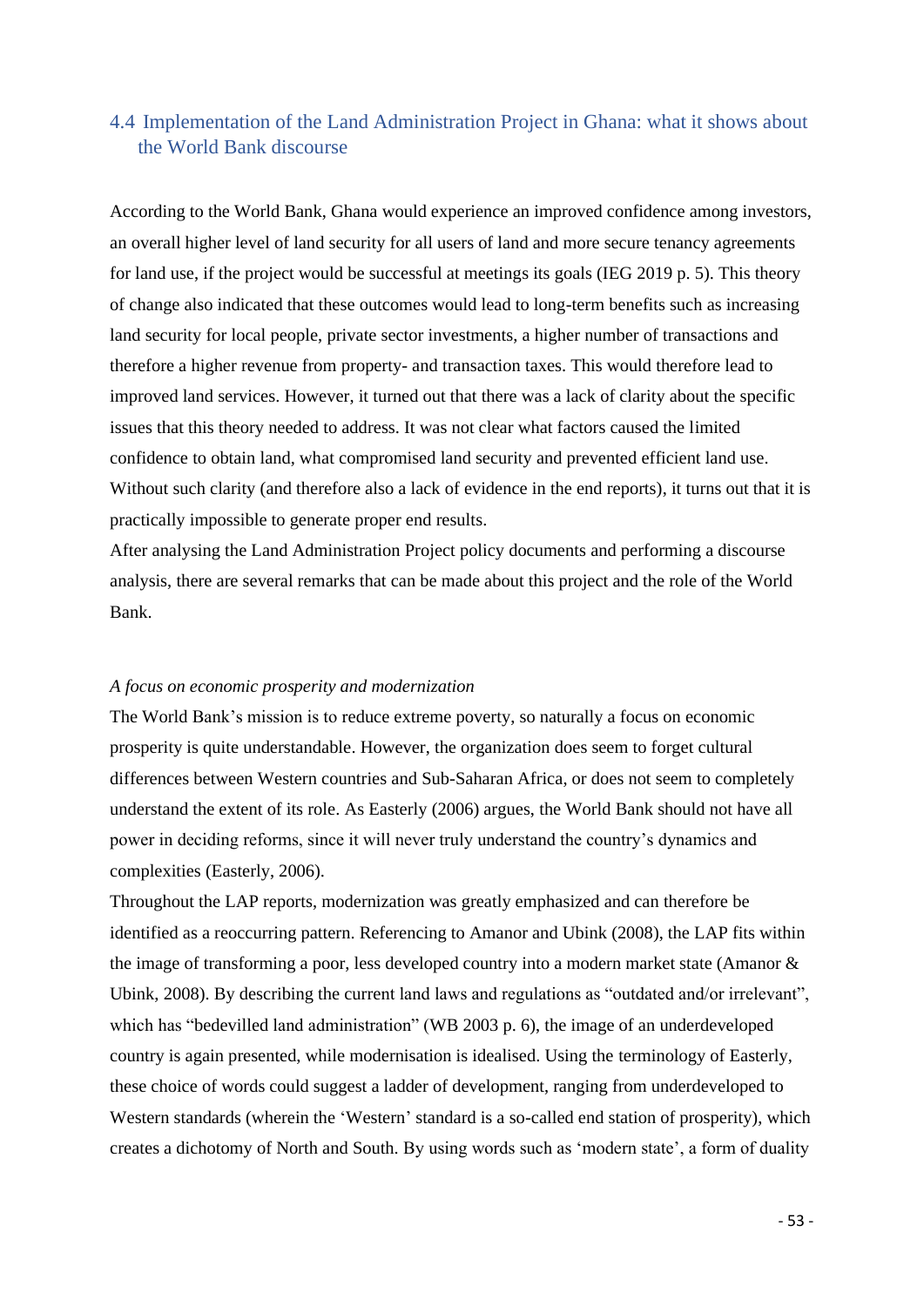## 4.4 Implementation of the Land Administration Project in Ghana: what it shows about the World Bank discourse

According to the World Bank, Ghana would experience an improved confidence among investors, an overall higher level of land security for all users of land and more secure tenancy agreements for land use, if the project would be successful at meetings its goals (IEG 2019 p. 5). This theory of change also indicated that these outcomes would lead to long-term benefits such as increasing land security for local people, private sector investments, a higher number of transactions and therefore a higher revenue from property- and transaction taxes. This would therefore lead to improved land services. However, it turned out that there was a lack of clarity about the specific issues that this theory needed to address. It was not clear what factors caused the limited confidence to obtain land, what compromised land security and prevented efficient land use. Without such clarity (and therefore also a lack of evidence in the end reports), it turns out that it is practically impossible to generate proper end results.

After analysing the Land Administration Project policy documents and performing a discourse analysis, there are several remarks that can be made about this project and the role of the World Bank.

*A focus on economic prosperity and modernization*

The World Bank's mission is to reduce extreme poverty, so naturally a focus on economic prosperity is quite understandable. However, the organization does seem to forget cultural differences between Western countries and Sub-Saharan Africa, or does not seem to completely understand the extent of its role. As Easterly (2006) argues, the World Bank should not have all power in deciding reforms, since it will never truly understand the country's dynamics and complexities (Easterly, 2006).

Throughout the LAP reports, modernization was greatly emphasized and can therefore be identified as a reoccurring pattern. Referencing to Amanor and Ubink (2008), the LAP fits within the image of transforming a poor, less developed country into a modern market state (Amanor & Ubink, 2008). By describing the current land laws and regulations as "outdated and/or irrelevant", which has "bedevilled land administration" (WB 2003 p. 6), the image of an underdeveloped country is again presented, while modernisation is idealised. Using the terminology of Easterly, these choice of words could suggest a ladder of development, ranging from underdeveloped to Western standards (wherein the 'Western' standard is a so-called end station of prosperity), which creates a dichotomy of North and South. By using words such as 'modern state', a form of duality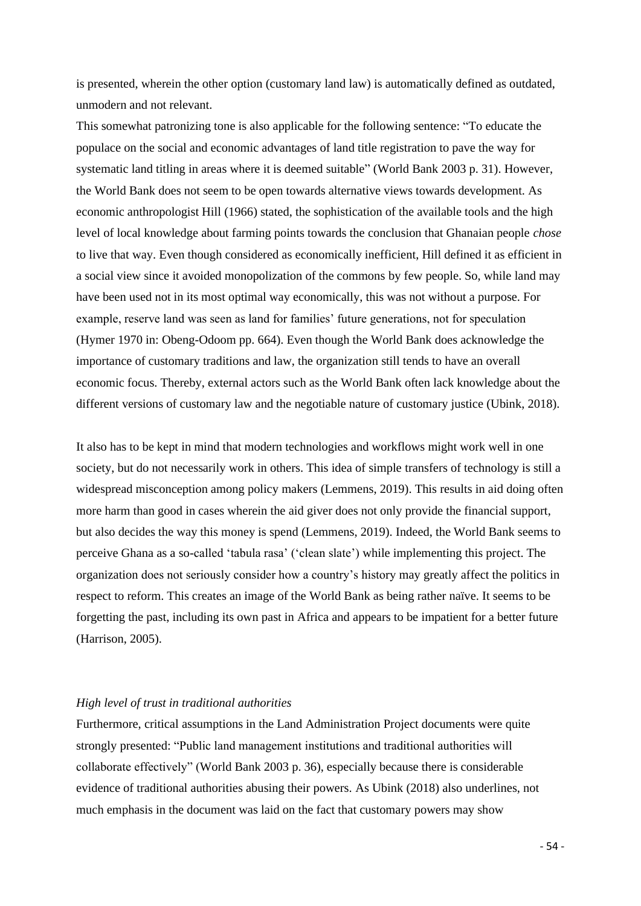is presented, wherein the other option (customary land law) is automatically defined as outdated, unmodern and not relevant.

This somewhat patronizing tone is also applicable for the following sentence: "To educate the populace on the social and economic advantages of land title registration to pave the way for systematic land titling in areas where it is deemed suitable" (World Bank 2003 p. 31). However, the World Bank does not seem to be open towards alternative views towards development. As economic anthropologist Hill (1966) stated, the sophistication of the available tools and the high level of local knowledge about farming points towards the conclusion that Ghanaian people *chose* to live that way. Even though considered as economically inefficient, Hill defined it as efficient in a social view since it avoided monopolization of the commons by few people. So, while land may have been used not in its most optimal way economically, this was not without a purpose. For example, reserve land was seen as land for families' future generations, not for speculation (Hymer 1970 in: Obeng-Odoom pp. 664). Even though the World Bank does acknowledge the importance of customary traditions and law, the organization still tends to have an overall economic focus. Thereby, external actors such as the World Bank often lack knowledge about the different versions of customary law and the negotiable nature of customary justice (Ubink, 2018).

It also has to be kept in mind that modern technologies and workflows might work well in one society, but do not necessarily work in others. This idea of simple transfers of technology is still a widespread misconception among policy makers (Lemmens, 2019). This results in aid doing often more harm than good in cases wherein the aid giver does not only provide the financial support, but also decides the way this money is spend (Lemmens, 2019). Indeed, the World Bank seems to perceive Ghana as a so-called 'tabula rasa' ('clean slate') while implementing this project. The organization does not seriously consider how a country's history may greatly affect the politics in respect to reform. This creates an image of the World Bank as being rather naïve. It seems to be forgetting the past, including its own past in Africa and appears to be impatient for a better future (Harrison, 2005).

*High level of trust in traditional authorities*

Furthermore, critical assumptions in the Land Administration Project documents were quite strongly presented: "Public land management institutions and traditional authorities will collaborate effectively" (World Bank 2003 p. 36), especially because there is considerable evidence of traditional authorities abusing their powers. As Ubink (2018) also underlines, not much emphasis in the document was laid on the fact that customary powers may show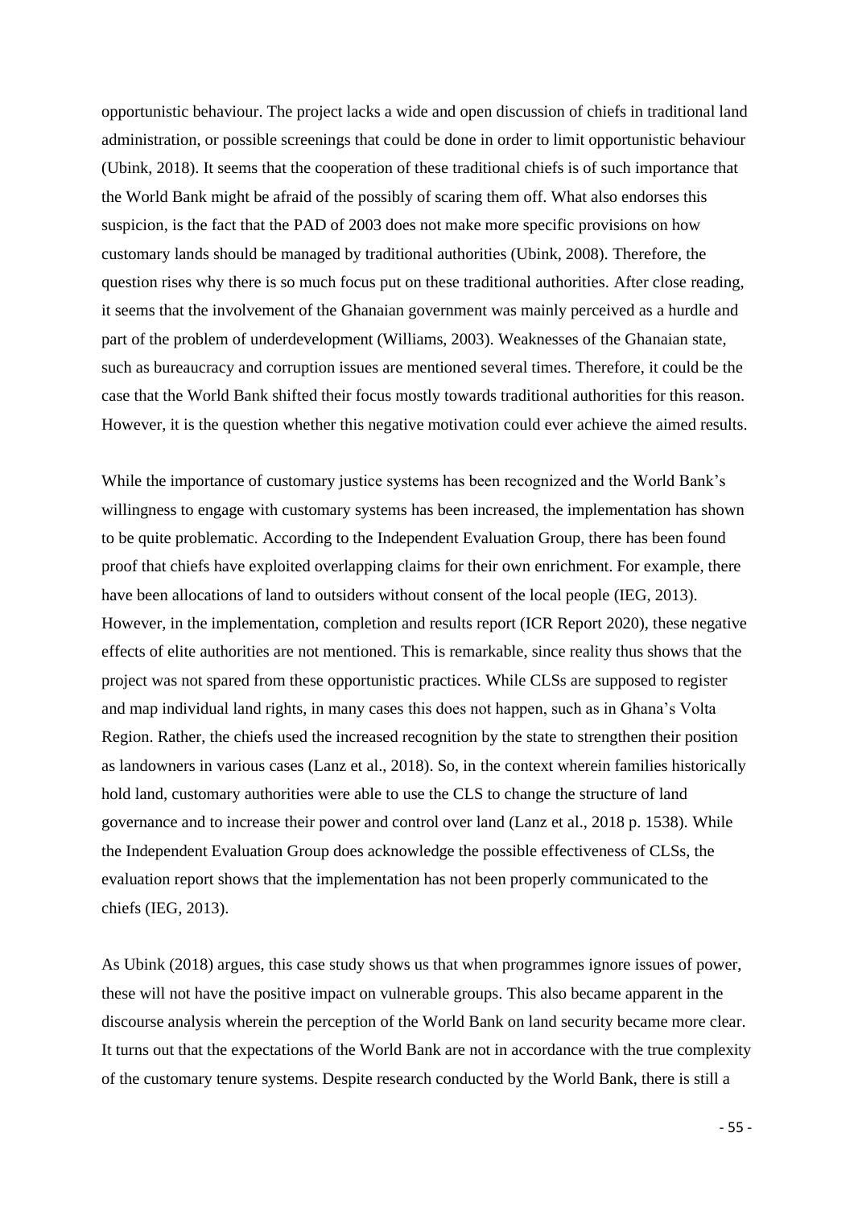opportunistic behaviour. The project lacks a wide and open discussion of chiefs in traditional land administration, or possible screenings that could be done in order to limit opportunistic behaviour (Ubink, 2018). It seems that the cooperation of these traditional chiefs is of such importance that the World Bank might be afraid of the possibly of scaring them off. What also endorses this suspicion, is the fact that the PAD of 2003 does not make more specific provisions on how customary lands should be managed by traditional authorities (Ubink, 2008). Therefore, the question rises why there is so much focus put on these traditional authorities. After close reading, it seems that the involvement of the Ghanaian government was mainly perceived as a hurdle and part of the problem of underdevelopment (Williams, 2003). Weaknesses of the Ghanaian state, such as bureaucracy and corruption issues are mentioned several times. Therefore, it could be the case that the World Bank shifted their focus mostly towards traditional authorities for this reason. However, it is the question whether this negative motivation could ever achieve the aimed results.

While the importance of customary justice systems has been recognized and the World Bank's willingness to engage with customary systems has been increased, the implementation has shown to be quite problematic. According to the Independent Evaluation Group, there has been found proof that chiefs have exploited overlapping claims for their own enrichment. For example, there have been allocations of land to outsiders without consent of the local people (IEG, 2013). However, in the implementation, completion and results report (ICR Report 2020), these negative effects of elite authorities are not mentioned. This is remarkable, since reality thus shows that the project was not spared from these opportunistic practices. While CLSs are supposed to register and map individual land rights, in many cases this does not happen, such as in Ghana's Volta Region. Rather, the chiefs used the increased recognition by the state to strengthen their position as landowners in various cases (Lanz et al., 2018). So, in the context wherein families historically hold land, customary authorities were able to use the CLS to change the structure of land governance and to increase their power and control over land (Lanz et al., 2018 p. 1538). While the Independent Evaluation Group does acknowledge the possible effectiveness of CLSs, the evaluation report shows that the implementation has not been properly communicated to the chiefs (IEG, 2013).

As Ubink (2018) argues, this case study shows us that when programmes ignore issues of power, these will not have the positive impact on vulnerable groups. This also became apparent in the discourse analysis wherein the perception of the World Bank on land security became more clear. It turns out that the expectations of the World Bank are not in accordance with the true complexity of the customary tenure systems. Despite research conducted by the World Bank, there is still a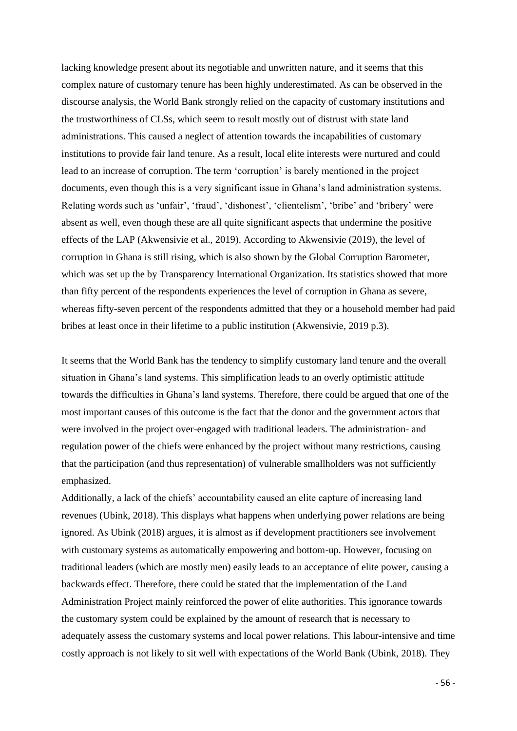lacking knowledge present about its negotiable and unwritten nature, and it seems that this complex nature of customary tenure has been highly underestimated. As can be observed in the discourse analysis, the World Bank strongly relied on the capacity of customary institutions and the trustworthiness of CLSs, which seem to result mostly out of distrust with state land administrations. This caused a neglect of attention towards the incapabilities of customary institutions to provide fair land tenure. As a result, local elite interests were nurtured and could lead to an increase of corruption. The term 'corruption' is barely mentioned in the project documents, even though this is a very significant issue in Ghana's land administration systems. Relating words such as 'unfair', 'fraud', 'dishonest', 'clientelism', 'bribe' and 'bribery' were absent as well, even though these are all quite significant aspects that undermine the positive effects of the LAP (Akwensivie et al., 2019). According to Akwensivie (2019), the level of corruption in Ghana is still rising, which is also shown by the Global Corruption Barometer, which was set up the by Transparency International Organization. Its statistics showed that more than fifty percent of the respondents experiences the level of corruption in Ghana as severe, whereas fifty-seven percent of the respondents admitted that they or a household member had paid bribes at least once in their lifetime to a public institution (Akwensivie, 2019 p.3).

It seems that the World Bank has the tendency to simplify customary land tenure and the overall situation in Ghana's land systems. This simplification leads to an overly optimistic attitude towards the difficulties in Ghana's land systems. Therefore, there could be argued that one of the most important causes of this outcome is the fact that the donor and the government actors that were involved in the project over-engaged with traditional leaders. The administration- and regulation power of the chiefs were enhanced by the project without many restrictions, causing that the participation (and thus representation) of vulnerable smallholders was not sufficiently emphasized.

Additionally, a lack of the chiefs' accountability caused an elite capture of increasing land revenues (Ubink, 2018). This displays what happens when underlying power relations are being ignored. As Ubink (2018) argues, it is almost as if development practitioners see involvement with customary systems as automatically empowering and bottom-up. However, focusing on traditional leaders (which are mostly men) easily leads to an acceptance of elite power, causing a backwards effect. Therefore, there could be stated that the implementation of the Land Administration Project mainly reinforced the power of elite authorities. This ignorance towards the customary system could be explained by the amount of research that is necessary to adequately assess the customary systems and local power relations. This labour-intensive and time costly approach is not likely to sit well with expectations of the World Bank (Ubink, 2018). They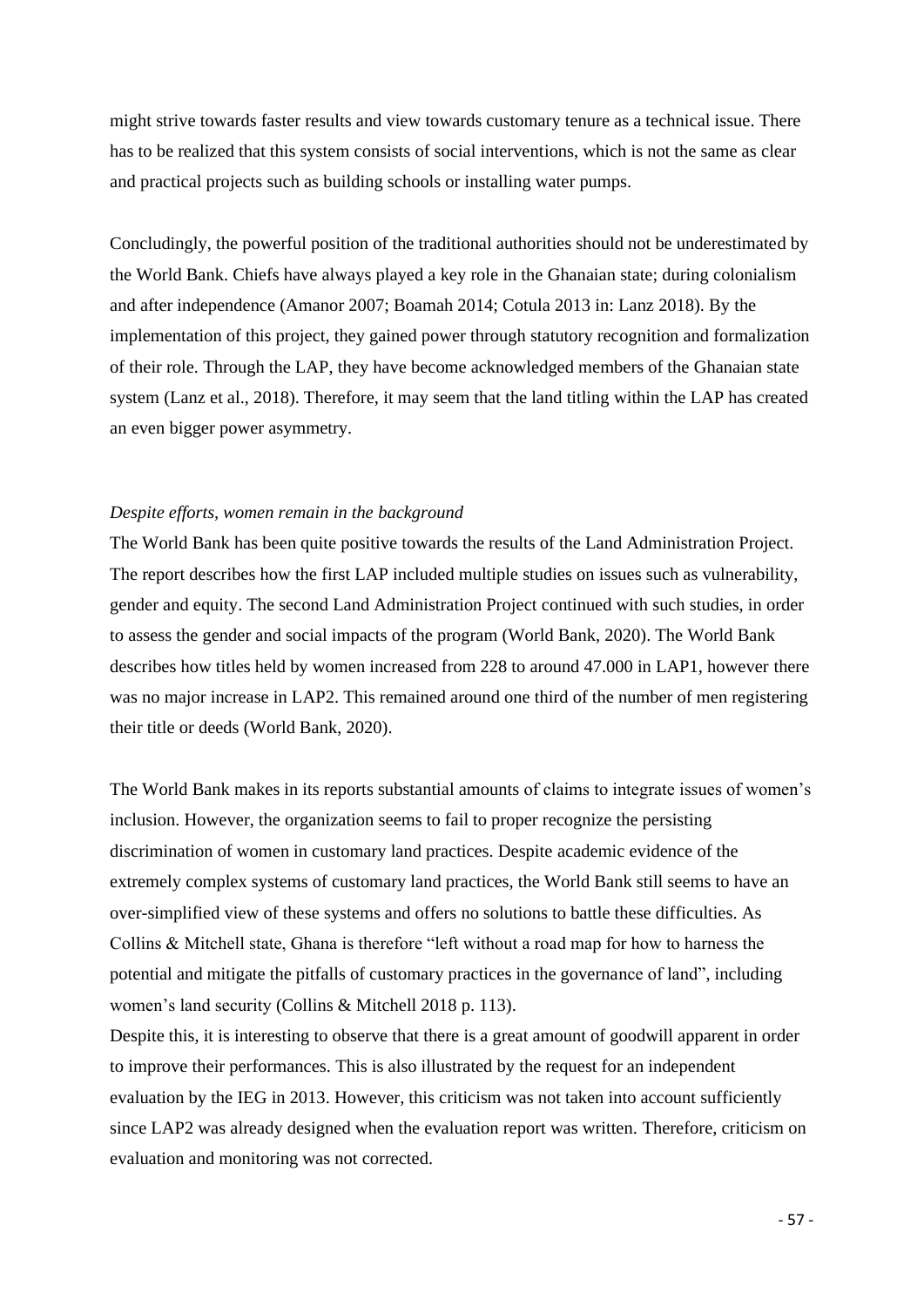might strive towards faster results and view towards customary tenure as a technical issue. There has to be realized that this system consists of social interventions, which is not the same as clear and practical projects such as building schools or installing water pumps.

Concludingly, the powerful position of the traditional authorities should not be underestimated by the World Bank. Chiefs have always played a key role in the Ghanaian state; during colonialism and after independence (Amanor 2007; Boamah 2014; Cotula 2013 in: Lanz 2018). By the implementation of this project, they gained power through statutory recognition and formalization of their role. Through the LAP, they have become acknowledged members of the Ghanaian state system (Lanz et al., 2018). Therefore, it may seem that the land titling within the LAP has created an even bigger power asymmetry.

*Despite efforts, women remain in the background*

The World Bank has been quite positive towards the results of the Land Administration Project. The report describes how the first LAP included multiple studies on issues such as vulnerability, gender and equity. The second Land Administration Project continued with such studies, in order to assess the gender and social impacts of the program (World Bank, 2020). The World Bank describes how titles held by women increased from 228 to around 47.000 in LAP1, however there was no major increase in LAP2. This remained around one third of the number of men registering their title or deeds (World Bank, 2020).

The World Bank makes in its reports substantial amounts of claims to integrate issues of women's inclusion. However, the organization seems to fail to proper recognize the persisting discrimination of women in customary land practices. Despite academic evidence of the extremely complex systems of customary land practices, the World Bank still seems to have an over-simplified view of these systems and offers no solutions to battle these difficulties. As Collins & Mitchell state, Ghana is therefore "left without a road map for how to harness the potential and mitigate the pitfalls of customary practices in the governance of land", including women's land security (Collins & Mitchell 2018 p. 113).

Despite this, it is interesting to observe that there is a great amount of goodwill apparent in order to improve their performances. This is also illustrated by the request for an independent evaluation by the IEG in 2013. However, this criticism was not taken into account sufficiently since LAP2 was already designed when the evaluation report was written. Therefore, criticism on evaluation and monitoring was not corrected.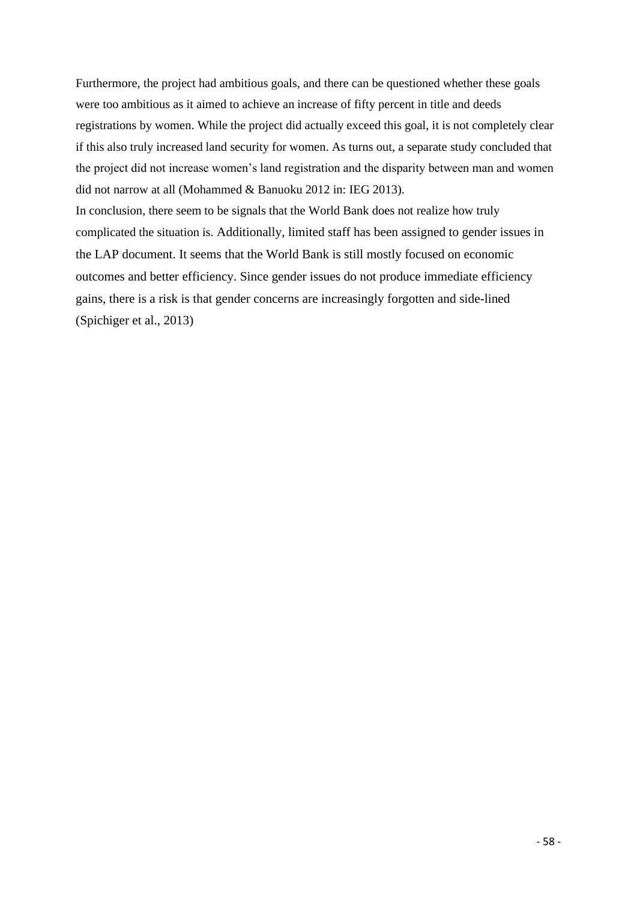Furthermore, the project had ambitious goals, and there can be questioned whether these goals were too ambitious as it aimed to achieve an increase of fifty percent in title and deeds registrations by women. While the project did actually exceed this goal, it is not completely clear if this also truly increased land security for women. As turns out, a separate study concluded that the project did not increase women's land registration and the disparity between man and women did not narrow at all (Mohammed & Banuoku 2012 in: IEG 2013).

In conclusion, there seem to be signals that the World Bank does not realize how truly complicated the situation is. Additionally, limited staff has been assigned to gender issues in the LAP document. It seems that the World Bank is still mostly focused on economic outcomes and better efficiency. Since gender issues do not produce immediate efficiency gains, there is a risk is that gender concerns are increasingly forgotten and side-lined (Spichiger et al., 2013)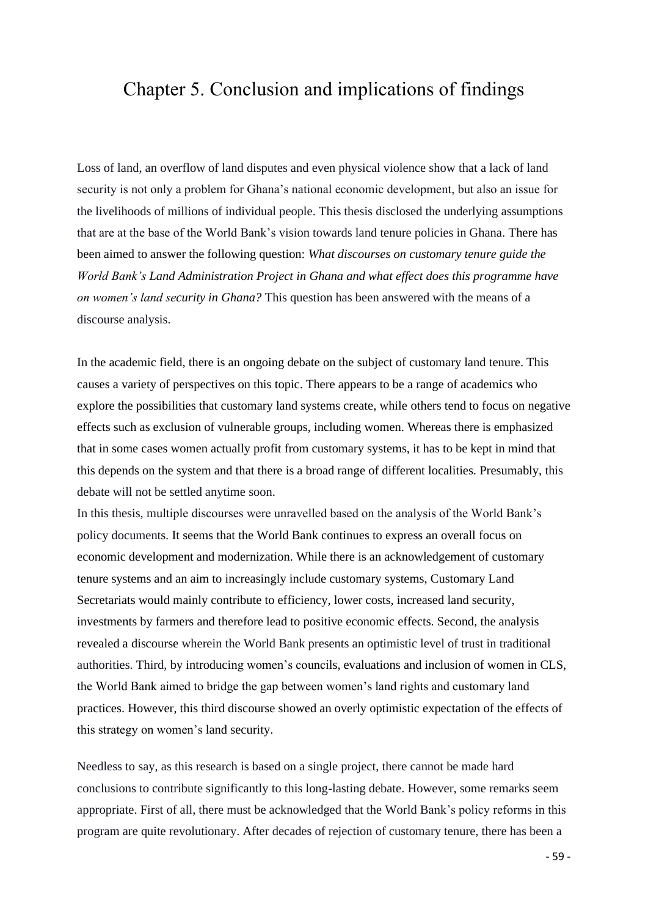# Chapter 5. Conclusion and implications of findings

Loss of land, an overflow of land disputes and even physical violence show that a lack of land security is not only a problem for Ghana's national economic development, but also an issue for the livelihoods of millions of individual people. This thesis disclosed the underlying assumptions that are at the base of the World Bank's vision towards land tenure policies in Ghana. There has been aimed to answer the following question: *What discourses on customary tenure guide the World Bank's Land Administration Project in Ghana and what effect does this programme have on women's land security in Ghana?* This question has been answered with the means of a discourse analysis.

In the academic field, there is an ongoing debate on the subject of customary land tenure. This causes a variety of perspectives on this topic. There appears to be a range of academics who explore the possibilities that customary land systems create, while others tend to focus on negative effects such as exclusion of vulnerable groups, including women. Whereas there is emphasized that in some cases women actually profit from customary systems, it has to be kept in mind that this depends on the system and that there is a broad range of different localities. Presumably, this debate will not be settled anytime soon.

In this thesis, multiple discourses were unravelled based on the analysis of the World Bank's policy documents. It seems that the World Bank continues to express an overall focus on economic development and modernization. While there is an acknowledgement of customary tenure systems and an aim to increasingly include customary systems, Customary Land Secretariats would mainly contribute to efficiency, lower costs, increased land security, investments by farmers and therefore lead to positive economic effects. Second, the analysis revealed a discourse wherein the World Bank presents an optimistic level of trust in traditional authorities. Third, by introducing women's councils, evaluations and inclusion of women in CLS, the World Bank aimed to bridge the gap between women's land rights and customary land practices. However, this third discourse showed an overly optimistic expectation of the effects of this strategy on women's land security.

Needless to say, as this research is based on a single project, there cannot be made hard conclusions to contribute significantly to this long-lasting debate. However, some remarks seem appropriate. First of all, there must be acknowledged that the World Bank's policy reforms in this program are quite revolutionary. After decades of rejection of customary tenure, there has been a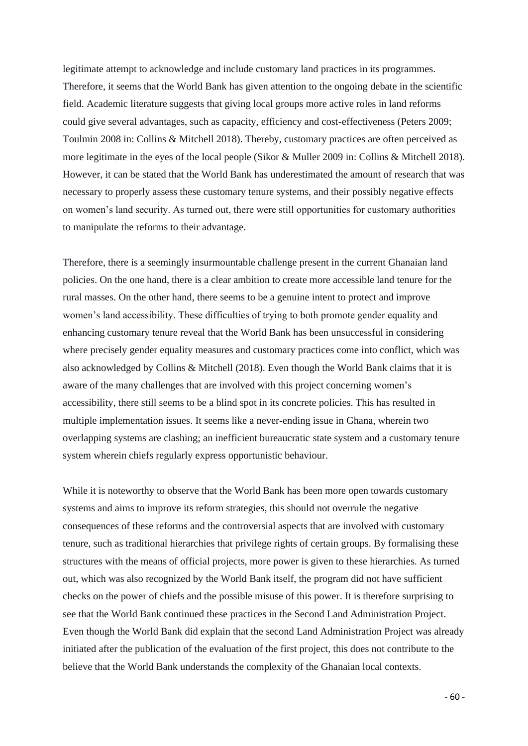legitimate attempt to acknowledge and include customary land practices in its programmes. Therefore, it seems that the World Bank has given attention to the ongoing debate in the scientific field. Academic literature suggests that giving local groups more active roles in land reforms could give several advantages, such as capacity, efficiency and cost-effectiveness (Peters 2009; Toulmin 2008 in: Collins & Mitchell 2018). Thereby, customary practices are often perceived as more legitimate in the eyes of the local people (Sikor & Muller 2009 in: Collins & Mitchell 2018). However, it can be stated that the World Bank has underestimated the amount of research that was necessary to properly assess these customary tenure systems, and their possibly negative effects on women's land security. As turned out, there were still opportunities for customary authorities to manipulate the reforms to their advantage.

Therefore, there is a seemingly insurmountable challenge present in the current Ghanaian land policies. On the one hand, there is a clear ambition to create more accessible land tenure for the rural masses. On the other hand, there seems to be a genuine intent to protect and improve women's land accessibility. These difficulties of trying to both promote gender equality and enhancing customary tenure reveal that the World Bank has been unsuccessful in considering where precisely gender equality measures and customary practices come into conflict, which was also acknowledged by Collins & Mitchell (2018). Even though the World Bank claims that it is aware of the many challenges that are involved with this project concerning women's accessibility, there still seems to be a blind spot in its concrete policies. This has resulted in multiple implementation issues. It seems like a never-ending issue in Ghana, wherein two overlapping systems are clashing; an inefficient bureaucratic state system and a customary tenure system wherein chiefs regularly express opportunistic behaviour.

While it is noteworthy to observe that the World Bank has been more open towards customary systems and aims to improve its reform strategies, this should not overrule the negative consequences of these reforms and the controversial aspects that are involved with customary tenure, such as traditional hierarchies that privilege rights of certain groups. By formalising these structures with the means of official projects, more power is given to these hierarchies. As turned out, which was also recognized by the World Bank itself, the program did not have sufficient checks on the power of chiefs and the possible misuse of this power. It is therefore surprising to see that the World Bank continued these practices in the Second Land Administration Project. Even though the World Bank did explain that the second Land Administration Project was already initiated after the publication of the evaluation of the first project, this does not contribute to the believe that the World Bank understands the complexity of the Ghanaian local contexts.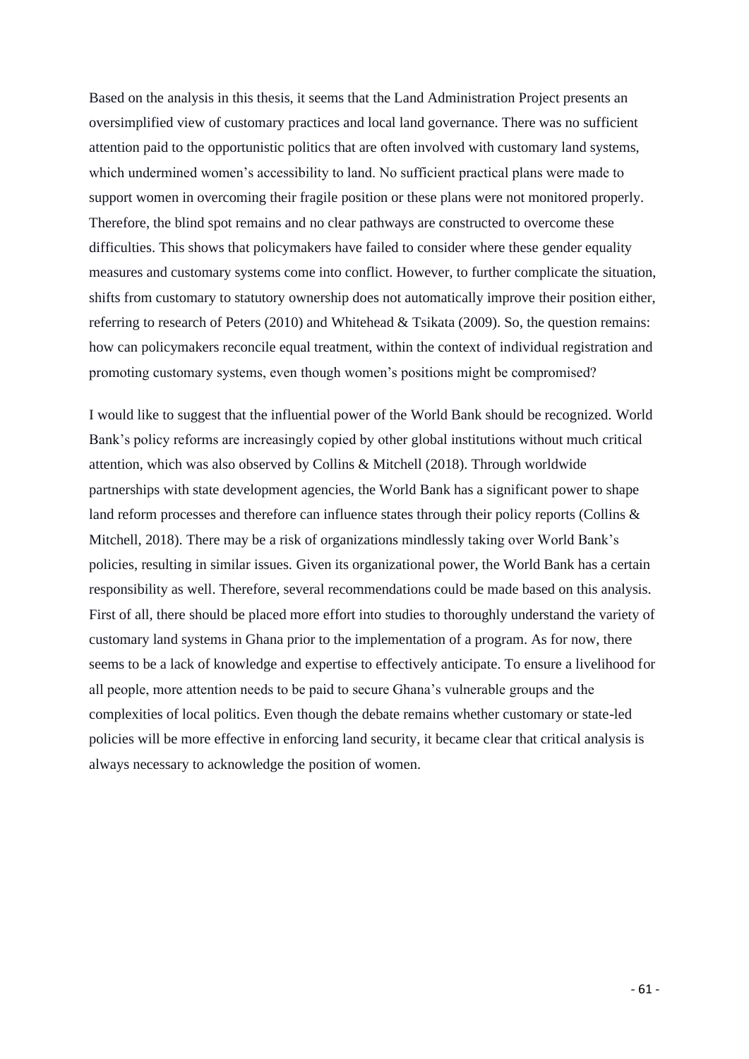Based on the analysis in this thesis, it seems that the Land Administration Project presents an oversimplified view of customary practices and local land governance. There was no sufficient attention paid to the opportunistic politics that are often involved with customary land systems, which undermined women's accessibility to land. No sufficient practical plans were made to support women in overcoming their fragile position or these plans were not monitored properly. Therefore, the blind spot remains and no clear pathways are constructed to overcome these difficulties. This shows that policymakers have failed to consider where these gender equality measures and customary systems come into conflict. However, to further complicate the situation, shifts from customary to statutory ownership does not automatically improve their position either, referring to research of Peters (2010) and Whitehead & Tsikata (2009). So, the question remains: how can policymakers reconcile equal treatment, within the context of individual registration and promoting customary systems, even though women's positions might be compromised?

I would like to suggest that the influential power of the World Bank should be recognized. World Bank's policy reforms are increasingly copied by other global institutions without much critical attention, which was also observed by Collins & Mitchell (2018). Through worldwide partnerships with state development agencies, the World Bank has a significant power to shape land reform processes and therefore can influence states through their policy reports (Collins & Mitchell, 2018). There may be a risk of organizations mindlessly taking over World Bank's policies, resulting in similar issues. Given its organizational power, the World Bank has a certain responsibility as well. Therefore, several recommendations could be made based on this analysis. First of all, there should be placed more effort into studies to thoroughly understand the variety of customary land systems in Ghana prior to the implementation of a program. As for now, there seems to be a lack of knowledge and expertise to effectively anticipate. To ensure a livelihood for all people, more attention needs to be paid to secure Ghana's vulnerable groups and the complexities of local politics. Even though the debate remains whether customary or state-led policies will be more effective in enforcing land security, it became clear that critical analysis is always necessary to acknowledge the position of women.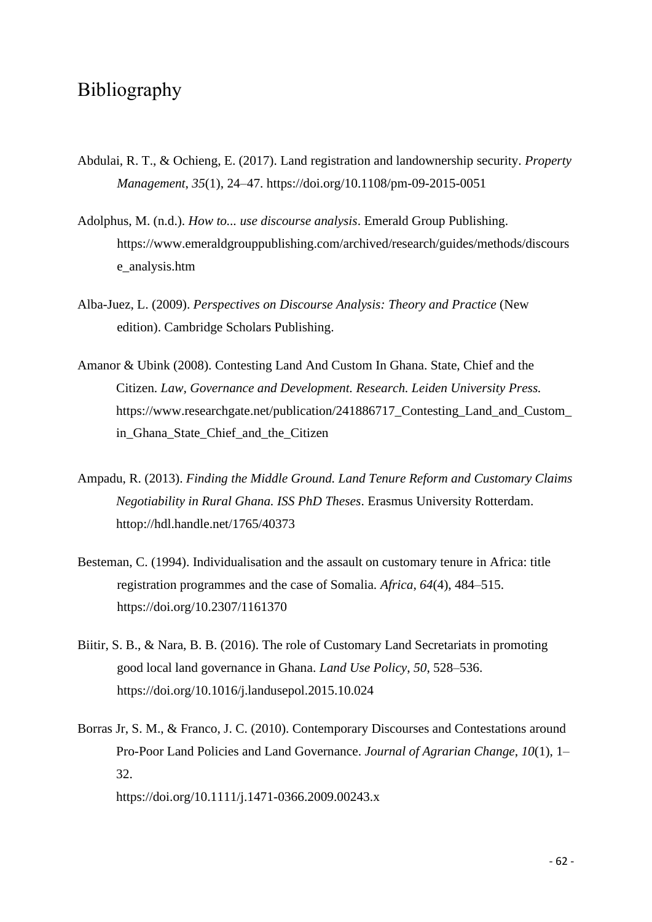# Bibliography

Abdulai, R. T., & Ochieng, E. (2017). Land registration and landownership security. *Property Management*, *35*(1), 24–47. https://doi.org/10.1108/pm-09-2015-0051

Adolphus, M. (n.d.). *How to... use discourse analysis*. Emerald Group Publishing. https://www.emeraldgrouppublishing.com/archived/research/guides/methods/discourse_analysis.htm

Alba-Juez, L. (2009). *Perspectives on Discourse Analysis: Theory and Practice* (New edition). Cambridge Scholars Publishing.

Amanor & Ubink (2008). Contesting Land And Custom In Ghana. State, Chief and the Citizen. *Law, Governance and Development. Research. Leiden University Press.* https://www.researchgate.net/publication/241886717_Contesting_Land_and_Custom_in_Ghana_State_Chief_and_the_Citizen

Ampadu, R. (2013). *Finding the Middle Ground. Land Tenure Reform and Customary Claims Negotiability in Rural Ghana. ISS PhD Theses*. Erasmus University Rotterdam. httop://hdl.handle.net/1765/40373

Besteman, C. (1994). Individualisation and the assault on customary tenure in Africa: title registration programmes and the case of Somalia. *Africa*, *64*(4), 484–515. https://doi.org/10.2307/1161370

Biitir, S. B., & Nara, B. B. (2016). The role of Customary Land Secretariats in promoting good local land governance in Ghana. *Land Use Policy*, *50*, 528–536. https://doi.org/10.1016/j.landusepol.2015.10.024

Borras Jr, S. M., & Franco, J. C. (2010). Contemporary Discourses and Contestations around Pro-Poor Land Policies and Land Governance. *Journal of Agrarian Change*, *10*(1), 1–32. https://doi.org/10.1111/j.1471-0366.2009.00243.x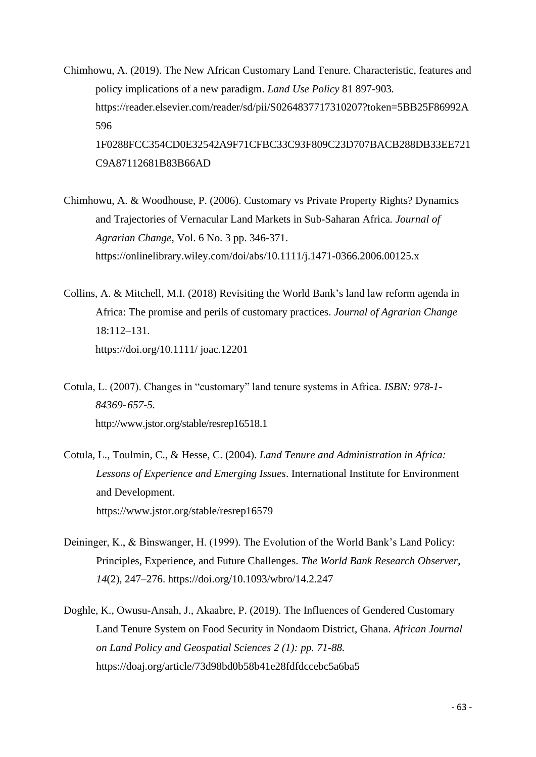Chimhowu, A. (2019). The New African Customary Land Tenure. Characteristic, features and policy implications of a new paradigm. *Land Use Policy* 81 897-903. https://reader.elsevier.com/reader/sd/pii/S0264837717310207?token=5BB25F86992A596 1F0288FCC354CD0E32542A9F71CFBC33C93F809C23D707BACB288DB33EE721C9A87112681B83B66AD

Chimhowu, A. & Woodhouse, P. (2006). Customary vs Private Property Rights? Dynamics and Trajectories of Vernacular Land Markets in Sub-Saharan Africa*. Journal of Agrarian Change*, Vol. 6 No. 3 pp. 346-371. https://onlinelibrary.wiley.com/doi/abs/10.1111/j.1471-0366.2006.00125.x

Collins, A. & Mitchell, M.I. (2018) Revisiting the World Bank's land law reform agenda in Africa: The promise and perils of customary practices. *Journal of Agrarian Change* 18:112–131. https://doi.org/10.1111/ joac.12201

Cotula, L. (2007). Changes in "customary" land tenure systems in Africa. *ISBN: 978-1-84369-657-5.* http://www.jstor.org/stable/resrep16518.1

Cotula, L., Toulmin, C., & Hesse, C. (2004). *Land Tenure and Administration in Africa: Lessons of Experience and Emerging Issues*. International Institute for Environment and Development. https://www.jstor.org/stable/resrep16579

Deininger, K., & Binswanger, H. (1999). The Evolution of the World Bank's Land Policy: Principles, Experience, and Future Challenges. *The World Bank Research Observer*, *14*(2), 247–276. https://doi.org/10.1093/wbro/14.2.247

Doghle, K., Owusu-Ansah, J., Akaabre, P. (2019). The Influences of Gendered Customary Land Tenure System on Food Security in Nondaom District, Ghana. *African Journal on Land Policy and Geospatial Sciences 2 (1): pp. 71-88.* https://doaj.org/article/73d98bd0b58b41e28fdfdccebc5a6ba5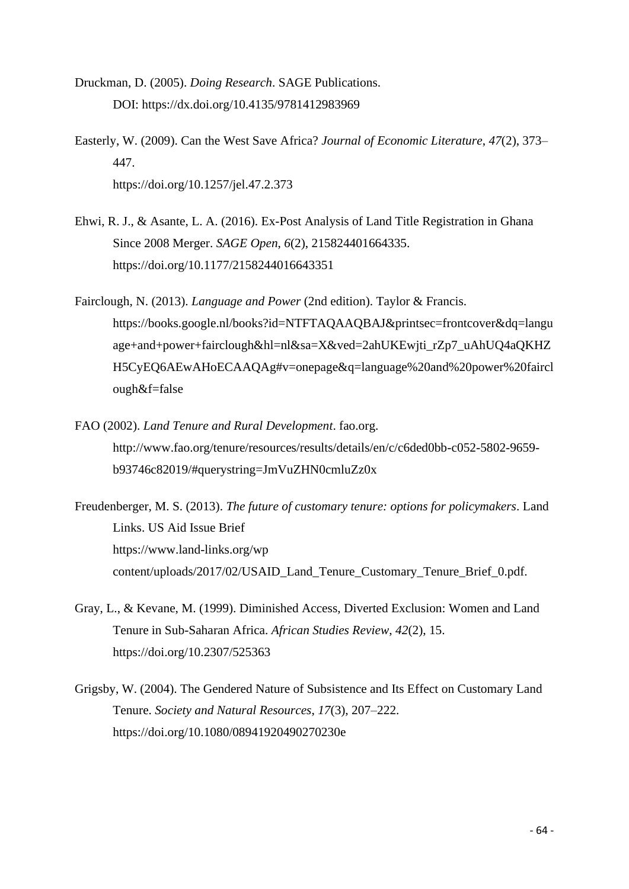Druckman, D. (2005). *Doing Research*. SAGE Publications. DOI: https://dx.doi.org/10.4135/9781412983969

Easterly, W. (2009). Can the West Save Africa? *Journal of Economic Literature*, *47*(2), 373–447. https://doi.org/10.1257/jel.47.2.373

Ehwi, R. J., & Asante, L. A. (2016). Ex-Post Analysis of Land Title Registration in Ghana Since 2008 Merger. *SAGE Open*, *6*(2), 215824401664335. https://doi.org/10.1177/2158244016643351

Fairclough, N. (2013). *Language and Power* (2nd edition). Taylor & Francis. https://books.google.nl/books?id=NTFTAQAAQBAJ&printsec=frontcover&dq=language+and+power+fairclough&hl=nl&sa=X&ved=2ahUKEwjti_rZp7_uAhUQ4aQKHZH5CyEQ6AEwAHoECAAQAg#v=onepage&q=language%20and%20power%20fairclough&f=false

FAO (2002). *Land Tenure and Rural Development*. fao.org. http://www.fao.org/tenure/resources/results/details/en/c/c6ded0bb-c052-5802-9659-b93746c82019/#querystring=JmVuZHN0cmluZz0x

Freudenberger, M. S. (2013). *The future of customary tenure: options for policymakers*. Land Links. US Aid Issue Brief https://www.land-links.org/wp content/uploads/2017/02/USAID_Land_Tenure_Customary_Tenure_Brief_0.pdf.

Gray, L., & Kevane, M. (1999). Diminished Access, Diverted Exclusion: Women and Land Tenure in Sub-Saharan Africa. *African Studies Review*, *42*(2), 15. https://doi.org/10.2307/525363

Grigsby, W. (2004). The Gendered Nature of Subsistence and Its Effect on Customary Land Tenure. *Society and Natural Resources*, *17*(3), 207–222. https://doi.org/10.1080/08941920490270230e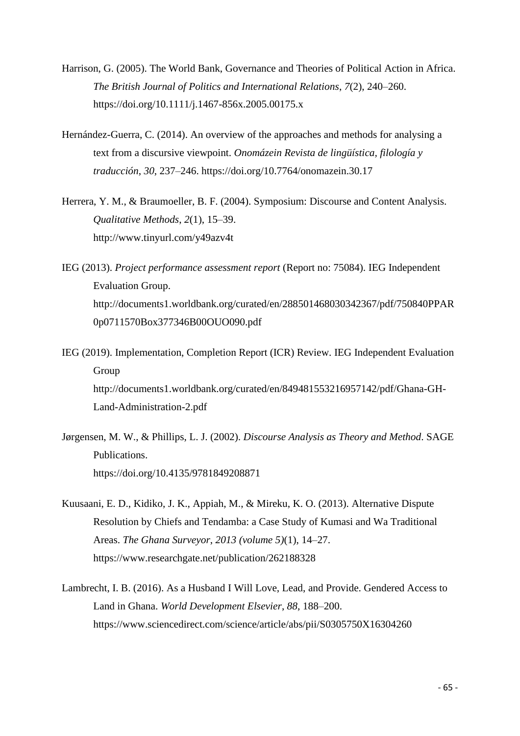Harrison, G. (2005). The World Bank, Governance and Theories of Political Action in Africa. *The British Journal of Politics and International Relations*, *7*(2), 240–260. https://doi.org/10.1111/j.1467-856x.2005.00175.x

Hernández-Guerra, C. (2014). An overview of the approaches and methods for analysing a text from a discursive viewpoint. *Onomázein Revista de lingüística, filología y traducción*, *30*, 237–246. https://doi.org/10.7764/onomazein.30.17

Herrera, Y. M., & Braumoeller, B. F. (2004). Symposium: Discourse and Content Analysis. *Qualitative Methods*, *2*(1), 15–39. http://www.tinyurl.com/y49azv4t

IEG (2013). *Project performance assessment report* (Report no: 75084). IEG Independent Evaluation Group. http://documents1.worldbank.org/curated/en/288501468030342367/pdf/750840PPAR0p0711570Box377346B00OUO090.pdf

IEG (2019). Implementation, Completion Report (ICR) Review. IEG Independent Evaluation Group http://documents1.worldbank.org/curated/en/849481553216957142/pdf/Ghana-GH-Land-Administration-2.pdf

Jørgensen, M. W., & Phillips, L. J. (2002). *Discourse Analysis as Theory and Method*. SAGE Publications. https://doi.org/10.4135/9781849208871

Kuusaani, E. D., Kidiko, J. K., Appiah, M., & Mireku, K. O. (2013). Alternative Dispute Resolution by Chiefs and Tendamba: a Case Study of Kumasi and Wa Traditional Areas. *The Ghana Surveyor*, *2013 (volume 5)*(1), 14–27. https://www.researchgate.net/publication/262188328

Lambrecht, I. B. (2016). As a Husband I Will Love, Lead, and Provide. Gendered Access to Land in Ghana. *World Development Elsevier*, *88*, 188–200. https://www.sciencedirect.com/science/article/abs/pii/S0305750X16304260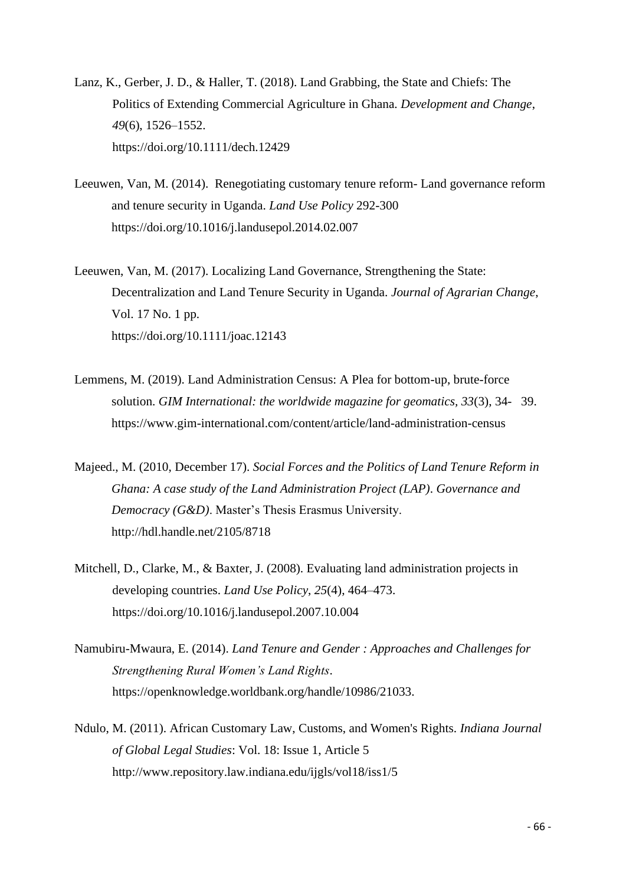Lanz, K., Gerber, J. D., & Haller, T. (2018). Land Grabbing, the State and Chiefs: The Politics of Extending Commercial Agriculture in Ghana. *Development and Change*, *49*(6), 1526–1552. https://doi.org/10.1111/dech.12429

Leeuwen, Van, M. (2014). Renegotiating customary tenure reform- Land governance reform and tenure security in Uganda. *Land Use Policy* 292-300 https://doi.org/10.1016/j.landusepol.2014.02.007

Leeuwen, Van, M. (2017). Localizing Land Governance, Strengthening the State: Decentralization and Land Tenure Security in Uganda. *Journal of Agrarian Change*, Vol. 17 No. 1 pp. https://doi.org/10.1111/joac.12143

Lemmens, M. (2019). Land Administration Census: A Plea for bottom-up, brute-force solution. *GIM International: the worldwide magazine for geomatics, 33*(3), 34- 39. https://www.gim-international.com/content/article/land-administration-census

Majeed., M. (2010, December 17). *Social Forces and the Politics of Land Tenure Reform in Ghana: A case study of the Land Administration Project (LAP)*. *Governance and Democracy (G&D)*. Master's Thesis Erasmus University. http://hdl.handle.net/2105/8718

Mitchell, D., Clarke, M., & Baxter, J. (2008). Evaluating land administration projects in developing countries. *Land Use Policy*, *25*(4), 464–473. https://doi.org/10.1016/j.landusepol.2007.10.004

Namubiru-Mwaura, E. (2014). *Land Tenure and Gender : Approaches and Challenges for Strengthening Rural Women's Land Rights*. https://openknowledge.worldbank.org/handle/10986/21033.

Ndulo, M. (2011). African Customary Law, Customs, and Women's Rights. *Indiana Journal of Global Legal Studies*: Vol. 18: Issue 1, Article 5 http://www.repository.law.indiana.edu/ijgls/vol18/iss1/5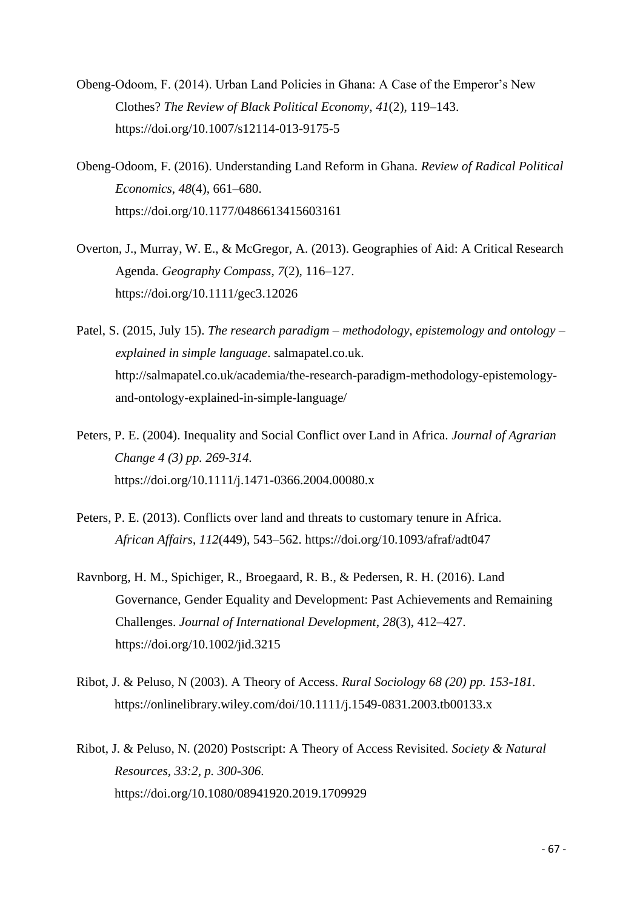Obeng-Odoom, F. (2014). Urban Land Policies in Ghana: A Case of the Emperor's New Clothes? *The Review of Black Political Economy*, *41*(2), 119–143. https://doi.org/10.1007/s12114-013-9175-5

Obeng-Odoom, F. (2016). Understanding Land Reform in Ghana. *Review of Radical Political Economics*, *48*(4), 661–680. https://doi.org/10.1177/0486613415603161

Overton, J., Murray, W. E., & McGregor, A. (2013). Geographies of Aid: A Critical Research Agenda. *Geography Compass*, *7*(2), 116–127. https://doi.org/10.1111/gec3.12026

Patel, S. (2015, July 15). *The research paradigm – methodology, epistemology and ontology – explained in simple language*. salmapatel.co.uk. http://salmapatel.co.uk/academia/the-research-paradigm-methodology-epistemology-and-ontology-explained-in-simple-language/

Peters, P. E. (2004). Inequality and Social Conflict over Land in Africa. *Journal of Agrarian Change 4 (3) pp. 269-314.* https://doi.org/10.1111/j.1471-0366.2004.00080.x

Peters, P. E. (2013). Conflicts over land and threats to customary tenure in Africa. *African Affairs*, *112*(449), 543–562. https://doi.org/10.1093/afraf/adt047

Ravnborg, H. M., Spichiger, R., Broegaard, R. B., & Pedersen, R. H. (2016). Land Governance, Gender Equality and Development: Past Achievements and Remaining Challenges. *Journal of International Development*, *28*(3), 412–427. https://doi.org/10.1002/jid.3215

Ribot, J. & Peluso, N (2003). A Theory of Access. *Rural Sociology 68 (20) pp. 153-181.* https://onlinelibrary.wiley.com/doi/10.1111/j.1549-0831.2003.tb00133.x

Ribot, J. & Peluso, N. (2020) Postscript: A Theory of Access Revisited. *Society & Natural Resources, 33:2, p. 300-306.* https://doi.org/10.1080/08941920.2019.1709929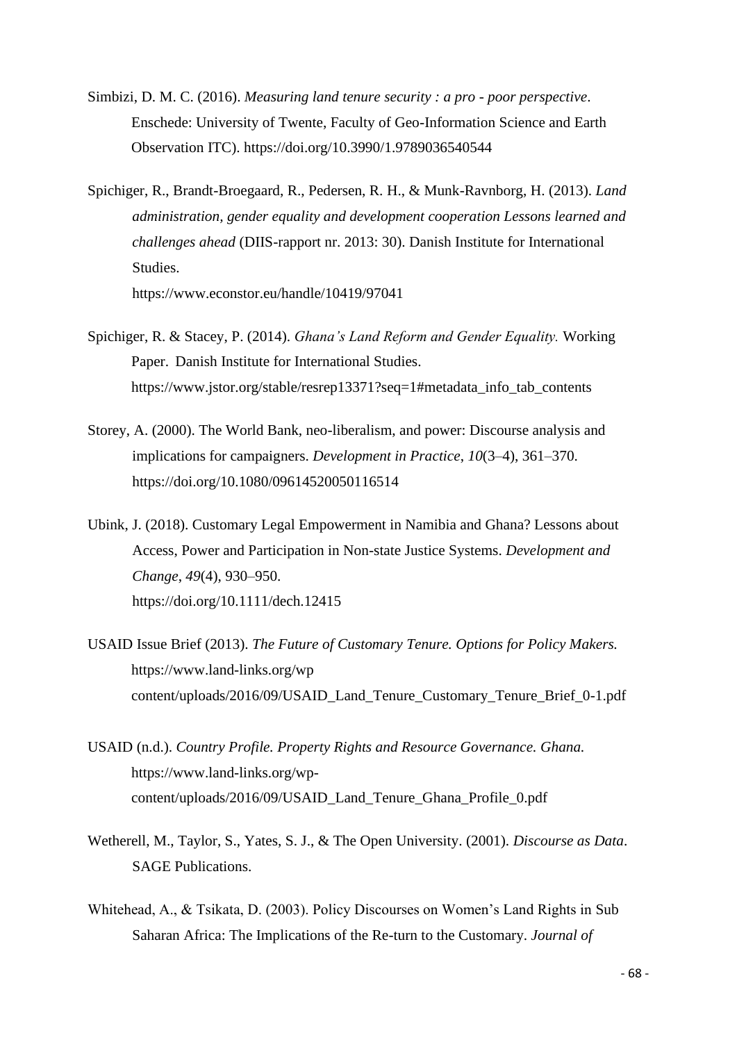Simbizi, D. M. C. (2016). *Measuring land tenure security : a pro - poor perspective*. Enschede: University of Twente, Faculty of Geo-Information Science and Earth Observation ITC). https://doi.org/10.3990/1.9789036540544

Spichiger, R., Brandt-Broegaard, R., Pedersen, R. H., & Munk-Ravnborg, H. (2013). *Land administration, gender equality and development cooperation Lessons learned and challenges ahead* (DIIS-rapport nr. 2013: 30). Danish Institute for International Studies.
https://www.econstor.eu/handle/10419/97041

Spichiger, R. & Stacey, P. (2014). *Ghana's Land Reform and Gender Equality.* Working Paper. Danish Institute for International Studies.
https://www.jstor.org/stable/resrep13371?seq=1#metadata_info_tab_contents

Storey, A. (2000). The World Bank, neo-liberalism, and power: Discourse analysis and implications for campaigners. *Development in Practice*, *10*(3–4), 361–370. https://doi.org/10.1080/09614520050116514

Ubink, J. (2018). Customary Legal Empowerment in Namibia and Ghana? Lessons about Access, Power and Participation in Non-state Justice Systems. *Development and Change*, *49*(4), 930–950.
https://doi.org/10.1111/dech.12415

USAID Issue Brief (2013). *The Future of Customary Tenure. Options for Policy Makers.* https://www.land-links.org/wp content/uploads/2016/09/USAID_Land_Tenure_Customary_Tenure_Brief_0-1.pdf

USAID (n.d.). *Country Profile. Property Rights and Resource Governance. Ghana.* https://www.land-links.org/wp-content/uploads/2016/09/USAID_Land_Tenure_Ghana_Profile_0.pdf

Wetherell, M., Taylor, S., Yates, S. J., & The Open University. (2001). *Discourse as Data*. SAGE Publications.

Whitehead, A., & Tsikata, D. (2003). Policy Discourses on Women's Land Rights in Sub Saharan Africa: The Implications of the Re-turn to the Customary. *Journal of*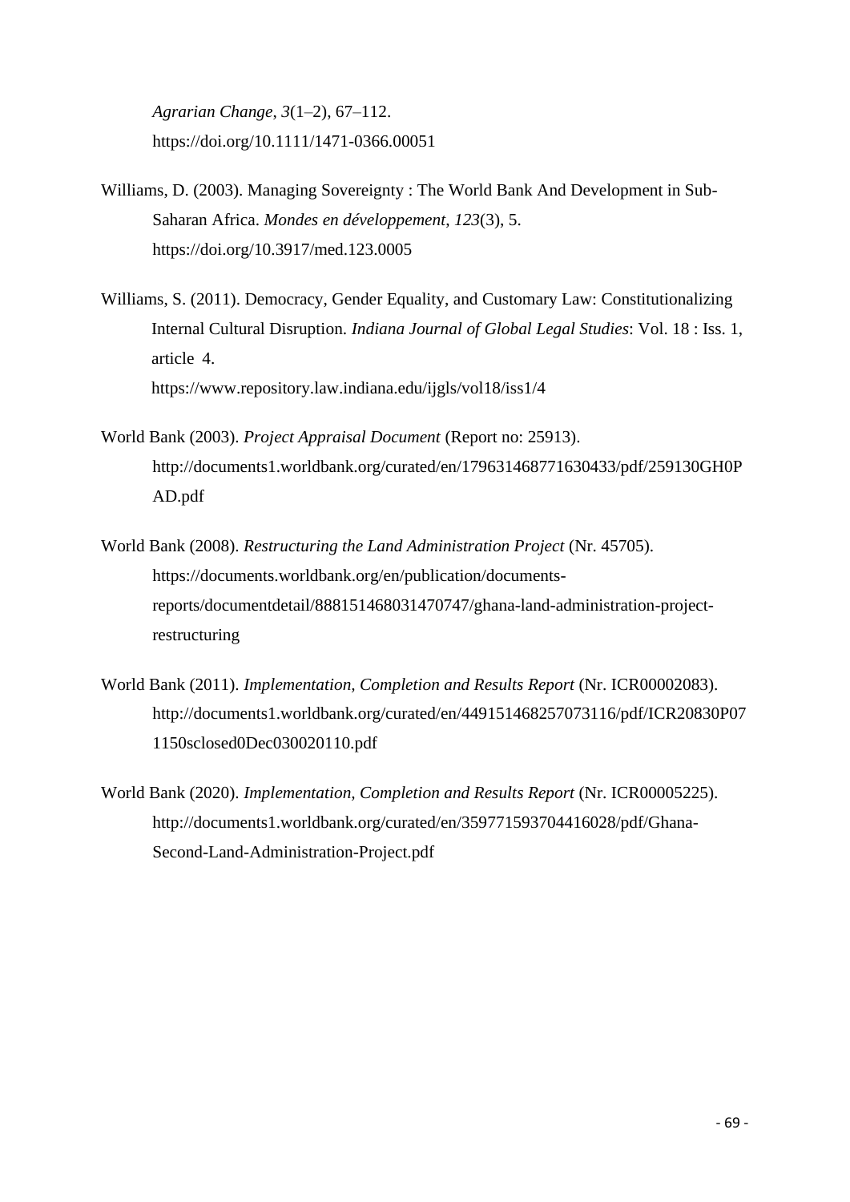*Agrarian Change*, *3*(1–2), 67–112. https://doi.org/10.1111/1471-0366.00051

Williams, D. (2003). Managing Sovereignty : The World Bank And Development in Sub-Saharan Africa. *Mondes en développement*, *123*(3), 5. https://doi.org/10.3917/med.123.0005

Williams, S. (2011). Democracy, Gender Equality, and Customary Law: Constitutionalizing Internal Cultural Disruption. *Indiana Journal of Global Legal Studies*: Vol. 18 : Iss. 1, article 4. https://www.repository.law.indiana.edu/ijgls/vol18/iss1/4

World Bank (2003). *Project Appraisal Document* (Report no: 25913). http://documents1.worldbank.org/curated/en/179631468771630433/pdf/259130GH0PAD.pdf

World Bank (2008). *Restructuring the Land Administration Project* (Nr. 45705). https://documents.worldbank.org/en/publication/documents-reports/documentdetail/888151468031470747/ghana-land-administration-project-restructuring

World Bank (2011). *Implementation, Completion and Results Report* (Nr. ICR00002083). http://documents1.worldbank.org/curated/en/449151468257073116/pdf/ICR20830P071150sclosed0Dec030020110.pdf

World Bank (2020). *Implementation, Completion and Results Report* (Nr. ICR00005225). http://documents1.worldbank.org/curated/en/359771593704416028/pdf/Ghana-Second-Land-Administration-Project.pdf